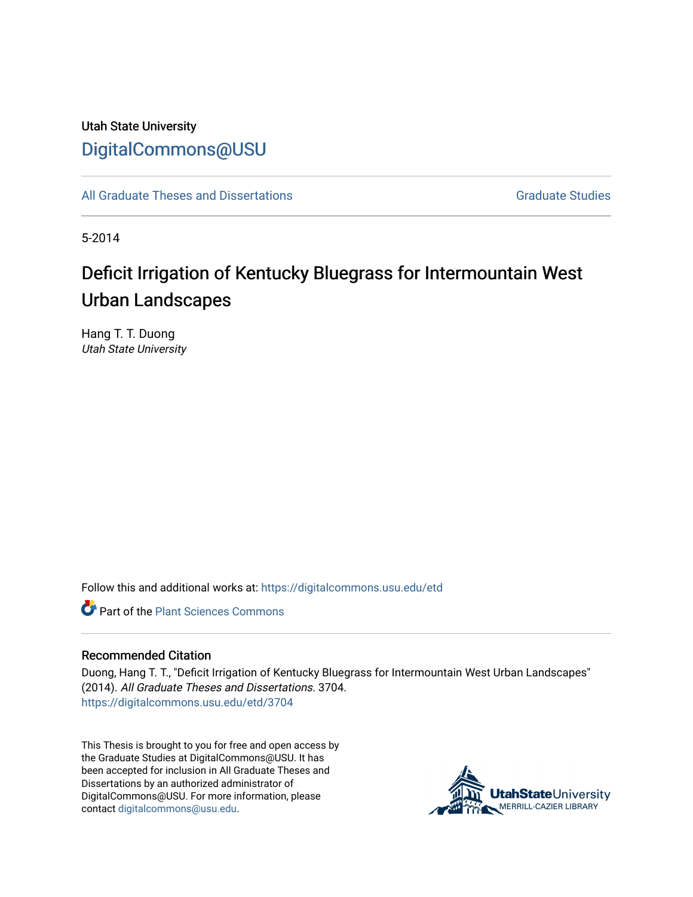Utah State University

# DigitalCommons@USU

All Graduate Theses and Dissertations

Graduate Studies

5-2014

# Deficit Irrigation of Kentucky Bluegrass for Intermountain West Urban Landscapes

Hang T. T. Duong
*Utah State University*

Follow this and additional works at: https://digitalcommons.usu.edu/etd

Part of the Plant Sciences Commons

### Recommended Citation

Duong, Hang T. T., "Deficit Irrigation of Kentucky Bluegrass for Intermountain West Urban Landscapes" (2014). *All Graduate Theses and Dissertations*. 3704.
https://digitalcommons.usu.edu/etd/3704

This Thesis is brought to you for free and open access by the Graduate Studies at DigitalCommons@USU. It has been accepted for inclusion in All Graduate Theses and Dissertations by an authorized administrator of DigitalCommons@USU. For more information, please contact digitalcommons@usu.edu.

UtahStateUniversity
MERRILL-CAZIER LIBRARY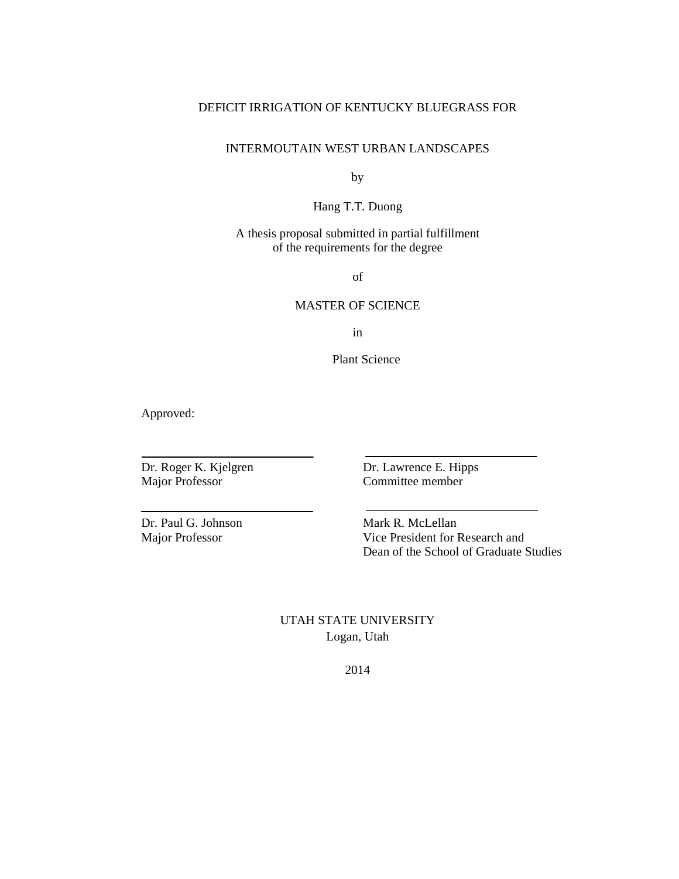DEFICIT IRRIGATION OF KENTUCKY BLUEGRASS FOR

INTERMOUTAIN WEST URBAN LANDSCAPES

by

Hang T.T. Duong

A thesis proposal submitted in partial fulfillment
of the requirements for the degree

of

MASTER OF SCIENCE

in

Plant Science

Approved:

| | |
|---|---|
| Dr. Roger K. Kjelgren<br>Major Professor | Dr. Lawrence E. Hipps<br>Committee member |
| Dr. Paul G. Johnson<br>Major Professor | Mark R. McLellan<br>Vice President for Research and<br>Dean of the School of Graduate Studies |

UTAH STATE UNIVERSITY
Logan, Utah

2014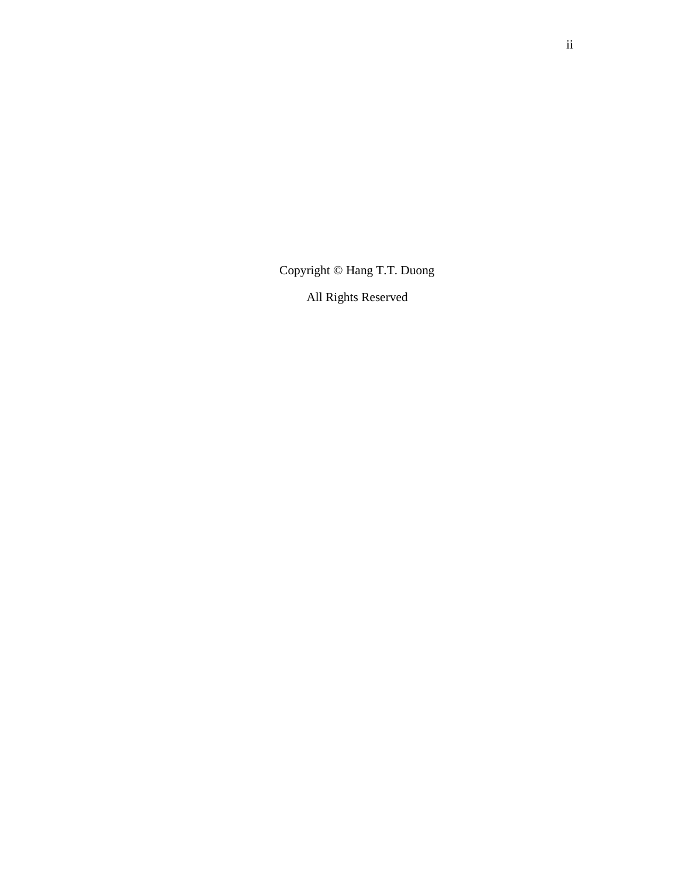Copyright © Hang T.T. Duong

All Rights Reserved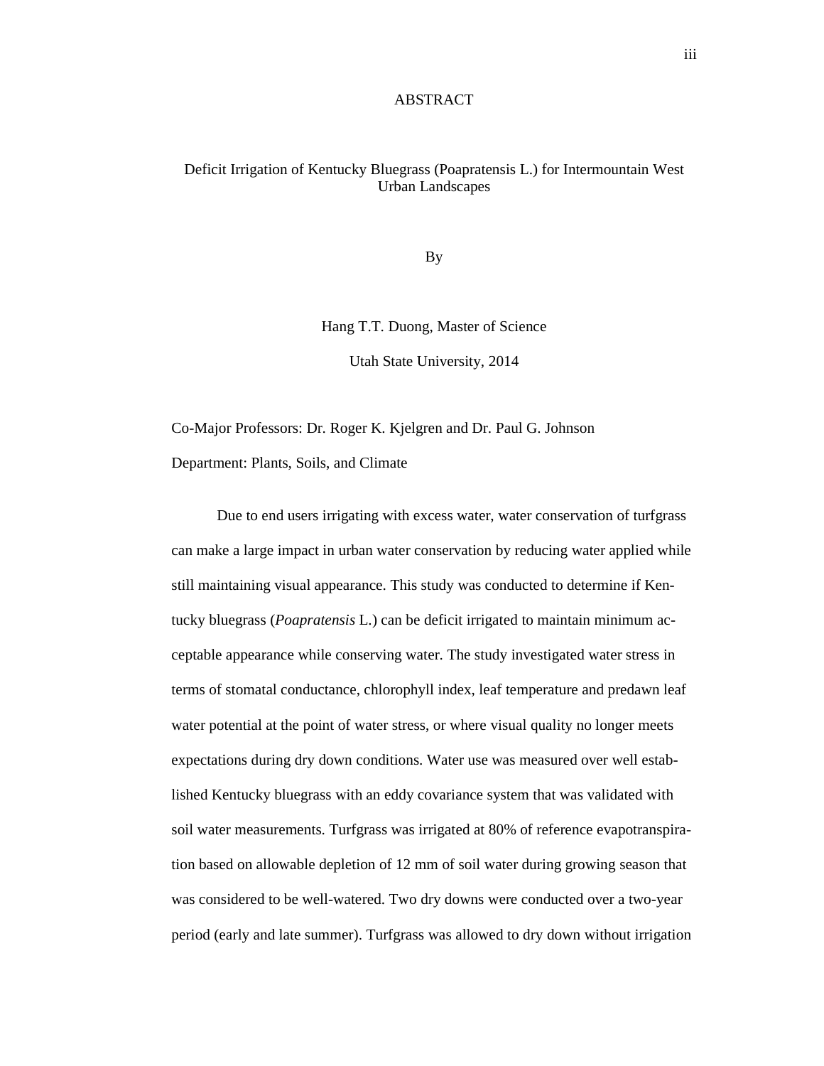# ABSTRACT

Deficit Irrigation of Kentucky Bluegrass (Poapratensis L.) for Intermountain West Urban Landscapes

By

Hang T.T. Duong, Master of Science

Utah State University, 2014

Co-Major Professors: Dr. Roger K. Kjelgren and Dr. Paul G. Johnson

Department: Plants, Soils, and Climate

Due to end users irrigating with excess water, water conservation of turfgrass can make a large impact in urban water conservation by reducing water applied while still maintaining visual appearance. This study was conducted to determine if Kentucky bluegrass (*Poapratensis* L.) can be deficit irrigated to maintain minimum acceptable appearance while conserving water. The study investigated water stress in terms of stomatal conductance, chlorophyll index, leaf temperature and predawn leaf water potential at the point of water stress, or where visual quality no longer meets expectations during dry down conditions. Water use was measured over well established Kentucky bluegrass with an eddy covariance system that was validated with soil water measurements. Turfgrass was irrigated at 80% of reference evapotranspiration based on allowable depletion of 12 mm of soil water during growing season that was considered to be well-watered. Two dry downs were conducted over a two-year period (early and late summer). Turfgrass was allowed to dry down without irrigation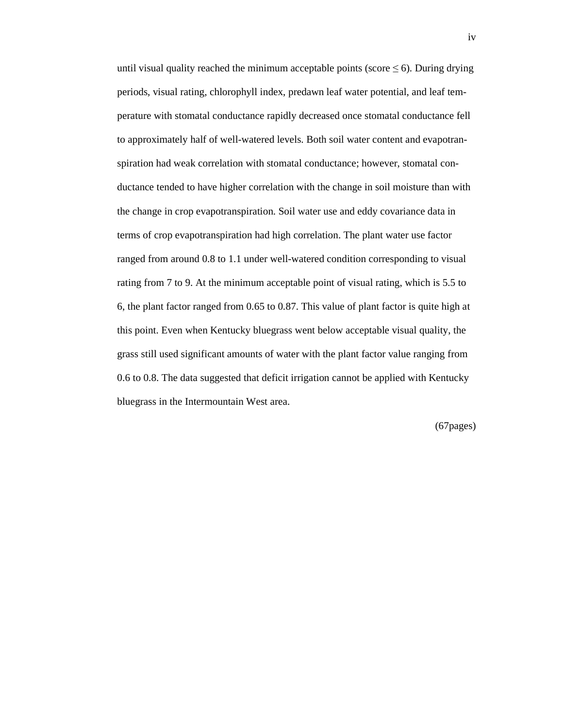until visual quality reached the minimum acceptable points (score $\leq 6$). During drying periods, visual rating, chlorophyll index, predawn leaf water potential, and leaf temperature with stomatal conductance rapidly decreased once stomatal conductance fell to approximately half of well-watered levels. Both soil water content and evapotranspiration had weak correlation with stomatal conductance; however, stomatal conductance tended to have higher correlation with the change in soil moisture than with the change in crop evapotranspiration. Soil water use and eddy covariance data in terms of crop evapotranspiration had high correlation. The plant water use factor ranged from around 0.8 to 1.1 under well-watered condition corresponding to visual rating from 7 to 9. At the minimum acceptable point of visual rating, which is 5.5 to 6, the plant factor ranged from 0.65 to 0.87. This value of plant factor is quite high at this point. Even when Kentucky bluegrass went below acceptable visual quality, the grass still used significant amounts of water with the plant factor value ranging from 0.6 to 0.8. The data suggested that deficit irrigation cannot be applied with Kentucky bluegrass in the Intermountain West area.

(67pages)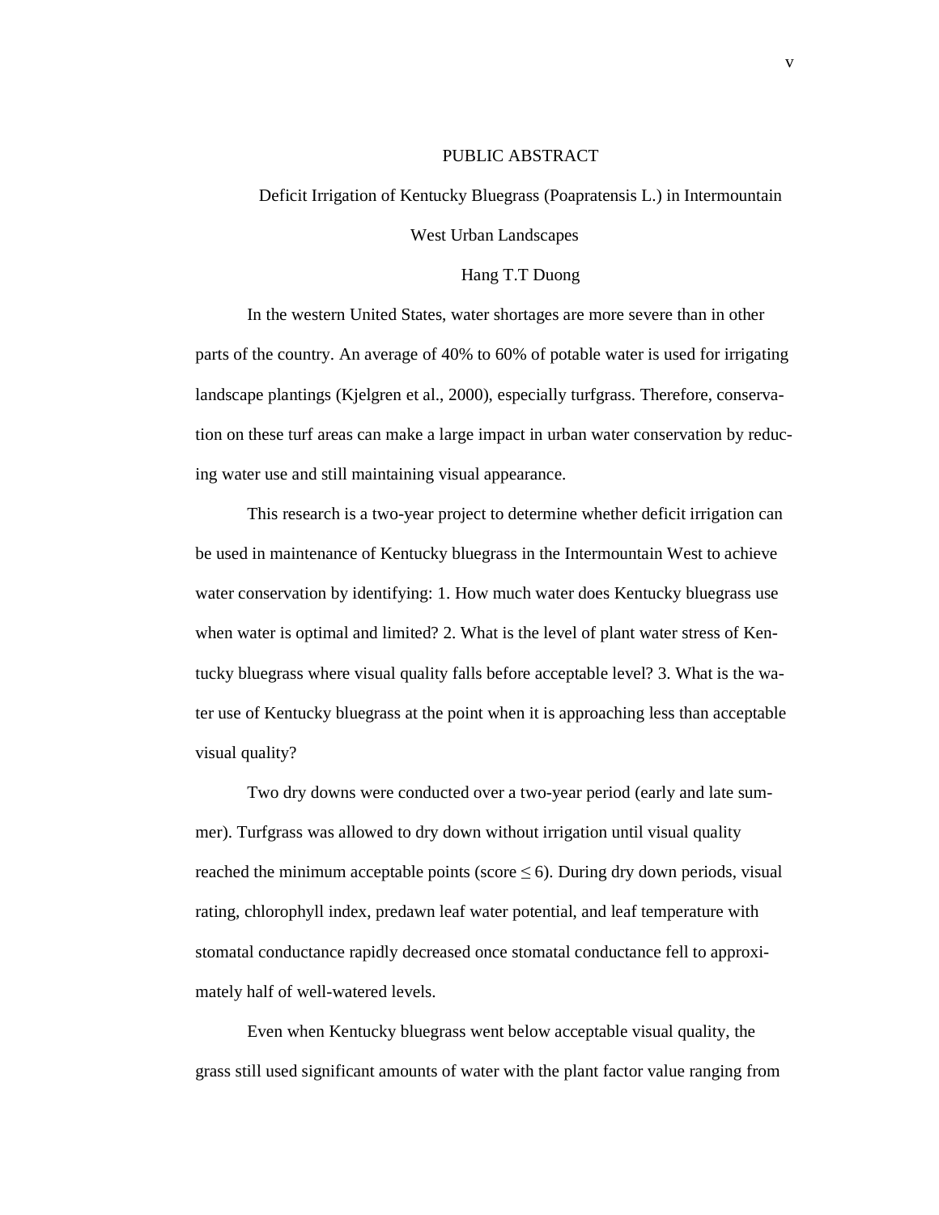# PUBLIC ABSTRACT

Deficit Irrigation of Kentucky Bluegrass (Poapratensis L.) in Intermountain West Urban Landscapes

Hang T.T Duong

In the western United States, water shortages are more severe than in other parts of the country. An average of 40% to 60% of potable water is used for irrigating landscape plantings (Kjelgren et al., 2000), especially turfgrass. Therefore, conservation on these turf areas can make a large impact in urban water conservation by reducing water use and still maintaining visual appearance.

This research is a two-year project to determine whether deficit irrigation can be used in maintenance of Kentucky bluegrass in the Intermountain West to achieve water conservation by identifying: 1. How much water does Kentucky bluegrass use when water is optimal and limited? 2. What is the level of plant water stress of Kentucky bluegrass where visual quality falls before acceptable level? 3. What is the water use of Kentucky bluegrass at the point when it is approaching less than acceptable visual quality?

Two dry downs were conducted over a two-year period (early and late summer). Turfgrass was allowed to dry down without irrigation until visual quality reached the minimum acceptable points (score $\leq 6$). During dry down periods, visual rating, chlorophyll index, predawn leaf water potential, and leaf temperature with stomatal conductance rapidly decreased once stomatal conductance fell to approximately half of well-watered levels.

Even when Kentucky bluegrass went below acceptable visual quality, the grass still used significant amounts of water with the plant factor value ranging from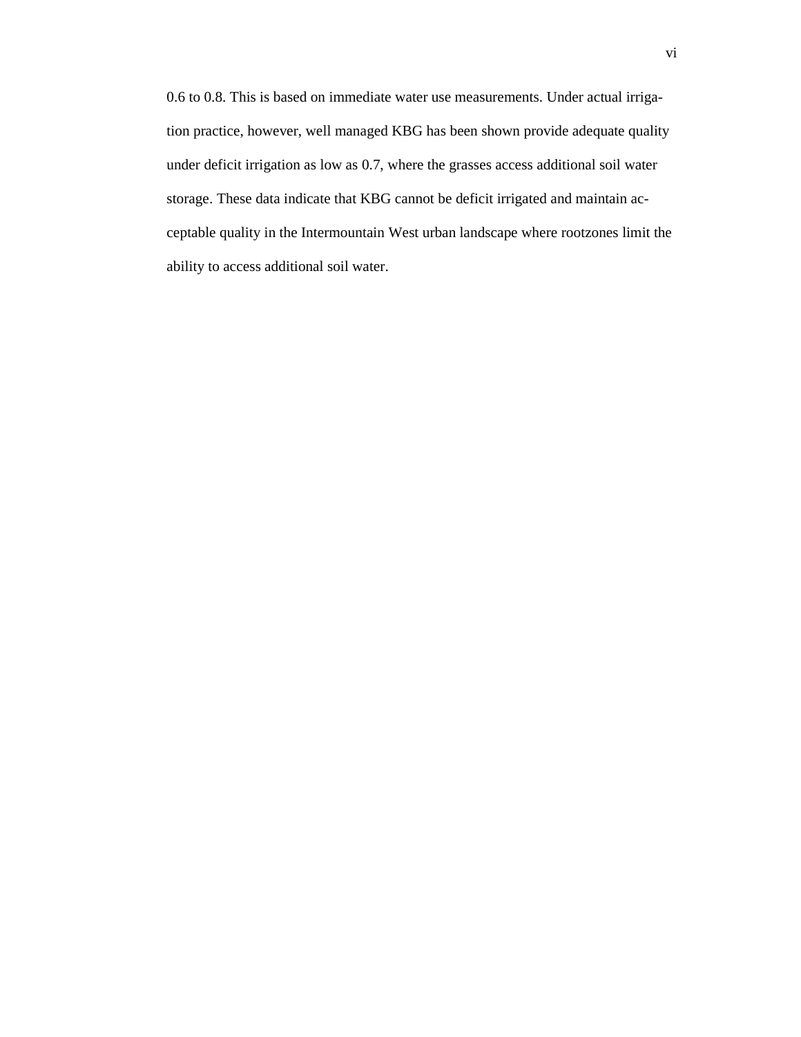0.6 to 0.8. This is based on immediate water use measurements. Under actual irrigation practice, however, well managed KBG has been shown provide adequate quality under deficit irrigation as low as 0.7, where the grasses access additional soil water storage. These data indicate that KBG cannot be deficit irrigated and maintain acceptable quality in the Intermountain West urban landscape where rootzones limit the ability to access additional soil water.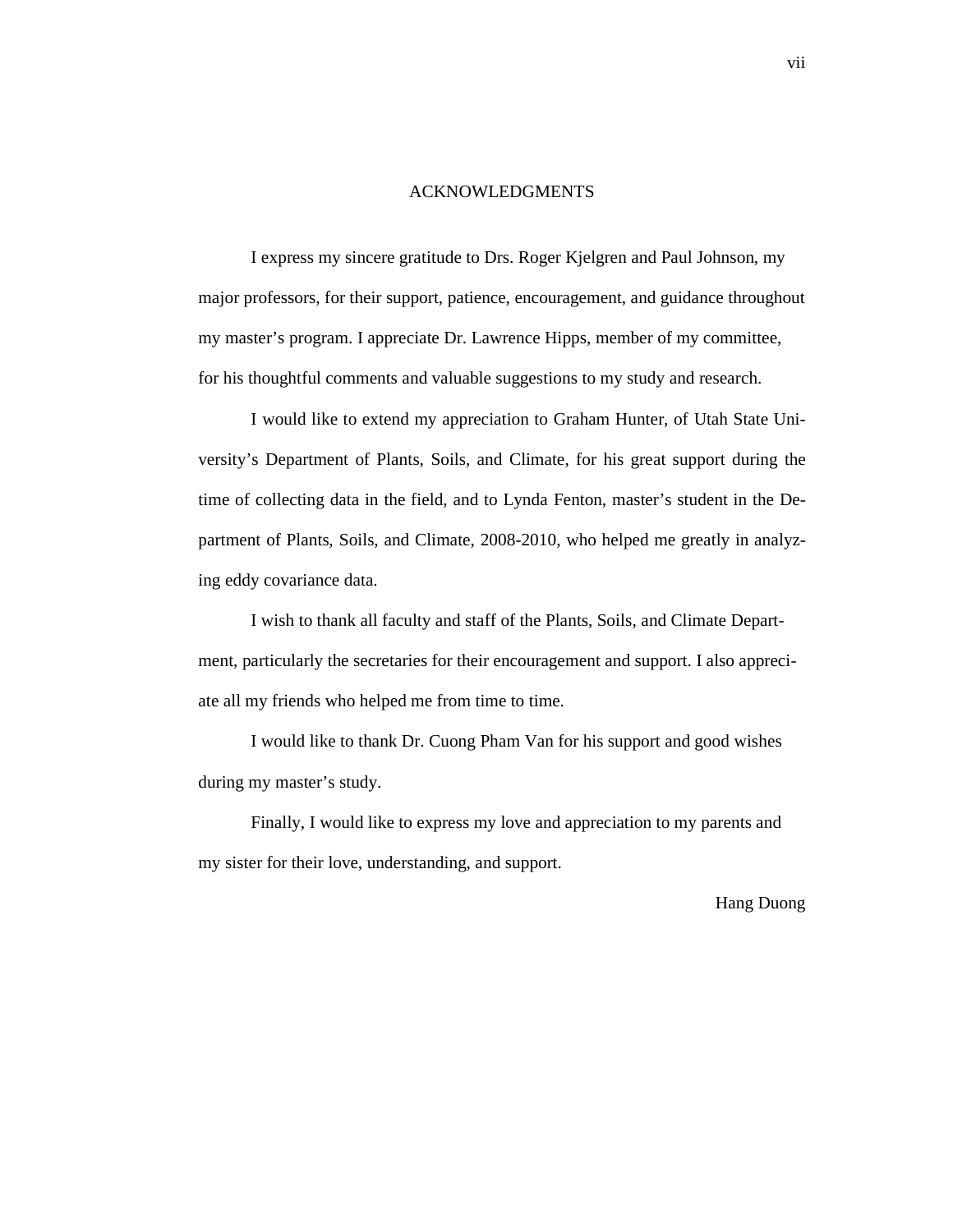# ACKNOWLEDGMENTS

I express my sincere gratitude to Drs. Roger Kjelgren and Paul Johnson, my major professors, for their support, patience, encouragement, and guidance throughout my master's program. I appreciate Dr. Lawrence Hipps, member of my committee, for his thoughtful comments and valuable suggestions to my study and research.

I would like to extend my appreciation to Graham Hunter, of Utah State University's Department of Plants, Soils, and Climate, for his great support during the time of collecting data in the field, and to Lynda Fenton, master's student in the Department of Plants, Soils, and Climate, 2008-2010, who helped me greatly in analyzing eddy covariance data.

I wish to thank all faculty and staff of the Plants, Soils, and Climate Department, particularly the secretaries for their encouragement and support. I also appreciate all my friends who helped me from time to time.

I would like to thank Dr. Cuong Pham Van for his support and good wishes during my master's study.

Finally, I would like to express my love and appreciation to my parents and my sister for their love, understanding, and support.

Hang Duong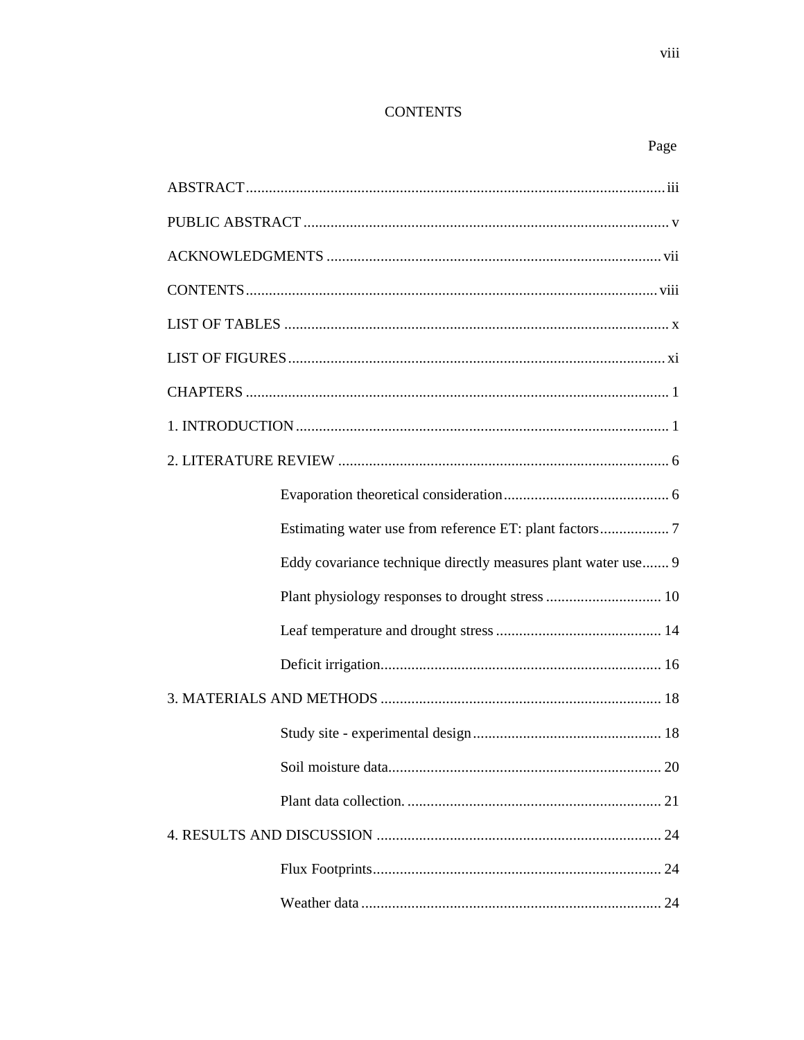# CONTENTS

Page

ABSTRACT .... iii

PUBLIC ABSTRACT .... v

ACKNOWLEDGMENTS .... vii

CONTENTS .... viii

LIST OF TABLES .... x

LIST OF FIGURES .... xi

CHAPTERS .... 1

1. INTRODUCTION .... 1

2. LITERATURE REVIEW .... 6

    - Evaporation theoretical consideration .... 6
    - Estimating water use from reference ET: plant factors .... 7
    - Eddy covariance technique directly measures plant water use .... 9
    - Plant physiology responses to drought stress .... 10
    - Leaf temperature and drought stress .... 14
    - Deficit irrigation .... 16

3. MATERIALS AND METHODS .... 18

    - Study site - experimental design .... 18
    - Soil moisture data .... 20
    - Plant data collection. .... 21

4. RESULTS AND DISCUSSION .... 24

    - Flux Footprints .... 24
    - Weather data .... 24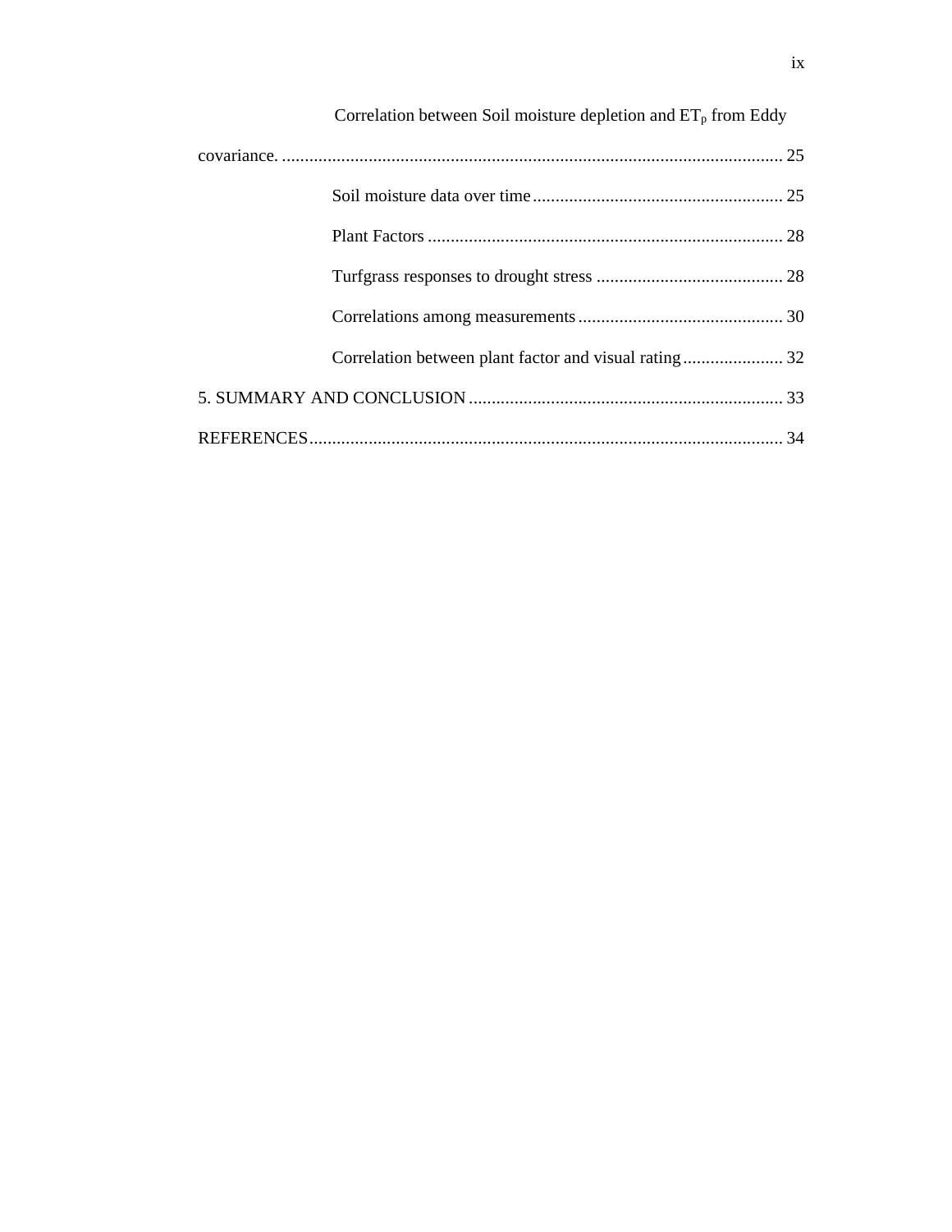Correlation between Soil moisture depletion and $ET_p$ from Eddy covariance. ............................................................................................................ 25

Soil moisture data over time ....................................................... 25

Plant Factors .............................................................................. 28

Turfgrass responses to drought stress ......................................... 28

Correlations among measurements ............................................. 30

Correlation between plant factor and visual rating ...................... 32

5. SUMMARY AND CONCLUSION ..................................................................... 33

REFERENCES ........................................................................................................ 34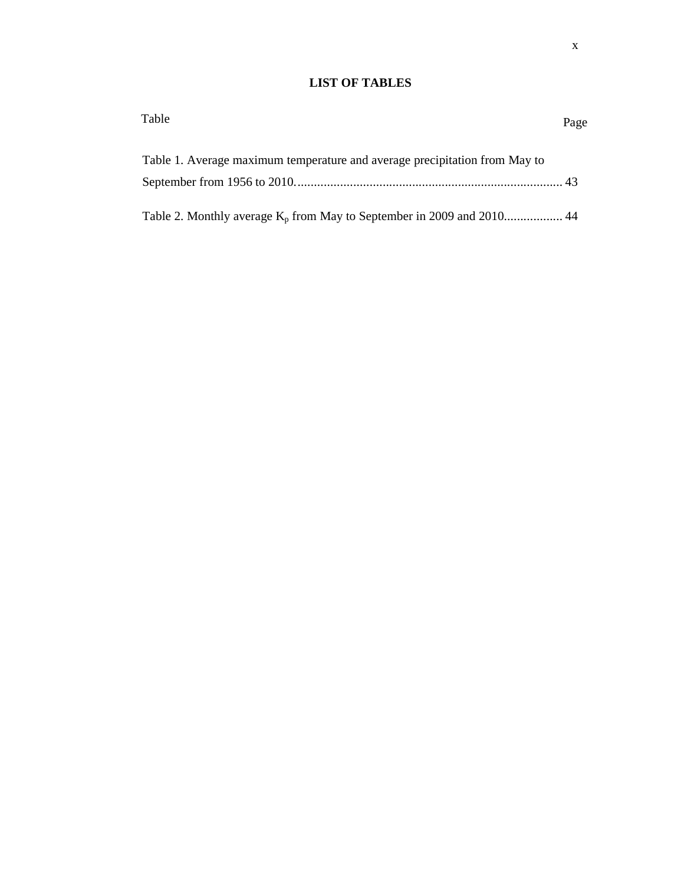# LIST OF TABLES

Table Page

Table 1. Average maximum temperature and average precipitation from May to September from 1956 to 2010. .................................................................................. 43

Table 2. Monthly average $K_p$ from May to September in 2009 and 2010.................. 44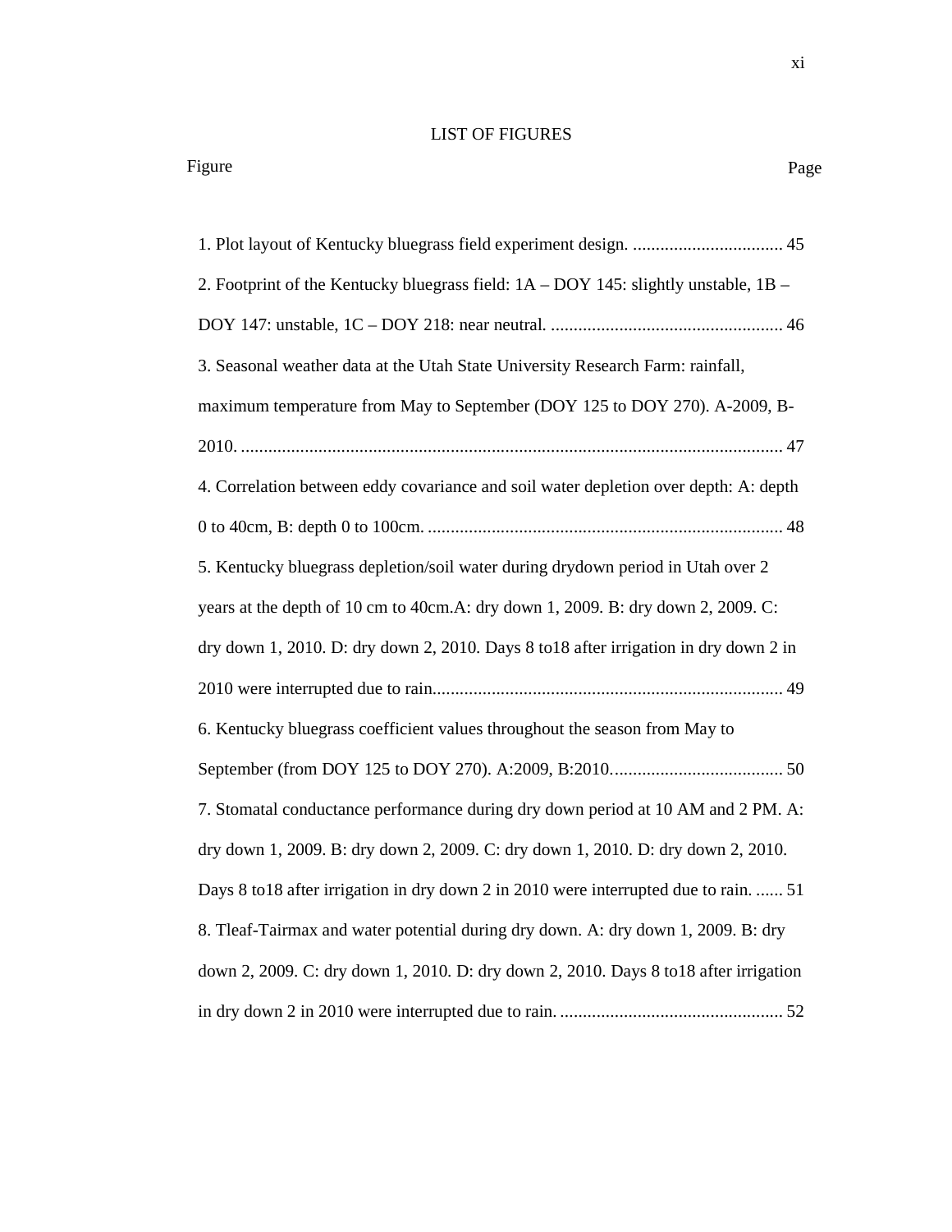## LIST OF FIGURES

Figure Page

1. Plot layout of Kentucky bluegrass field experiment design. ................................. 45
2. Footprint of the Kentucky bluegrass field: 1A – DOY 145: slightly unstable, 1B – DOY 147: unstable, 1C – DOY 218: near neutral. ................................................... 46
3. Seasonal weather data at the Utah State University Research Farm: rainfall, maximum temperature from May to September (DOY 125 to DOY 270). A-2009, B-2010. ...................................................................................................................... 47
4. Correlation between eddy covariance and soil water depletion over depth: A: depth 0 to 40cm, B: depth 0 to 100cm. .............................................................................. 48
5. Kentucky bluegrass depletion/soil water during drydown period in Utah over 2 years at the depth of 10 cm to 40cm.A: dry down 1, 2009. B: dry down 2, 2009. C: dry down 1, 2010. D: dry down 2, 2010. Days 8 to18 after irrigation in dry down 2 in 2010 were interrupted due to rain............................................................................ 49
6. Kentucky bluegrass coefficient values throughout the season from May to September (from DOY 125 to DOY 270). A:2009, B:2010...................................... 50
7. Stomatal conductance performance during dry down period at 10 AM and 2 PM. A: dry down 1, 2009. B: dry down 2, 2009. C: dry down 1, 2010. D: dry down 2, 2010. Days 8 to18 after irrigation in dry down 2 in 2010 were interrupted due to rain. ...... 51
8. Tleaf-Tairmax and water potential during dry down. A: dry down 1, 2009. B: dry down 2, 2009. C: dry down 1, 2010. D: dry down 2, 2010. Days 8 to18 after irrigation in dry down 2 in 2010 were interrupted due to rain. ................................................. 52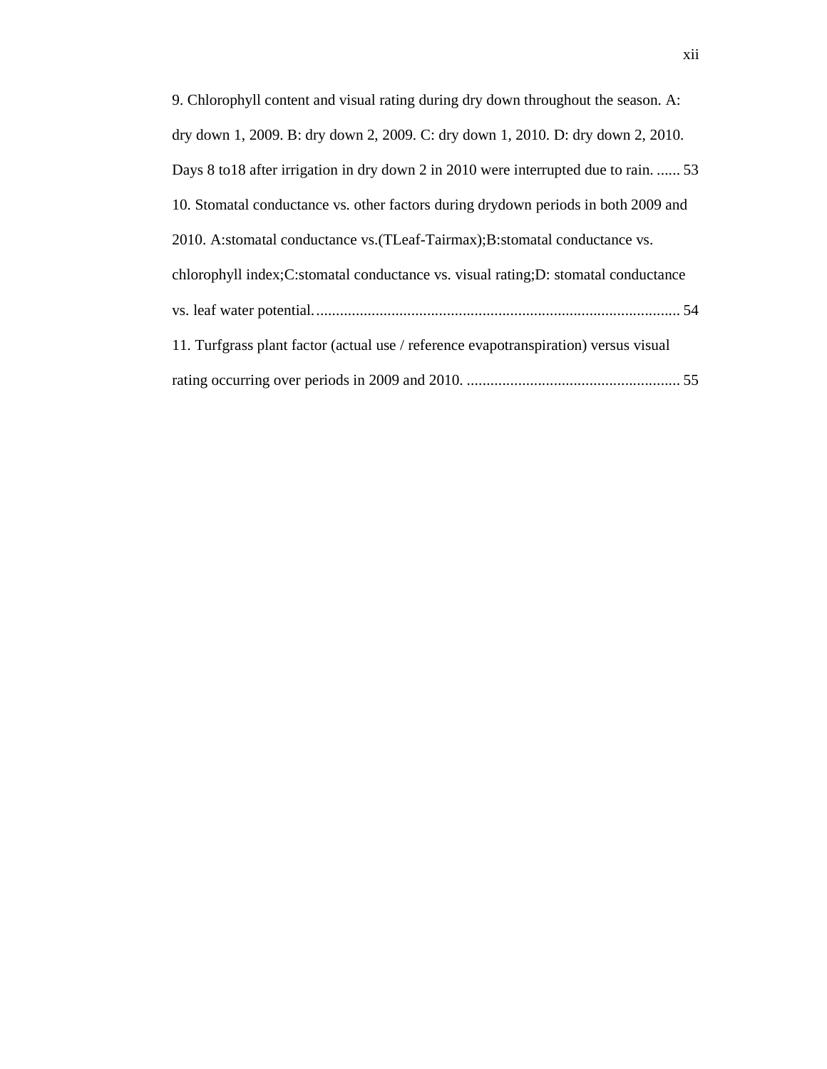9. Chlorophyll content and visual rating during dry down throughout the season. A: dry down 1, 2009. B: dry down 2, 2009. C: dry down 1, 2010. D: dry down 2, 2010. Days 8 to18 after irrigation in dry down 2 in 2010 were interrupted due to rain. ...... 53

10. Stomatal conductance vs. other factors during drydown periods in both 2009 and 2010. A:stomatal conductance vs.(TLeaf-Tairmax);B:stomatal conductance vs. chlorophyll index;C:stomatal conductance vs. visual rating;D: stomatal conductance vs. leaf water potential. ........................................................................................... 54

11. Turfgrass plant factor (actual use / reference evapotranspiration) versus visual rating occurring over periods in 2009 and 2010. ...................................................... 55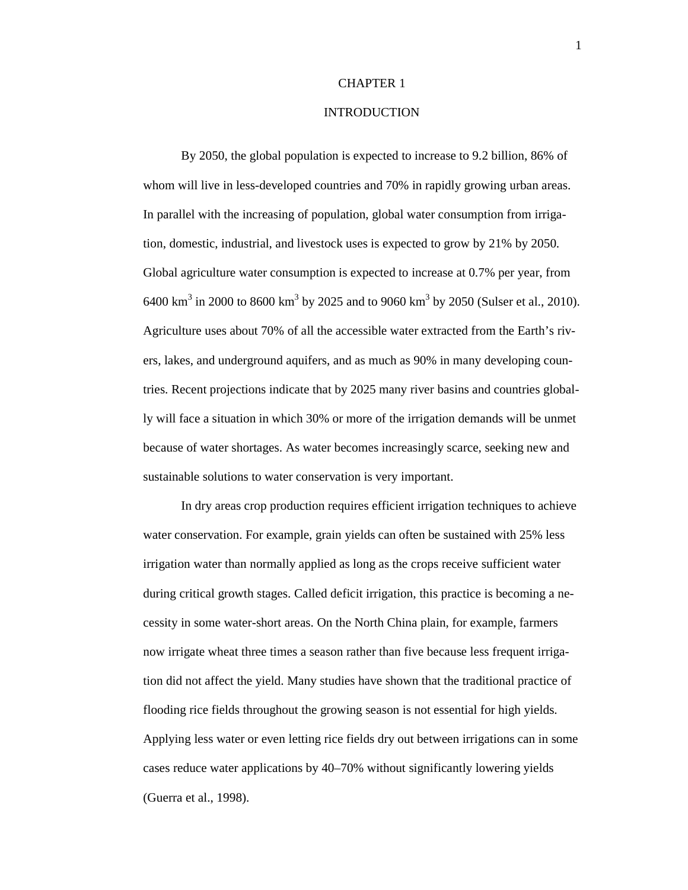# CHAPTER 1

# INTRODUCTION

By 2050, the global population is expected to increase to 9.2 billion, 86% of whom will live in less-developed countries and 70% in rapidly growing urban areas. In parallel with the increasing of population, global water consumption from irrigation, domestic, industrial, and livestock uses is expected to grow by 21% by 2050. Global agriculture water consumption is expected to increase at 0.7% per year, from 6400 $km^3$ in 2000 to 8600 $km^3$ by 2025 and to 9060 $km^3$ by 2050 (Sulser et al., 2010). Agriculture uses about 70% of all the accessible water extracted from the Earth's rivers, lakes, and underground aquifers, and as much as 90% in many developing countries. Recent projections indicate that by 2025 many river basins and countries globally will face a situation in which 30% or more of the irrigation demands will be unmet because of water shortages. As water becomes increasingly scarce, seeking new and sustainable solutions to water conservation is very important.

In dry areas crop production requires efficient irrigation techniques to achieve water conservation. For example, grain yields can often be sustained with 25% less irrigation water than normally applied as long as the crops receive sufficient water during critical growth stages. Called deficit irrigation, this practice is becoming a necessity in some water-short areas. On the North China plain, for example, farmers now irrigate wheat three times a season rather than five because less frequent irrigation did not affect the yield. Many studies have shown that the traditional practice of flooding rice fields throughout the growing season is not essential for high yields. Applying less water or even letting rice fields dry out between irrigations can in some cases reduce water applications by 40–70% without significantly lowering yields (Guerra et al., 1998).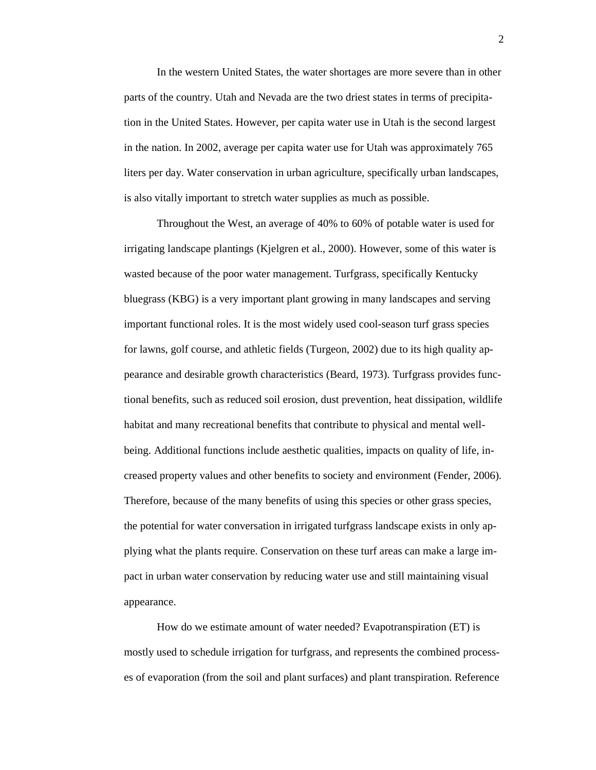In the western United States, the water shortages are more severe than in other parts of the country. Utah and Nevada are the two driest states in terms of precipitation in the United States. However, per capita water use in Utah is the second largest in the nation. In 2002, average per capita water use for Utah was approximately 765 liters per day. Water conservation in urban agriculture, specifically urban landscapes, is also vitally important to stretch water supplies as much as possible.

Throughout the West, an average of 40% to 60% of potable water is used for irrigating landscape plantings (Kjelgren et al., 2000). However, some of this water is wasted because of the poor water management. Turfgrass, specifically Kentucky bluegrass (KBG) is a very important plant growing in many landscapes and serving important functional roles. It is the most widely used cool-season turf grass species for lawns, golf course, and athletic fields (Turgeon, 2002) due to its high quality appearance and desirable growth characteristics (Beard, 1973). Turfgrass provides functional benefits, such as reduced soil erosion, dust prevention, heat dissipation, wildlife habitat and many recreational benefits that contribute to physical and mental well-being. Additional functions include aesthetic qualities, impacts on quality of life, increased property values and other benefits to society and environment (Fender, 2006). Therefore, because of the many benefits of using this species or other grass species, the potential for water conversation in irrigated turfgrass landscape exists in only applying what the plants require. Conservation on these turf areas can make a large impact in urban water conservation by reducing water use and still maintaining visual appearance.

How do we estimate amount of water needed? Evapotranspiration (ET) is mostly used to schedule irrigation for turfgrass, and represents the combined processes of evaporation (from the soil and plant surfaces) and plant transpiration. Reference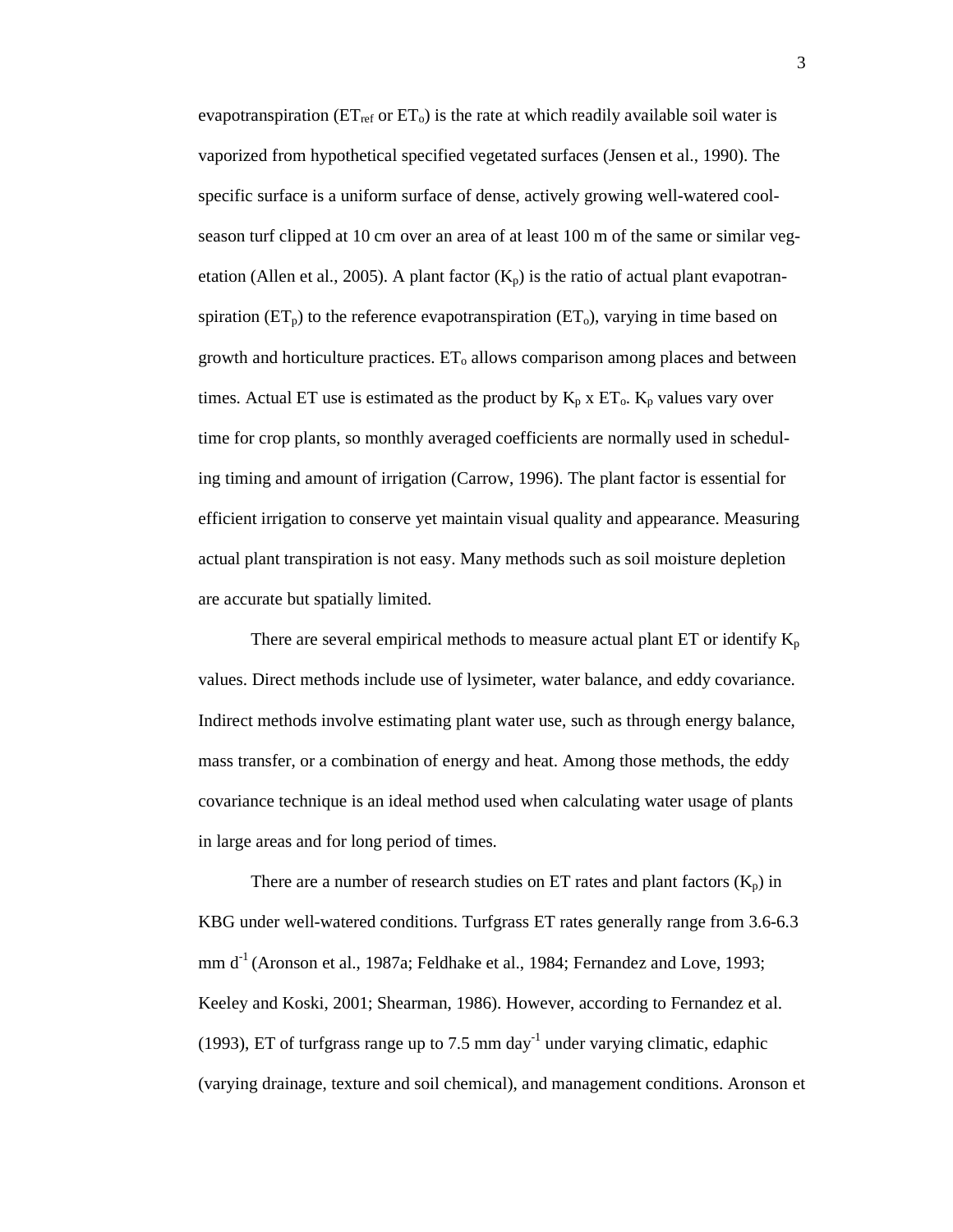evapotranspiration ($ET_{ref}$ or $ET_o$) is the rate at which readily available soil water is vaporized from hypothetical specified vegetated surfaces (Jensen et al., 1990). The specific surface is a uniform surface of dense, actively growing well-watered cool-season turf clipped at 10 cm over an area of at least 100 m of the same or similar vegetation (Allen et al., 2005). A plant factor ($K_p$) is the ratio of actual plant evapotranspiration ($ET_p$) to the reference evapotranspiration ($ET_o$), varying in time based on growth and horticulture practices. $ET_o$ allows comparison among places and between times. Actual ET use is estimated as the product by $K_p$ x $ET_o$. $K_p$ values vary over time for crop plants, so monthly averaged coefficients are normally used in scheduling timing and amount of irrigation (Carrow, 1996). The plant factor is essential for efficient irrigation to conserve yet maintain visual quality and appearance. Measuring actual plant transpiration is not easy. Many methods such as soil moisture depletion are accurate but spatially limited.

There are several empirical methods to measure actual plant ET or identify $K_p$ values. Direct methods include use of lysimeter, water balance, and eddy covariance. Indirect methods involve estimating plant water use, such as through energy balance, mass transfer, or a combination of energy and heat. Among those methods, the eddy covariance technique is an ideal method used when calculating water usage of plants in large areas and for long period of times.

There are a number of research studies on ET rates and plant factors ($K_p$) in KBG under well-watered conditions. Turfgrass ET rates generally range from 3.6-6.3 mm $d^{-1}$ (Aronson et al., 1987a; Feldhake et al., 1984; Fernandez and Love, 1993; Keeley and Koski, 2001; Shearman, 1986). However, according to Fernandez et al. (1993), ET of turfgrass range up to 7.5 mm $day^{-1}$ under varying climatic, edaphic (varying drainage, texture and soil chemical), and management conditions. Aronson et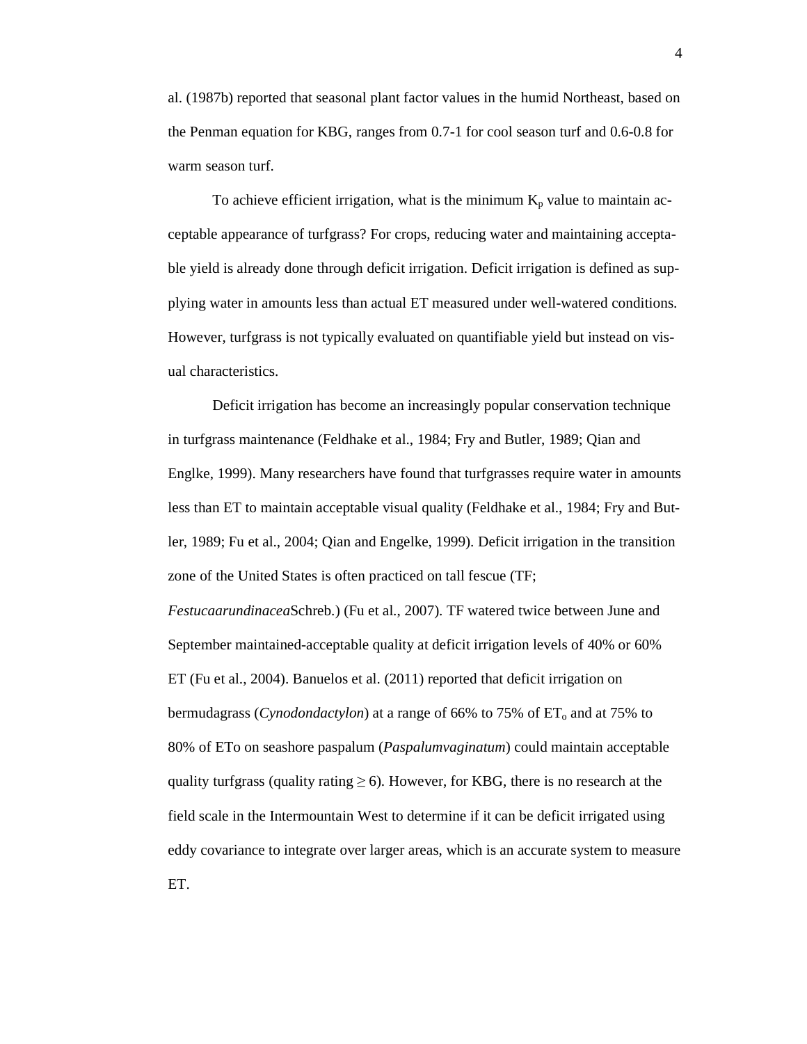al. (1987b) reported that seasonal plant factor values in the humid Northeast, based on the Penman equation for KBG, ranges from 0.7-1 for cool season turf and 0.6-0.8 for warm season turf.

To achieve efficient irrigation, what is the minimum $K_p$ value to maintain acceptable appearance of turfgrass? For crops, reducing water and maintaining acceptable yield is already done through deficit irrigation. Deficit irrigation is defined as supplying water in amounts less than actual ET measured under well-watered conditions. However, turfgrass is not typically evaluated on quantifiable yield but instead on visual characteristics.

Deficit irrigation has become an increasingly popular conservation technique in turfgrass maintenance (Feldhake et al., 1984; Fry and Butler, 1989; Qian and Englke, 1999). Many researchers have found that turfgrasses require water in amounts less than ET to maintain acceptable visual quality (Feldhake et al., 1984; Fry and Butler, 1989; Fu et al., 2004; Qian and Engelke, 1999). Deficit irrigation in the transition zone of the United States is often practiced on tall fescue (TF; *Festucaarundinacea*Schreb.) (Fu et al., 2007). TF watered twice between June and September maintained-acceptable quality at deficit irrigation levels of 40% or 60% ET (Fu et al., 2004). Banuelos et al. (2011) reported that deficit irrigation on bermudagrass (*Cynodondactylon*) at a range of 66% to 75% of $ET_o$ and at 75% to 80% of ETo on seashore paspalum (*Paspalumvaginatum*) could maintain acceptable quality turfgrass (quality rating $\geq$ 6). However, for KBG, there is no research at the field scale in the Intermountain West to determine if it can be deficit irrigated using eddy covariance to integrate over larger areas, which is an accurate system to measure ET.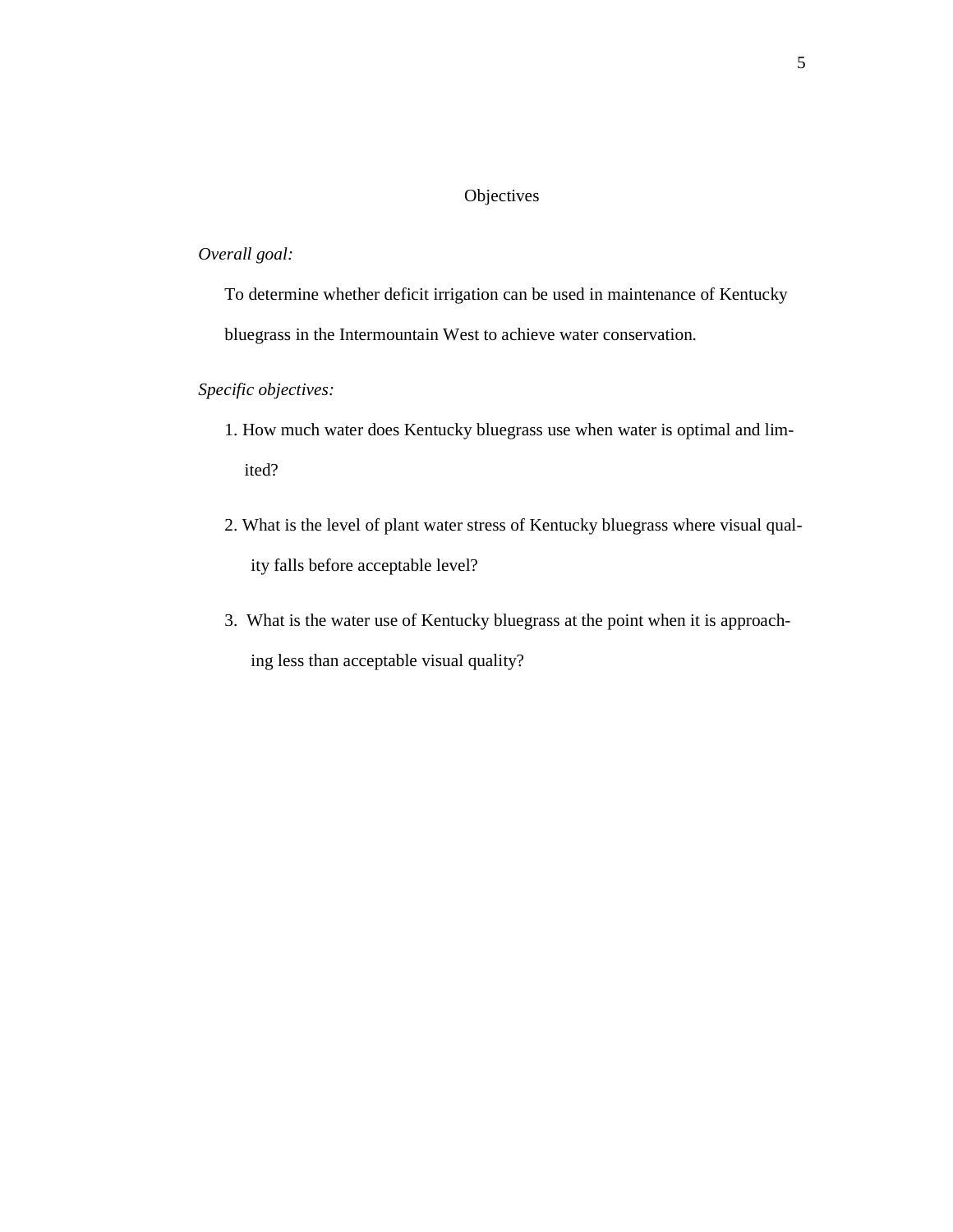# Objectives

*Overall goal:*

To determine whether deficit irrigation can be used in maintenance of Kentucky bluegrass in the Intermountain West to achieve water conservation.

*Specific objectives:*

1. How much water does Kentucky bluegrass use when water is optimal and limited?
2. What is the level of plant water stress of Kentucky bluegrass where visual quality falls before acceptable level?
3. What is the water use of Kentucky bluegrass at the point when it is approaching less than acceptable visual quality?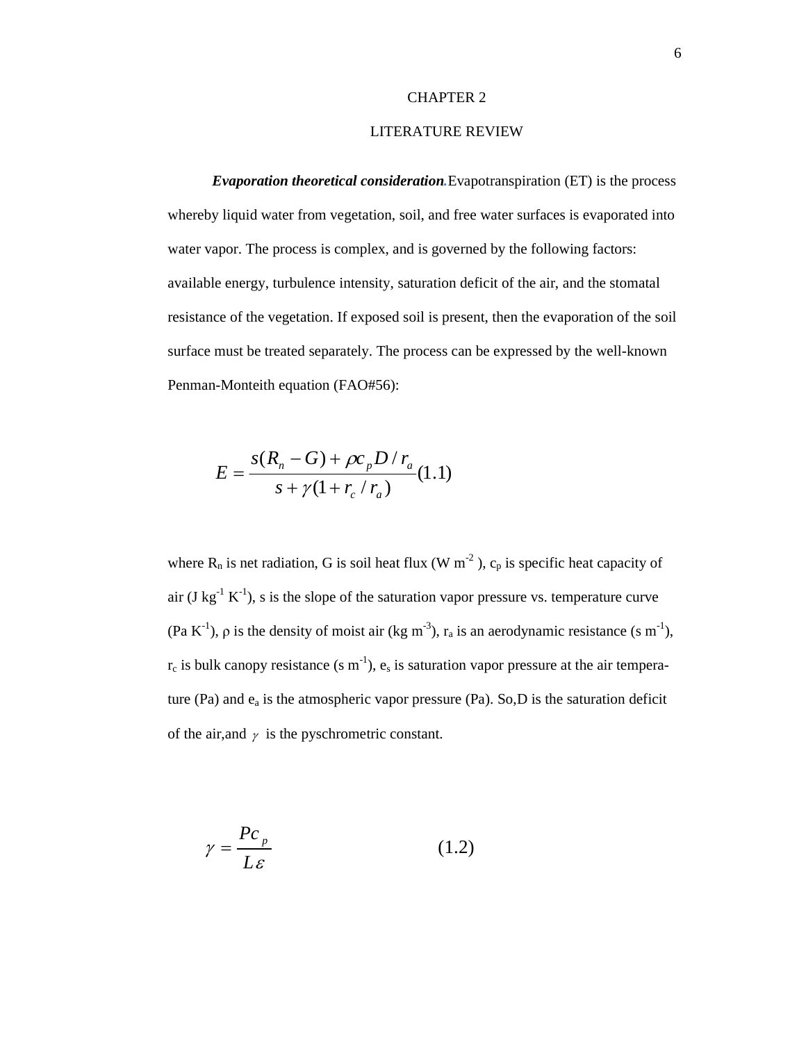# CHAPTER 2

## LITERATURE REVIEW

***Evaporation theoretical consideration.*** Evapotranspiration (ET) is the process whereby liquid water from vegetation, soil, and free water surfaces is evaporated into water vapor. The process is complex, and is governed by the following factors: available energy, turbulence intensity, saturation deficit of the air, and the stomatal resistance of the vegetation. If exposed soil is present, then the evaporation of the soil surface must be treated separately. The process can be expressed by the well-known Penman-Monteith equation (FAO#56):

$$E = \frac{s(R_n - G) + \rho c_p D / r_a}{s + \gamma(1 + r_c / r_a)} \quad (1.1)$$

where $R_n$ is net radiation, G is soil heat flux (W $m^{-2}$ ), $c_p$ is specific heat capacity of air (J $kg^{-1}$ $K^{-1}$), s is the slope of the saturation vapor pressure vs. temperature curve (Pa $K^{-1}$), ρ is the density of moist air (kg $m^{-3}$), $r_a$ is an aerodynamic resistance (s $m^{-1}$), $r_c$ is bulk canopy resistance (s $m^{-1}$), $e_s$ is saturation vapor pressure at the air temperature (Pa) and $e_a$ is the atmospheric vapor pressure (Pa). So,D is the saturation deficit of the air,and $\gamma$ is the pyschrometric constant.

$$\gamma = \frac{Pc_p}{L\varepsilon} \quad (1.2)$$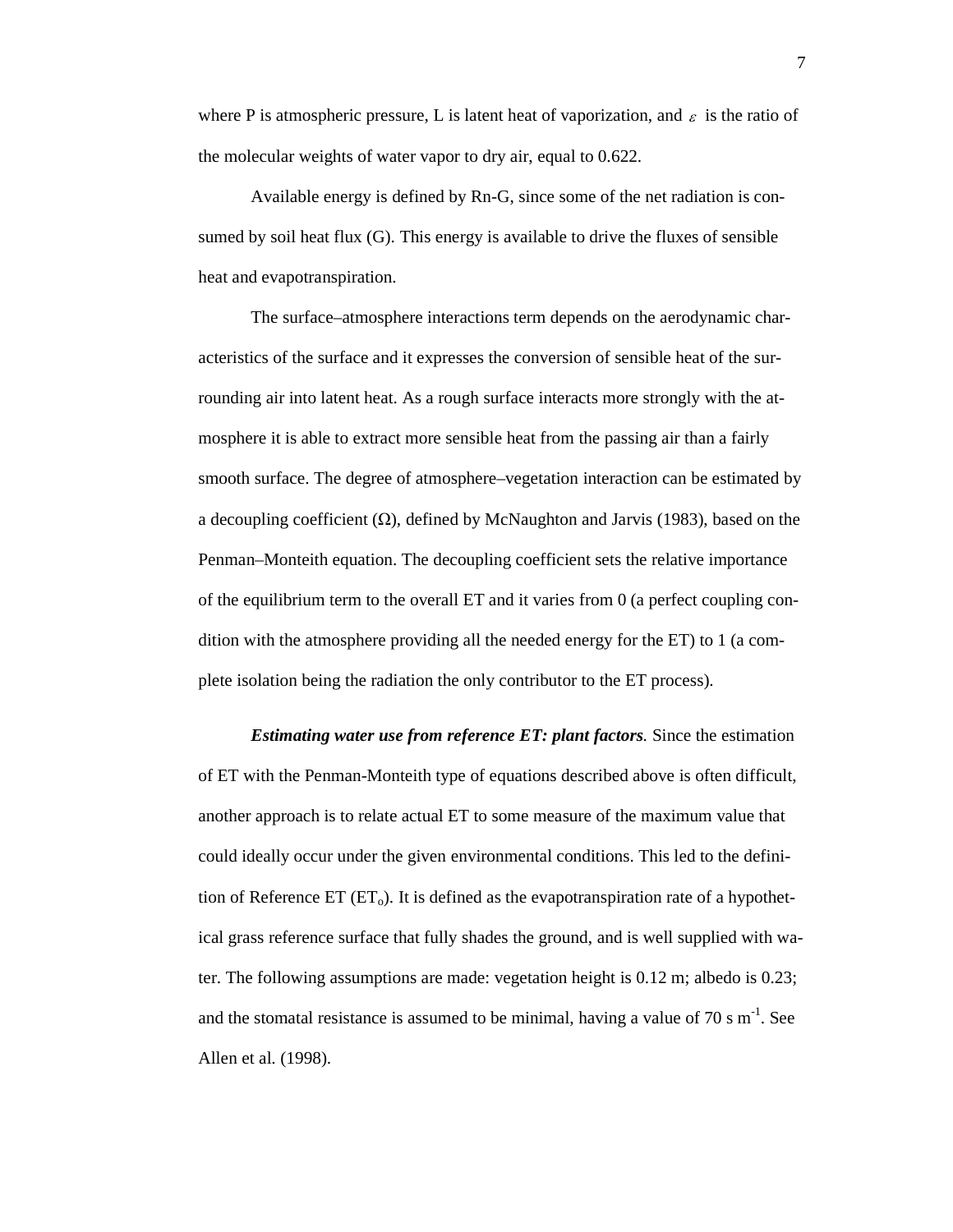where P is atmospheric pressure, L is latent heat of vaporization, and $\varepsilon$ is the ratio of the molecular weights of water vapor to dry air, equal to 0.622.

Available energy is defined by Rn-G, since some of the net radiation is consumed by soil heat flux (G). This energy is available to drive the fluxes of sensible heat and evapotranspiration.

The surface–atmosphere interactions term depends on the aerodynamic characteristics of the surface and it expresses the conversion of sensible heat of the surrounding air into latent heat. As a rough surface interacts more strongly with the atmosphere it is able to extract more sensible heat from the passing air than a fairly smooth surface. The degree of atmosphere–vegetation interaction can be estimated by a decoupling coefficient ($\Omega$), defined by McNaughton and Jarvis (1983), based on the Penman–Monteith equation. The decoupling coefficient sets the relative importance of the equilibrium term to the overall ET and it varies from 0 (a perfect coupling condition with the atmosphere providing all the needed energy for the ET) to 1 (a complete isolation being the radiation the only contributor to the ET process).

***Estimating water use from reference ET: plant factors.*** Since the estimation of ET with the Penman-Monteith type of equations described above is often difficult, another approach is to relate actual ET to some measure of the maximum value that could ideally occur under the given environmental conditions. This led to the definition of Reference ET ($ET_o$). It is defined as the evapotranspiration rate of a hypothetical grass reference surface that fully shades the ground, and is well supplied with water. The following assumptions are made: vegetation height is 0.12 m; albedo is 0.23; and the stomatal resistance is assumed to be minimal, having a value of 70 s $m^{-1}$. See Allen et al. (1998).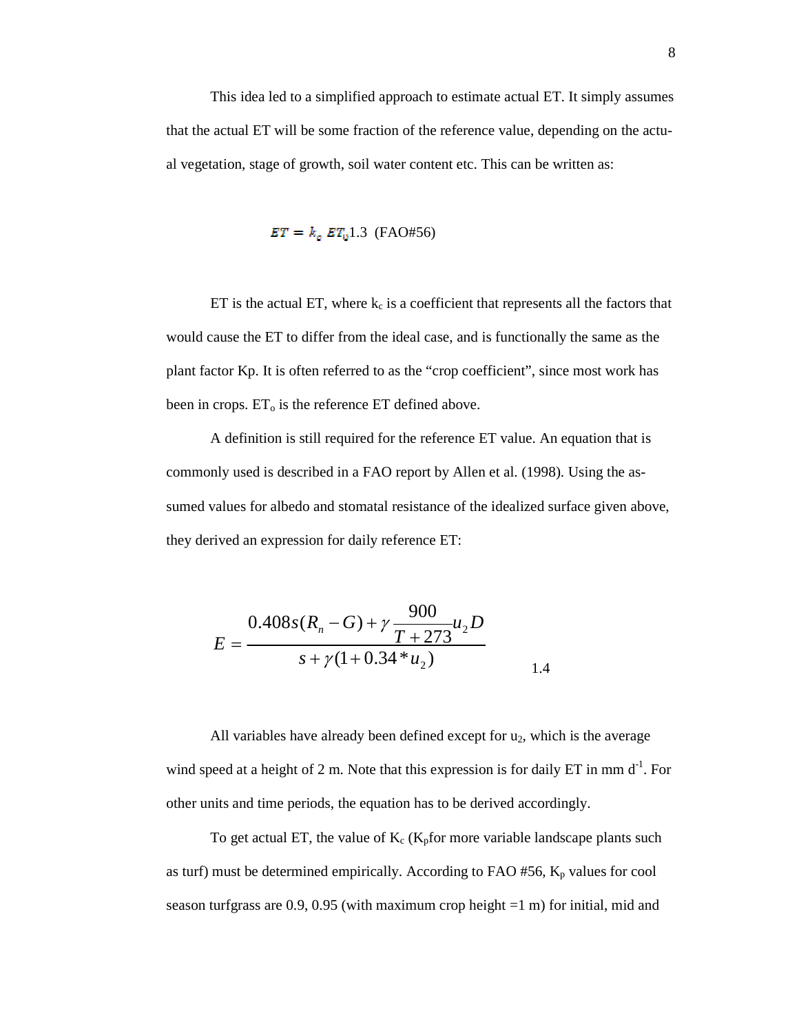This idea led to a simplified approach to estimate actual ET. It simply assumes that the actual ET will be some fraction of the reference value, depending on the actual vegetation, stage of growth, soil water content etc. This can be written as:

$$ET = k_c \; ET_0 \quad 1.3 \quad \text{(FAO\#56)}$$

ET is the actual ET, where $k_c$ is a coefficient that represents all the factors that would cause the ET to differ from the ideal case, and is functionally the same as the plant factor Kp. It is often referred to as the "crop coefficient", since most work has been in crops. $ET_o$ is the reference ET defined above.

A definition is still required for the reference ET value. An equation that is commonly used is described in a FAO report by Allen et al. (1998). Using the assumed values for albedo and stomatal resistance of the idealized surface given above, they derived an expression for daily reference ET:

$$E = \frac{0.408s(R_n - G) + \gamma \dfrac{900}{T+273} u_2 D}{s + \gamma(1 + 0.34 * u_2)} \qquad 1.4$$

All variables have already been defined except for $u_2$, which is the average wind speed at a height of 2 m. Note that this expression is for daily ET in mm $d^{-1}$. For other units and time periods, the equation has to be derived accordingly.

To get actual ET, the value of $K_c$ ($K_p$for more variable landscape plants such as turf) must be determined empirically. According to FAO #56, $K_p$ values for cool season turfgrass are 0.9, 0.95 (with maximum crop height =1 m) for initial, mid and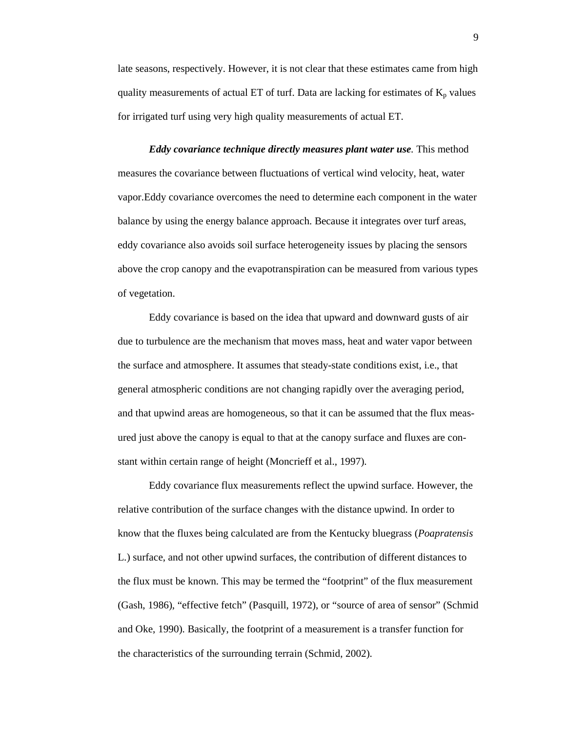late seasons, respectively. However, it is not clear that these estimates came from high quality measurements of actual ET of turf. Data are lacking for estimates of $K_p$ values for irrigated turf using very high quality measurements of actual ET.

***Eddy covariance technique directly measures plant water use***. This method measures the covariance between fluctuations of vertical wind velocity, heat, water vapor.Eddy covariance overcomes the need to determine each component in the water balance by using the energy balance approach. Because it integrates over turf areas, eddy covariance also avoids soil surface heterogeneity issues by placing the sensors above the crop canopy and the evapotranspiration can be measured from various types of vegetation.

Eddy covariance is based on the idea that upward and downward gusts of air due to turbulence are the mechanism that moves mass, heat and water vapor between the surface and atmosphere. It assumes that steady-state conditions exist, i.e., that general atmospheric conditions are not changing rapidly over the averaging period, and that upwind areas are homogeneous, so that it can be assumed that the flux measured just above the canopy is equal to that at the canopy surface and fluxes are constant within certain range of height (Moncrieff et al., 1997).

Eddy covariance flux measurements reflect the upwind surface. However, the relative contribution of the surface changes with the distance upwind. In order to know that the fluxes being calculated are from the Kentucky bluegrass (*Poapratensis* L.) surface, and not other upwind surfaces, the contribution of different distances to the flux must be known. This may be termed the "footprint" of the flux measurement (Gash, 1986), "effective fetch" (Pasquill, 1972), or "source of area of sensor" (Schmid and Oke, 1990). Basically, the footprint of a measurement is a transfer function for the characteristics of the surrounding terrain (Schmid, 2002).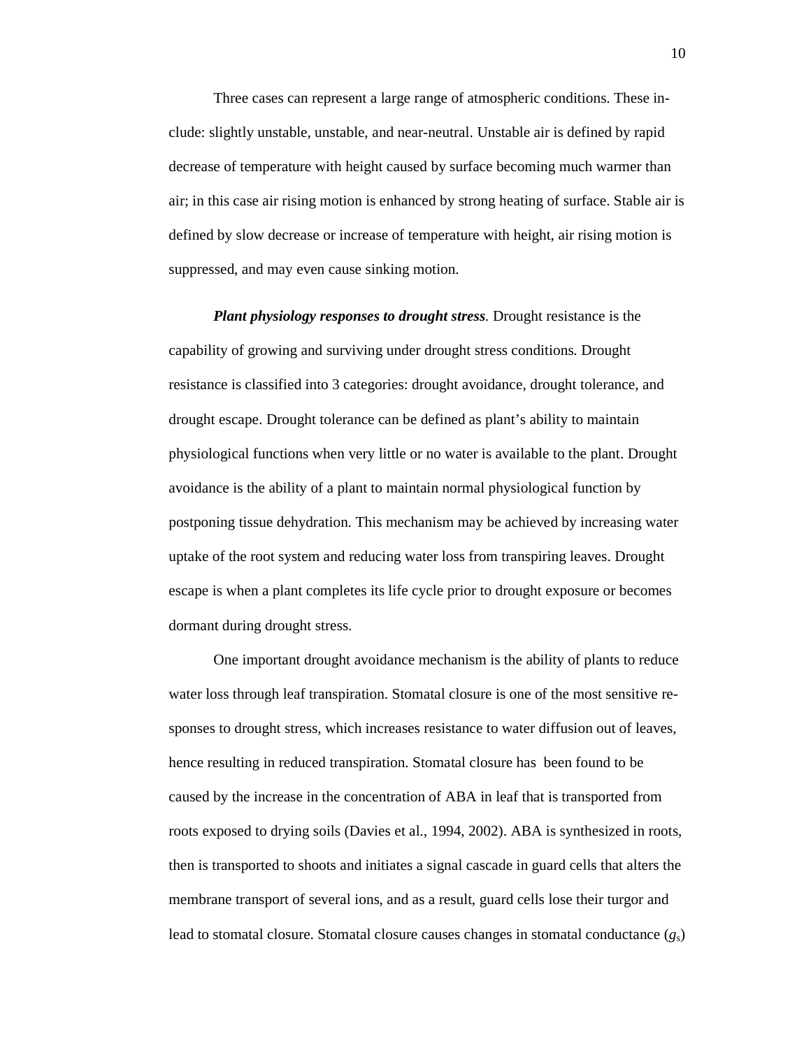Three cases can represent a large range of atmospheric conditions. These include: slightly unstable, unstable, and near-neutral. Unstable air is defined by rapid decrease of temperature with height caused by surface becoming much warmer than air; in this case air rising motion is enhanced by strong heating of surface. Stable air is defined by slow decrease or increase of temperature with height, air rising motion is suppressed, and may even cause sinking motion.

***Plant physiology responses to drought stress****.* Drought resistance is the capability of growing and surviving under drought stress conditions. Drought resistance is classified into 3 categories: drought avoidance, drought tolerance, and drought escape. Drought tolerance can be defined as plant's ability to maintain physiological functions when very little or no water is available to the plant. Drought avoidance is the ability of a plant to maintain normal physiological function by postponing tissue dehydration. This mechanism may be achieved by increasing water uptake of the root system and reducing water loss from transpiring leaves. Drought escape is when a plant completes its life cycle prior to drought exposure or becomes dormant during drought stress.

One important drought avoidance mechanism is the ability of plants to reduce water loss through leaf transpiration. Stomatal closure is one of the most sensitive responses to drought stress, which increases resistance to water diffusion out of leaves, hence resulting in reduced transpiration. Stomatal closure has been found to be caused by the increase in the concentration of ABA in leaf that is transported from roots exposed to drying soils (Davies et al., 1994, 2002). ABA is synthesized in roots, then is transported to shoots and initiates a signal cascade in guard cells that alters the membrane transport of several ions, and as a result, guard cells lose their turgor and lead to stomatal closure. Stomatal closure causes changes in stomatal conductance ($g_s$)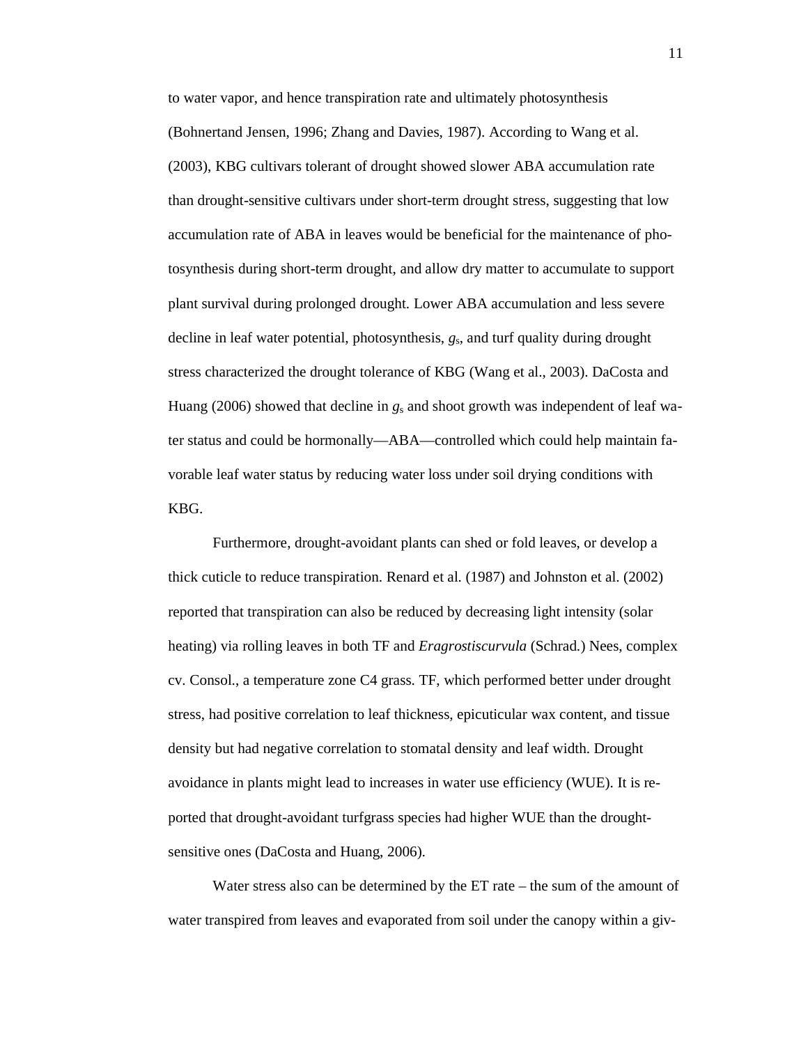to water vapor, and hence transpiration rate and ultimately photosynthesis (Bohnertand Jensen, 1996; Zhang and Davies, 1987). According to Wang et al. (2003), KBG cultivars tolerant of drought showed slower ABA accumulation rate than drought-sensitive cultivars under short-term drought stress, suggesting that low accumulation rate of ABA in leaves would be beneficial for the maintenance of photosynthesis during short-term drought, and allow dry matter to accumulate to support plant survival during prolonged drought. Lower ABA accumulation and less severe decline in leaf water potential, photosynthesis, $g_s$, and turf quality during drought stress characterized the drought tolerance of KBG (Wang et al., 2003). DaCosta and Huang (2006) showed that decline in $g_s$ and shoot growth was independent of leaf water status and could be hormonally—ABA—controlled which could help maintain favorable leaf water status by reducing water loss under soil drying conditions with KBG.

Furthermore, drought-avoidant plants can shed or fold leaves, or develop a thick cuticle to reduce transpiration. Renard et al. (1987) and Johnston et al. (2002) reported that transpiration can also be reduced by decreasing light intensity (solar heating) via rolling leaves in both TF and *Eragrostiscurvula* (Schrad.) Nees, complex cv. Consol., a temperature zone C4 grass. TF, which performed better under drought stress, had positive correlation to leaf thickness, epicuticular wax content, and tissue density but had negative correlation to stomatal density and leaf width. Drought avoidance in plants might lead to increases in water use efficiency (WUE). It is reported that drought-avoidant turfgrass species had higher WUE than the drought-sensitive ones (DaCosta and Huang, 2006).

Water stress also can be determined by the ET rate – the sum of the amount of water transpired from leaves and evaporated from soil under the canopy within a giv-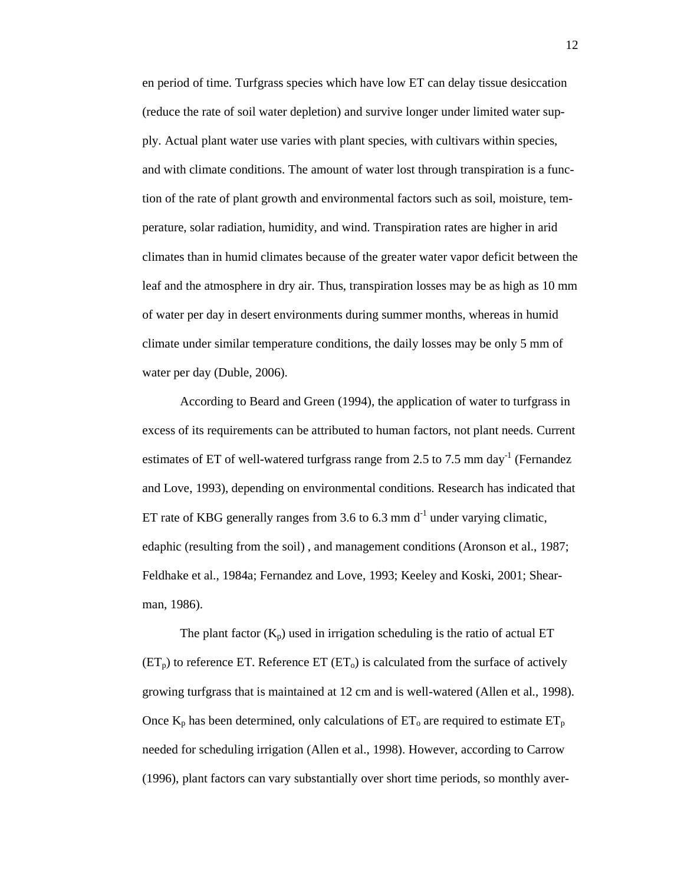en period of time. Turfgrass species which have low ET can delay tissue desiccation (reduce the rate of soil water depletion) and survive longer under limited water supply. Actual plant water use varies with plant species, with cultivars within species, and with climate conditions. The amount of water lost through transpiration is a function of the rate of plant growth and environmental factors such as soil, moisture, temperature, solar radiation, humidity, and wind. Transpiration rates are higher in arid climates than in humid climates because of the greater water vapor deficit between the leaf and the atmosphere in dry air. Thus, transpiration losses may be as high as 10 mm of water per day in desert environments during summer months, whereas in humid climate under similar temperature conditions, the daily losses may be only 5 mm of water per day (Duble, 2006).

According to Beard and Green (1994), the application of water to turfgrass in excess of its requirements can be attributed to human factors, not plant needs. Current estimates of ET of well-watered turfgrass range from 2.5 to 7.5 mm $day^{-1}$ (Fernandez and Love, 1993), depending on environmental conditions. Research has indicated that ET rate of KBG generally ranges from 3.6 to 6.3 mm $d^{-1}$ under varying climatic, edaphic (resulting from the soil) , and management conditions (Aronson et al., 1987; Feldhake et al., 1984a; Fernandez and Love, 1993; Keeley and Koski, 2001; Shearman, 1986).

The plant factor ($K_p$) used in irrigation scheduling is the ratio of actual ET ($ET_p$) to reference ET. Reference ET ($ET_o$) is calculated from the surface of actively growing turfgrass that is maintained at 12 cm and is well-watered (Allen et al., 1998). Once $K_p$ has been determined, only calculations of $ET_o$ are required to estimate $ET_p$ needed for scheduling irrigation (Allen et al., 1998). However, according to Carrow (1996), plant factors can vary substantially over short time periods, so monthly aver-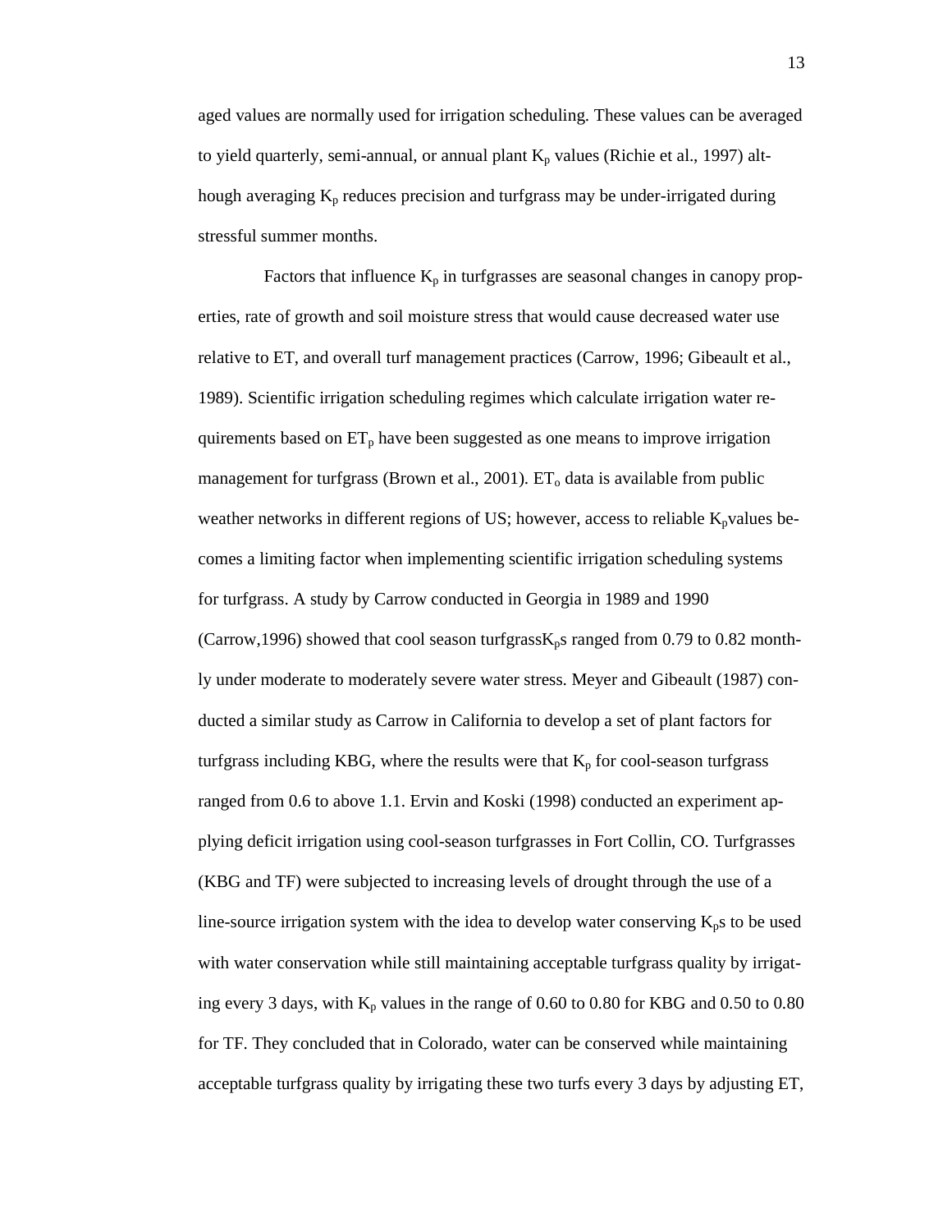aged values are normally used for irrigation scheduling. These values can be averaged to yield quarterly, semi-annual, or annual plant $K_p$ values (Richie et al., 1997) although averaging $K_p$ reduces precision and turfgrass may be under-irrigated during stressful summer months.

Factors that influence $K_p$ in turfgrasses are seasonal changes in canopy properties, rate of growth and soil moisture stress that would cause decreased water use relative to ET, and overall turf management practices (Carrow, 1996; Gibeault et al., 1989). Scientific irrigation scheduling regimes which calculate irrigation water requirements based on $ET_p$ have been suggested as one means to improve irrigation management for turfgrass (Brown et al., 2001). $ET_o$ data is available from public weather networks in different regions of US; however, access to reliable $K_p$values becomes a limiting factor when implementing scientific irrigation scheduling systems for turfgrass. A study by Carrow conducted in Georgia in 1989 and 1990 (Carrow,1996) showed that cool season turfgrass$K_p$s ranged from 0.79 to 0.82 monthly under moderate to moderately severe water stress. Meyer and Gibeault (1987) conducted a similar study as Carrow in California to develop a set of plant factors for turfgrass including KBG, where the results were that $K_p$ for cool-season turfgrass ranged from 0.6 to above 1.1. Ervin and Koski (1998) conducted an experiment applying deficit irrigation using cool-season turfgrasses in Fort Collin, CO. Turfgrasses (KBG and TF) were subjected to increasing levels of drought through the use of a line-source irrigation system with the idea to develop water conserving $K_p$s to be used with water conservation while still maintaining acceptable turfgrass quality by irrigating every 3 days, with $K_p$ values in the range of 0.60 to 0.80 for KBG and 0.50 to 0.80 for TF. They concluded that in Colorado, water can be conserved while maintaining acceptable turfgrass quality by irrigating these two turfs every 3 days by adjusting ET,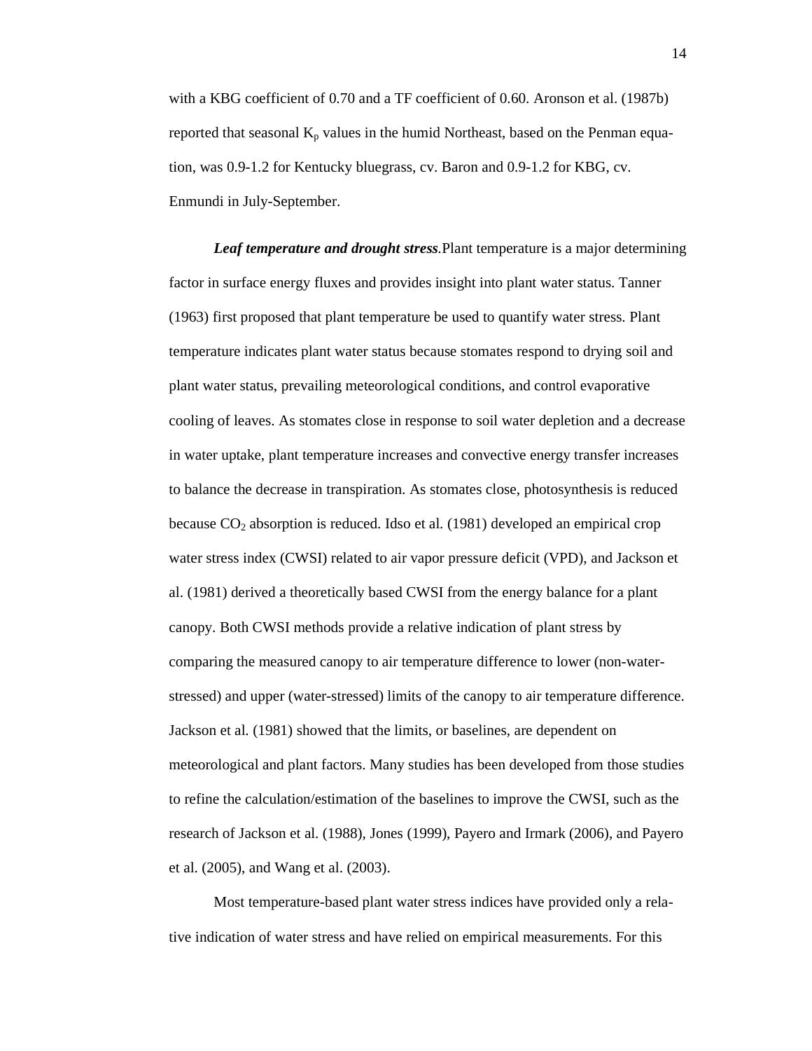with a KBG coefficient of 0.70 and a TF coefficient of 0.60. Aronson et al. (1987b) reported that seasonal $K_p$ values in the humid Northeast, based on the Penman equation, was 0.9-1.2 for Kentucky bluegrass, cv. Baron and 0.9-1.2 for KBG, cv. Enmundi in July-September.

***Leaf temperature and drought stress***.Plant temperature is a major determining factor in surface energy fluxes and provides insight into plant water status. Tanner (1963) first proposed that plant temperature be used to quantify water stress. Plant temperature indicates plant water status because stomates respond to drying soil and plant water status, prevailing meteorological conditions, and control evaporative cooling of leaves. As stomates close in response to soil water depletion and a decrease in water uptake, plant temperature increases and convective energy transfer increases to balance the decrease in transpiration. As stomates close, photosynthesis is reduced because $CO_2$ absorption is reduced. Idso et al. (1981) developed an empirical crop water stress index (CWSI) related to air vapor pressure deficit (VPD), and Jackson et al. (1981) derived a theoretically based CWSI from the energy balance for a plant canopy. Both CWSI methods provide a relative indication of plant stress by comparing the measured canopy to air temperature difference to lower (non-water-stressed) and upper (water-stressed) limits of the canopy to air temperature difference. Jackson et al. (1981) showed that the limits, or baselines, are dependent on meteorological and plant factors. Many studies has been developed from those studies to refine the calculation/estimation of the baselines to improve the CWSI, such as the research of Jackson et al. (1988), Jones (1999), Payero and Irmark (2006), and Payero et al. (2005), and Wang et al. (2003).

Most temperature-based plant water stress indices have provided only a relative indication of water stress and have relied on empirical measurements. For this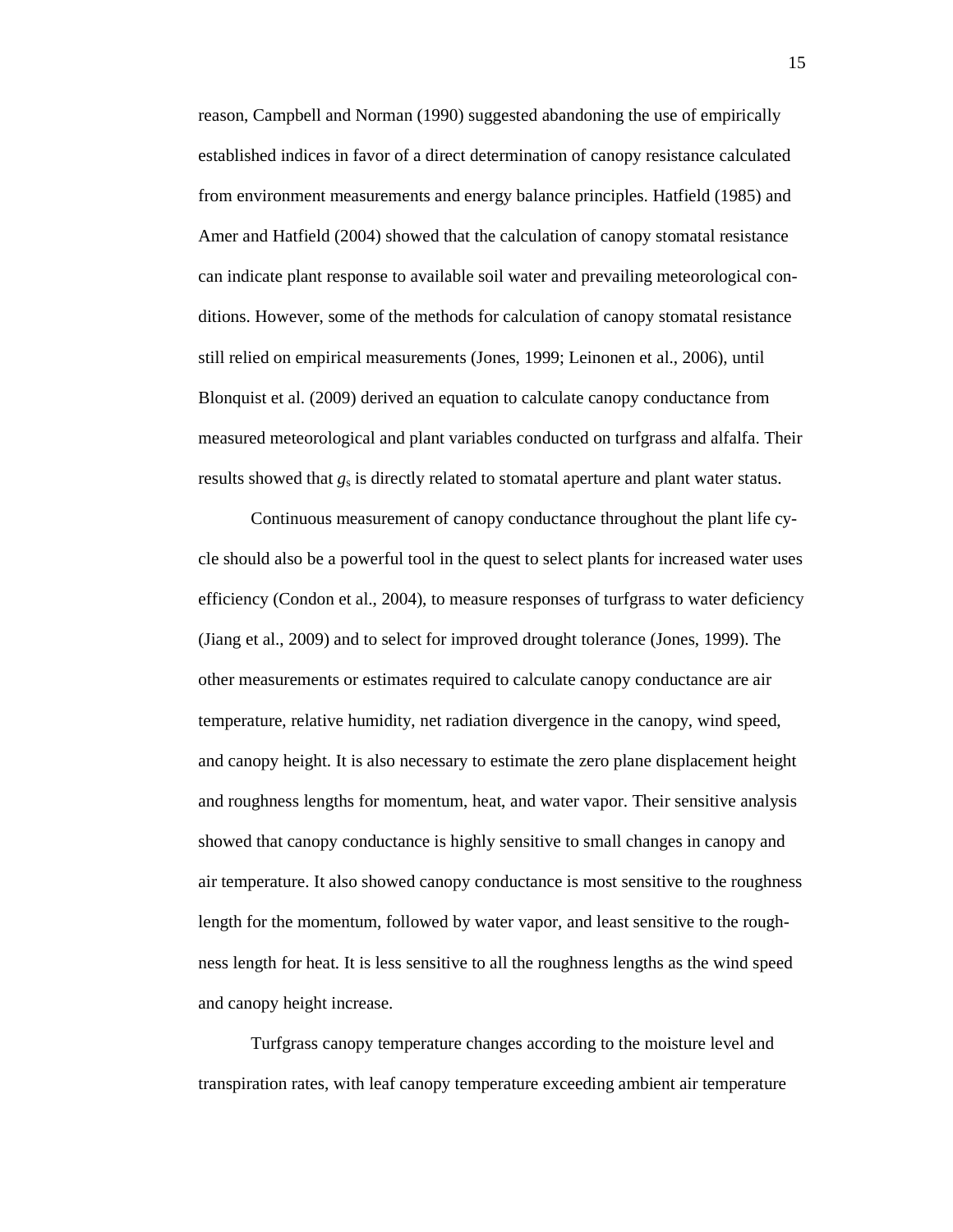reason, Campbell and Norman (1990) suggested abandoning the use of empirically established indices in favor of a direct determination of canopy resistance calculated from environment measurements and energy balance principles. Hatfield (1985) and Amer and Hatfield (2004) showed that the calculation of canopy stomatal resistance can indicate plant response to available soil water and prevailing meteorological conditions. However, some of the methods for calculation of canopy stomatal resistance still relied on empirical measurements (Jones, 1999; Leinonen et al., 2006), until Blonquist et al. (2009) derived an equation to calculate canopy conductance from measured meteorological and plant variables conducted on turfgrass and alfalfa. Their results showed that $g_s$ is directly related to stomatal aperture and plant water status.

Continuous measurement of canopy conductance throughout the plant life cycle should also be a powerful tool in the quest to select plants for increased water uses efficiency (Condon et al., 2004), to measure responses of turfgrass to water deficiency (Jiang et al., 2009) and to select for improved drought tolerance (Jones, 1999). The other measurements or estimates required to calculate canopy conductance are air temperature, relative humidity, net radiation divergence in the canopy, wind speed, and canopy height. It is also necessary to estimate the zero plane displacement height and roughness lengths for momentum, heat, and water vapor. Their sensitive analysis showed that canopy conductance is highly sensitive to small changes in canopy and air temperature. It also showed canopy conductance is most sensitive to the roughness length for the momentum, followed by water vapor, and least sensitive to the roughness length for heat. It is less sensitive to all the roughness lengths as the wind speed and canopy height increase.

Turfgrass canopy temperature changes according to the moisture level and transpiration rates, with leaf canopy temperature exceeding ambient air temperature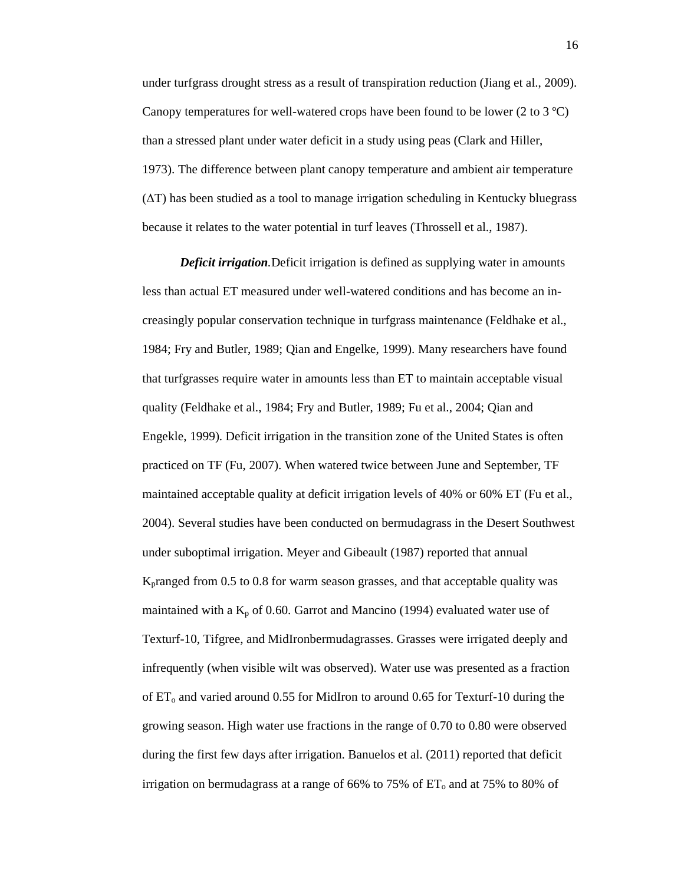under turfgrass drought stress as a result of transpiration reduction (Jiang et al., 2009). Canopy temperatures for well-watered crops have been found to be lower (2 to 3 $^{o}$C) than a stressed plant under water deficit in a study using peas (Clark and Hiller, 1973). The difference between plant canopy temperature and ambient air temperature (ΔT) has been studied as a tool to manage irrigation scheduling in Kentucky bluegrass because it relates to the water potential in turf leaves (Throssell et al., 1987).

***Deficit irrigation***.Deficit irrigation is defined as supplying water in amounts less than actual ET measured under well-watered conditions and has become an in-creasingly popular conservation technique in turfgrass maintenance (Feldhake et al., 1984; Fry and Butler, 1989; Qian and Engelke, 1999). Many researchers have found that turfgrasses require water in amounts less than ET to maintain acceptable visual quality (Feldhake et al., 1984; Fry and Butler, 1989; Fu et al., 2004; Qian and Engekle, 1999). Deficit irrigation in the transition zone of the United States is often practiced on TF (Fu, 2007). When watered twice between June and September, TF maintained acceptable quality at deficit irrigation levels of 40% or 60% ET (Fu et al., 2004). Several studies have been conducted on bermudagrass in the Desert Southwest under suboptimal irrigation. Meyer and Gibeault (1987) reported that annual $K_p$ranged from 0.5 to 0.8 for warm season grasses, and that acceptable quality was maintained with a $K_p$ of 0.60. Garrot and Mancino (1994) evaluated water use of Texturf-10, Tifgree, and MidIronbermudagrasses. Grasses were irrigated deeply and infrequently (when visible wilt was observed). Water use was presented as a fraction of $ET_o$ and varied around 0.55 for MidIron to around 0.65 for Texturf-10 during the growing season. High water use fractions in the range of 0.70 to 0.80 were observed during the first few days after irrigation. Banuelos et al. (2011) reported that deficit irrigation on bermudagrass at a range of 66% to 75% of $ET_o$ and at 75% to 80% of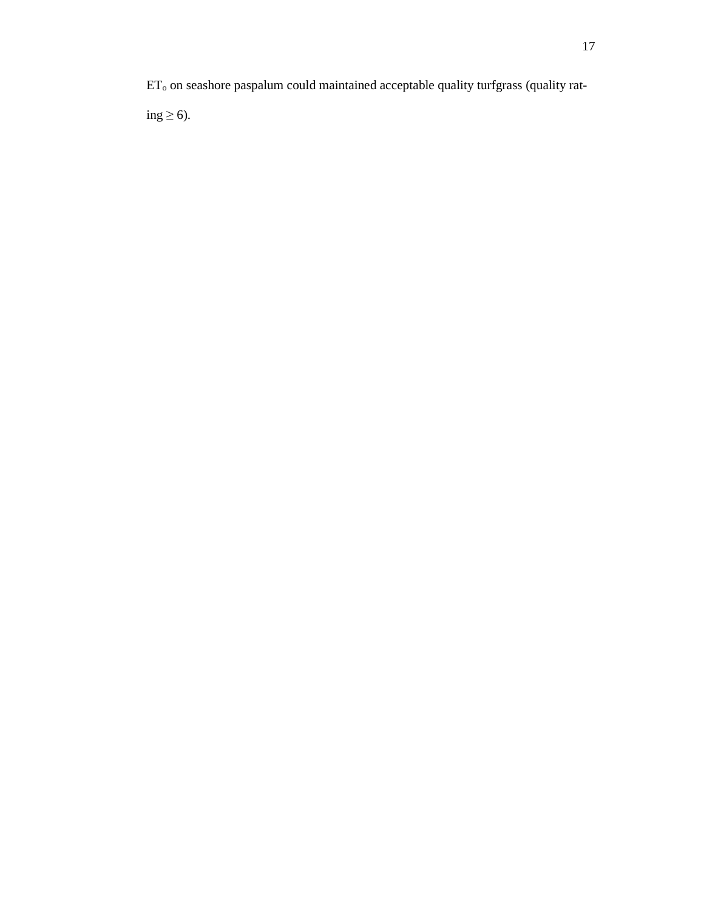$ET_o$ on seashore paspalum could maintained acceptable quality turfgrass (quality rating $\geq 6$).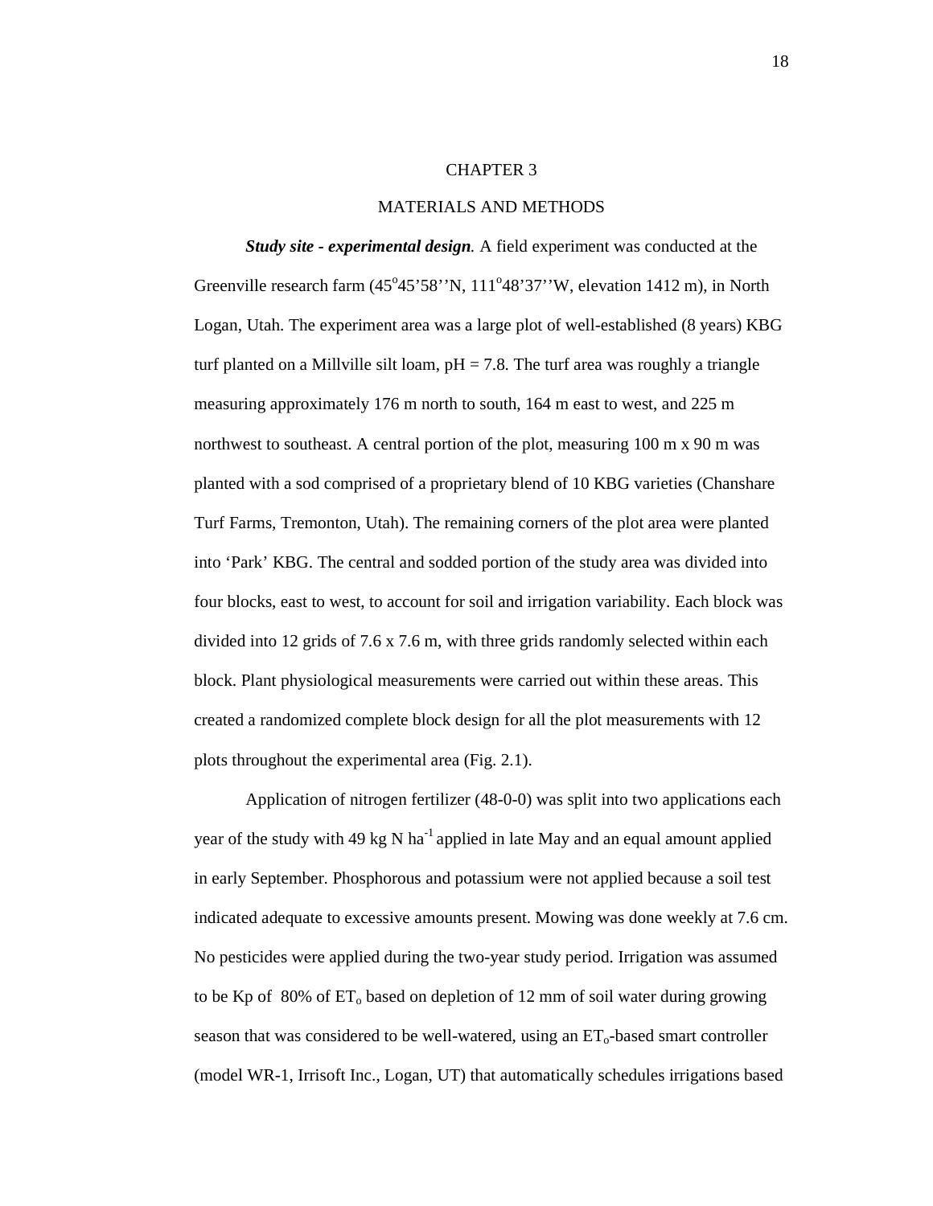# CHAPTER 3

## MATERIALS AND METHODS

***Study site - experimental design.*** A field experiment was conducted at the Greenville research farm (45°45’58’’N, 111°48’37’’W, elevation 1412 m), in North Logan, Utah. The experiment area was a large plot of well-established (8 years) KBG turf planted on a Millville silt loam, pH = 7.8. The turf area was roughly a triangle measuring approximately 176 m north to south, 164 m east to west, and 225 m northwest to southeast. A central portion of the plot, measuring 100 m x 90 m was planted with a sod comprised of a proprietary blend of 10 KBG varieties (Chanshare Turf Farms, Tremonton, Utah). The remaining corners of the plot area were planted into ‘Park’ KBG. The central and sodded portion of the study area was divided into four blocks, east to west, to account for soil and irrigation variability. Each block was divided into 12 grids of 7.6 x 7.6 m, with three grids randomly selected within each block. Plant physiological measurements were carried out within these areas. This created a randomized complete block design for all the plot measurements with 12 plots throughout the experimental area (Fig. 2.1).

Application of nitrogen fertilizer (48-0-0) was split into two applications each year of the study with 49 kg N $ha^{-1}$ applied in late May and an equal amount applied in early September. Phosphorous and potassium were not applied because a soil test indicated adequate to excessive amounts present. Mowing was done weekly at 7.6 cm. No pesticides were applied during the two-year study period. Irrigation was assumed to be Kp of 80% of $ET_o$ based on depletion of 12 mm of soil water during growing season that was considered to be well-watered, using an $ET_o$-based smart controller (model WR-1, Irrisoft Inc., Logan, UT) that automatically schedules irrigations based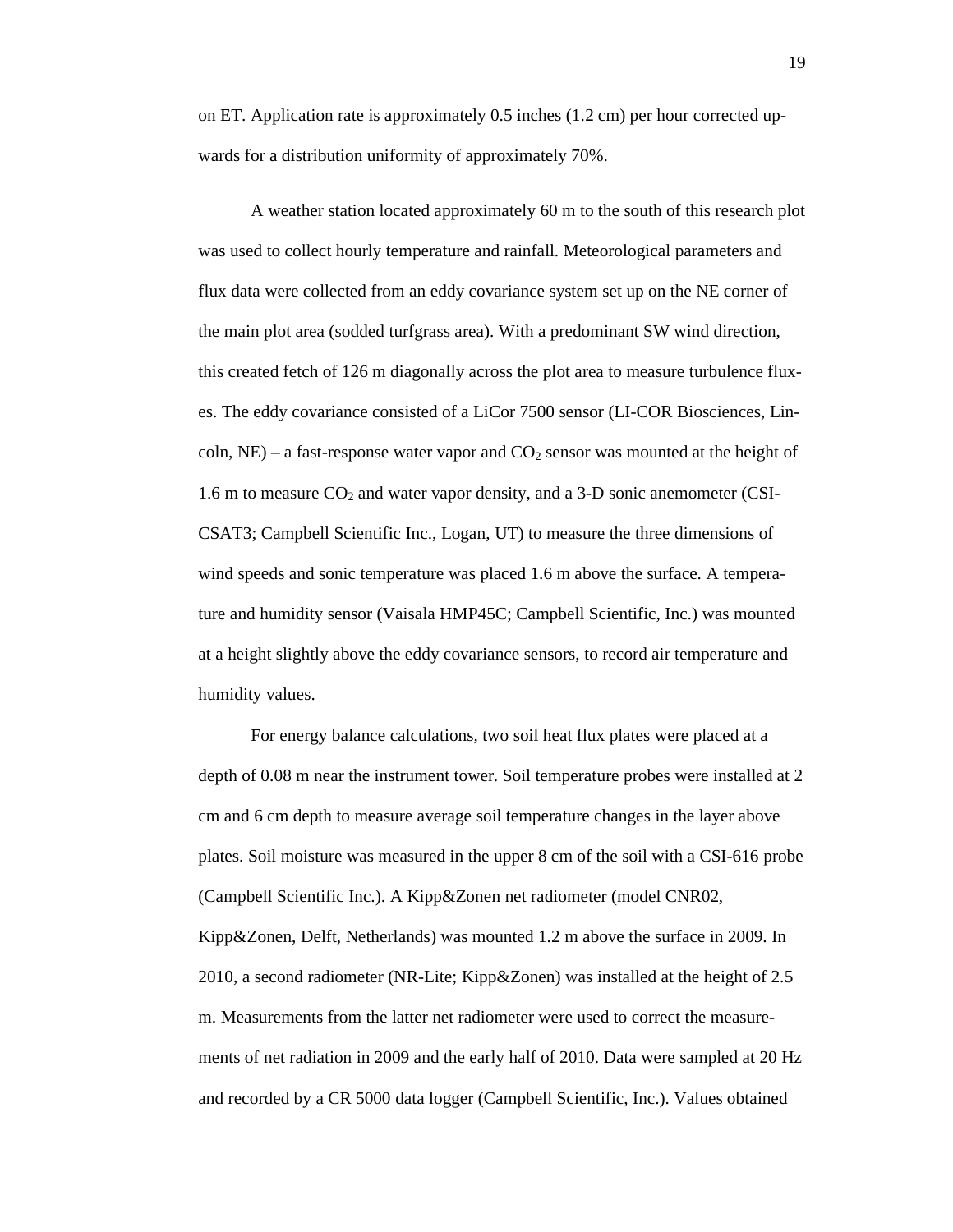on ET. Application rate is approximately 0.5 inches (1.2 cm) per hour corrected upwards for a distribution uniformity of approximately 70%.

A weather station located approximately 60 m to the south of this research plot was used to collect hourly temperature and rainfall. Meteorological parameters and flux data were collected from an eddy covariance system set up on the NE corner of the main plot area (sodded turfgrass area). With a predominant SW wind direction, this created fetch of 126 m diagonally across the plot area to measure turbulence fluxes. The eddy covariance consisted of a LiCor 7500 sensor (LI-COR Biosciences, Lincoln, NE) – a fast-response water vapor and $CO_2$ sensor was mounted at the height of 1.6 m to measure $CO_2$ and water vapor density, and a 3-D sonic anemometer (CSI-CSAT3; Campbell Scientific Inc., Logan, UT) to measure the three dimensions of wind speeds and sonic temperature was placed 1.6 m above the surface. A temperature and humidity sensor (Vaisala HMP45C; Campbell Scientific, Inc.) was mounted at a height slightly above the eddy covariance sensors, to record air temperature and humidity values.

For energy balance calculations, two soil heat flux plates were placed at a depth of 0.08 m near the instrument tower. Soil temperature probes were installed at 2 cm and 6 cm depth to measure average soil temperature changes in the layer above plates. Soil moisture was measured in the upper 8 cm of the soil with a CSI-616 probe (Campbell Scientific Inc.). A Kipp&Zonen net radiometer (model CNR02, Kipp&Zonen, Delft, Netherlands) was mounted 1.2 m above the surface in 2009. In 2010, a second radiometer (NR-Lite; Kipp&Zonen) was installed at the height of 2.5 m. Measurements from the latter net radiometer were used to correct the measurements of net radiation in 2009 and the early half of 2010. Data were sampled at 20 Hz and recorded by a CR 5000 data logger (Campbell Scientific, Inc.). Values obtained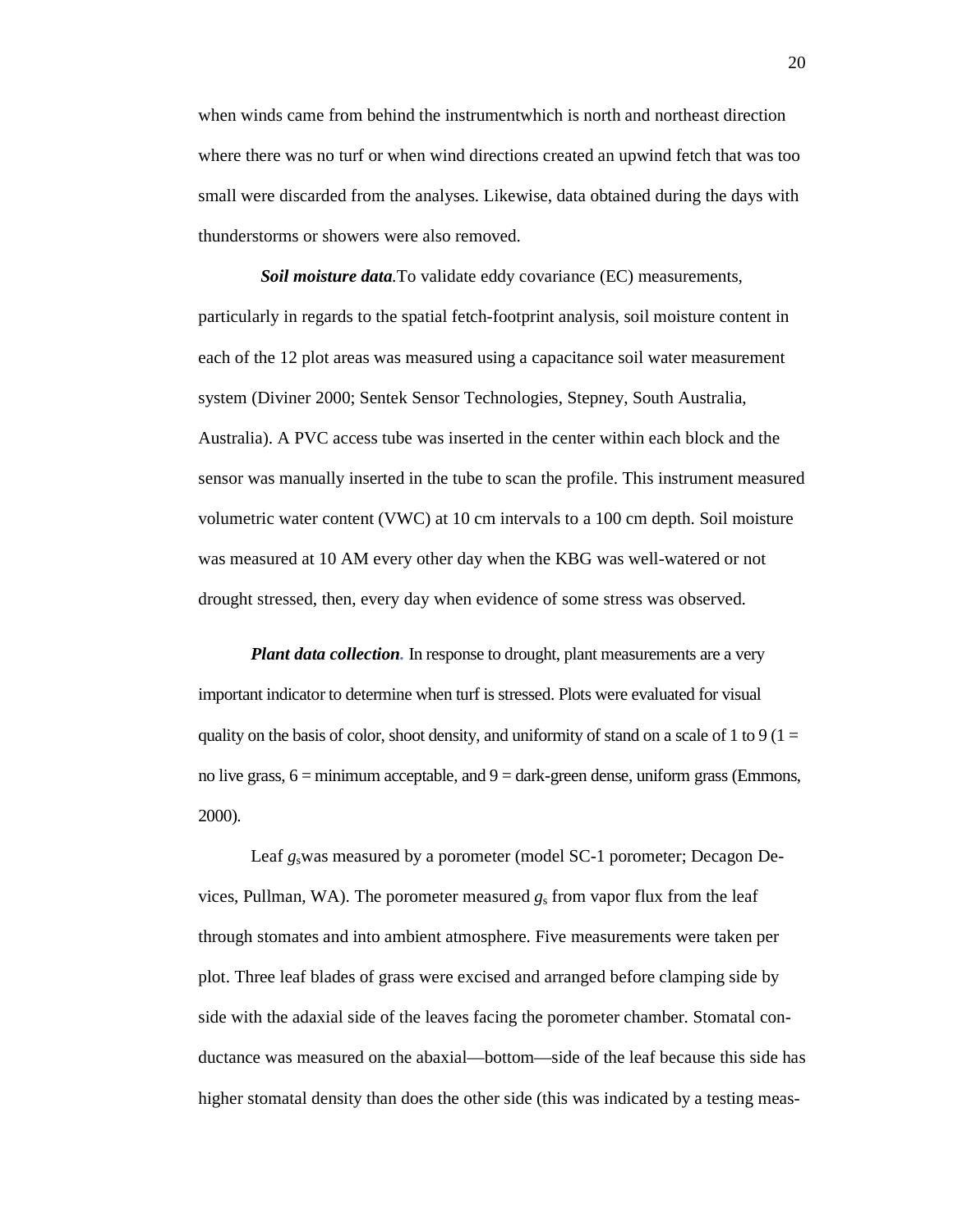when winds came from behind the instrumentwhich is north and northeast direction where there was no turf or when wind directions created an upwind fetch that was too small were discarded from the analyses. Likewise, data obtained during the days with thunderstorms or showers were also removed.

***Soil moisture data***.To validate eddy covariance (EC) measurements, particularly in regards to the spatial fetch-footprint analysis, soil moisture content in each of the 12 plot areas was measured using a capacitance soil water measurement system (Diviner 2000; Sentek Sensor Technologies, Stepney, South Australia, Australia). A PVC access tube was inserted in the center within each block and the sensor was manually inserted in the tube to scan the profile. This instrument measured volumetric water content (VWC) at 10 cm intervals to a 100 cm depth. Soil moisture was measured at 10 AM every other day when the KBG was well-watered or not drought stressed, then, every day when evidence of some stress was observed.

***Plant data collection***. In response to drought, plant measurements are a very important indicator to determine when turf is stressed. Plots were evaluated for visual quality on the basis of color, shoot density, and uniformity of stand on a scale of 1 to 9 (1 = no live grass, 6 = minimum acceptable, and 9 = dark-green dense, uniform grass (Emmons, 2000).

Leaf $g_s$was measured by a porometer (model SC-1 porometer; Decagon Devices, Pullman, WA). The porometer measured $g_s$ from vapor flux from the leaf through stomates and into ambient atmosphere. Five measurements were taken per plot. Three leaf blades of grass were excised and arranged before clamping side by side with the adaxial side of the leaves facing the porometer chamber. Stomatal conductance was measured on the abaxial—bottom—side of the leaf because this side has higher stomatal density than does the other side (this was indicated by a testing meas-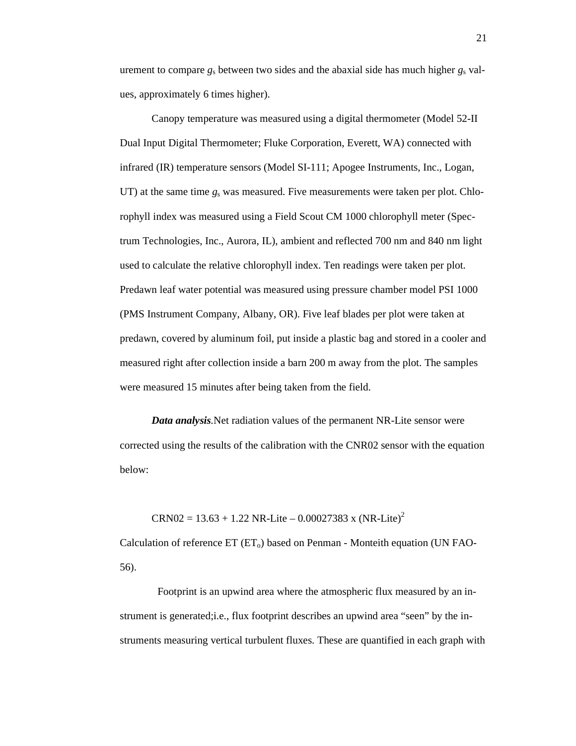urement to compare $g_s$ between two sides and the abaxial side has much higher $g_s$ values, approximately 6 times higher).

Canopy temperature was measured using a digital thermometer (Model 52-II Dual Input Digital Thermometer; Fluke Corporation, Everett, WA) connected with infrared (IR) temperature sensors (Model SI-111; Apogee Instruments, Inc., Logan, UT) at the same time $g_s$ was measured. Five measurements were taken per plot. Chlorophyll index was measured using a Field Scout CM 1000 chlorophyll meter (Spectrum Technologies, Inc., Aurora, IL), ambient and reflected 700 nm and 840 nm light used to calculate the relative chlorophyll index. Ten readings were taken per plot. Predawn leaf water potential was measured using pressure chamber model PSI 1000 (PMS Instrument Company, Albany, OR). Five leaf blades per plot were taken at predawn, covered by aluminum foil, put inside a plastic bag and stored in a cooler and measured right after collection inside a barn 200 m away from the plot. The samples were measured 15 minutes after being taken from the field.

***Data analysis***.Net radiation values of the permanent NR-Lite sensor were corrected using the results of the calibration with the CNR02 sensor with the equation below:

$$\text{CRN02} = 13.63 + 1.22\ \text{NR-Lite} - 0.00027383 \times (\text{NR-Lite})^2$$

Calculation of reference ET ($ET_o$) based on Penman - Monteith equation (UN FAO-56).

Footprint is an upwind area where the atmospheric flux measured by an instrument is generated;i.e., flux footprint describes an upwind area "seen" by the instruments measuring vertical turbulent fluxes. These are quantified in each graph with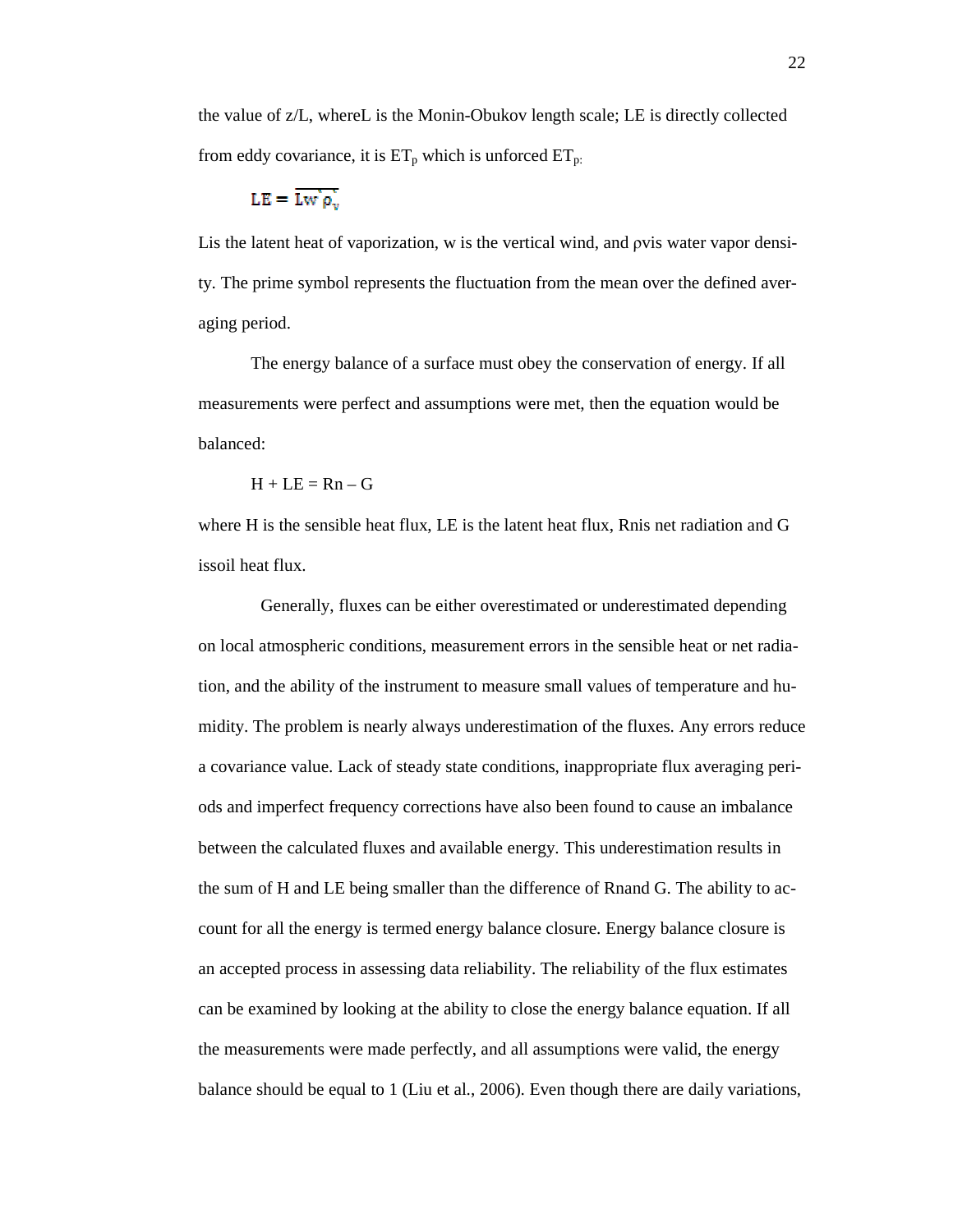the value of z/L, whereL is the Monin-Obukov length scale; LE is directly collected from eddy covariance, it is $ET_p$ which is unforced $ET_{p:}$

$$LE = \overline{Lw'\rho_v'}$$

Lis the latent heat of vaporization, w is the vertical wind, and ρvis water vapor density. The prime symbol represents the fluctuation from the mean over the defined averaging period.

The energy balance of a surface must obey the conservation of energy. If all measurements were perfect and assumptions were met, then the equation would be balanced:

$$H + LE = Rn - G$$

where H is the sensible heat flux, LE is the latent heat flux, Rnis net radiation and G issoil heat flux.

Generally, fluxes can be either overestimated or underestimated depending on local atmospheric conditions, measurement errors in the sensible heat or net radiation, and the ability of the instrument to measure small values of temperature and humidity. The problem is nearly always underestimation of the fluxes. Any errors reduce a covariance value. Lack of steady state conditions, inappropriate flux averaging periods and imperfect frequency corrections have also been found to cause an imbalance between the calculated fluxes and available energy. This underestimation results in the sum of H and LE being smaller than the difference of Rnand G. The ability to account for all the energy is termed energy balance closure. Energy balance closure is an accepted process in assessing data reliability. The reliability of the flux estimates can be examined by looking at the ability to close the energy balance equation. If all the measurements were made perfectly, and all assumptions were valid, the energy balance should be equal to 1 (Liu et al., 2006). Even though there are daily variations,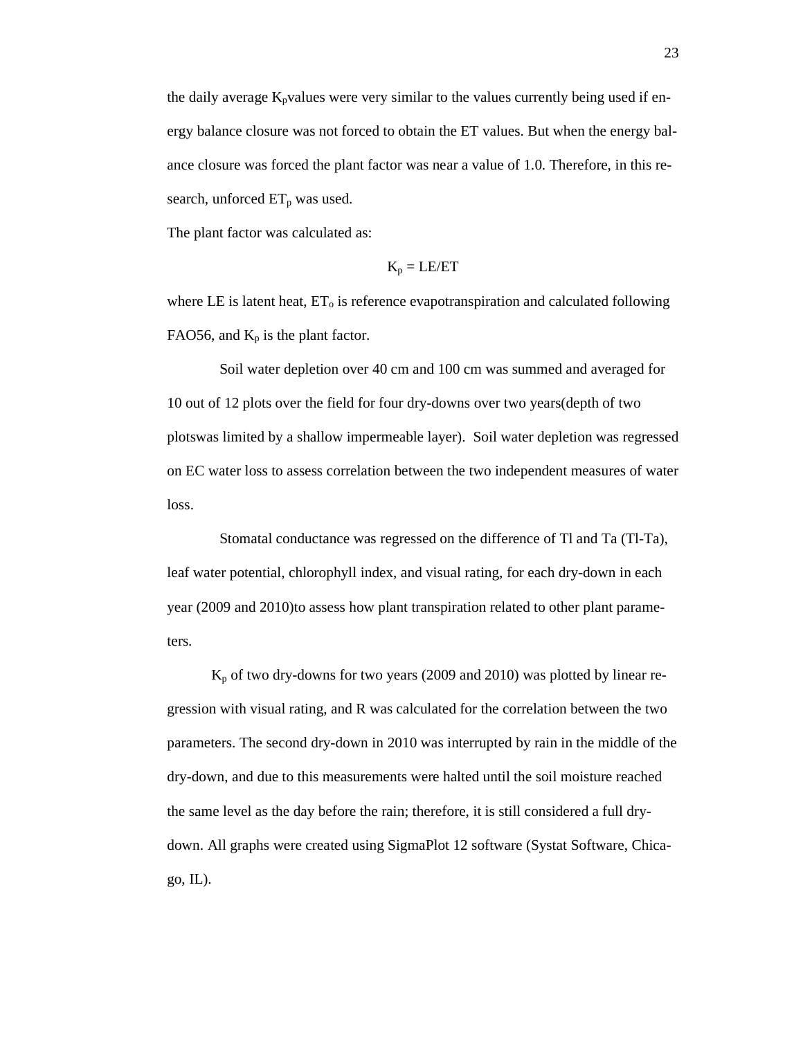the daily average $K_p$values were very similar to the values currently being used if energy balance closure was not forced to obtain the ET values. But when the energy balance closure was forced the plant factor was near a value of 1.0. Therefore, in this research, unforced $ET_p$ was used.

The plant factor was calculated as:

$$K_p = LE/ET$$

where LE is latent heat, $ET_o$ is reference evapotranspiration and calculated following FAO56, and $K_p$ is the plant factor.

Soil water depletion over 40 cm and 100 cm was summed and averaged for 10 out of 12 plots over the field for four dry-downs over two years(depth of two plotswas limited by a shallow impermeable layer). Soil water depletion was regressed on EC water loss to assess correlation between the two independent measures of water loss.

Stomatal conductance was regressed on the difference of Tl and Ta (Tl-Ta), leaf water potential, chlorophyll index, and visual rating, for each dry-down in each year (2009 and 2010)to assess how plant transpiration related to other plant parameters.

$K_p$ of two dry-downs for two years (2009 and 2010) was plotted by linear regression with visual rating, and R was calculated for the correlation between the two parameters. The second dry-down in 2010 was interrupted by rain in the middle of the dry-down, and due to this measurements were halted until the soil moisture reached the same level as the day before the rain; therefore, it is still considered a full dry-down. All graphs were created using SigmaPlot 12 software (Systat Software, Chicago, IL).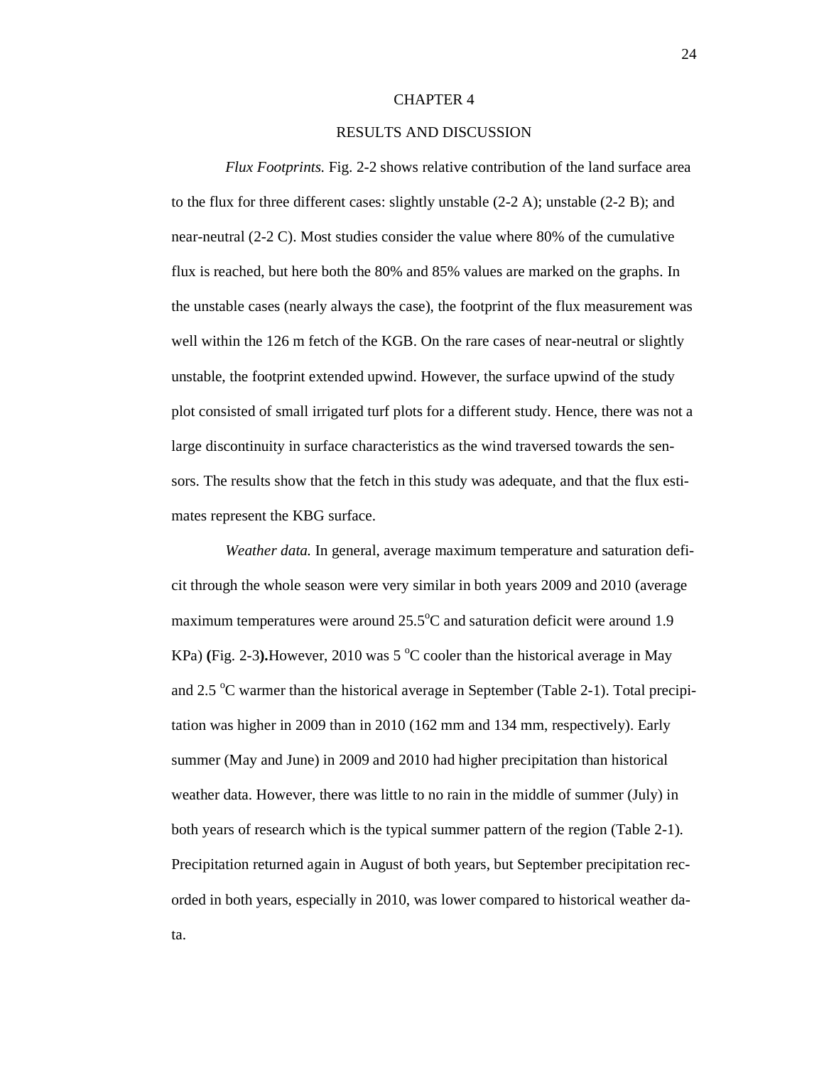# CHAPTER 4

## RESULTS AND DISCUSSION

*Flux Footprints.* Fig. 2-2 shows relative contribution of the land surface area to the flux for three different cases: slightly unstable (2-2 A); unstable (2-2 B); and near-neutral (2-2 C). Most studies consider the value where 80% of the cumulative flux is reached, but here both the 80% and 85% values are marked on the graphs. In the unstable cases (nearly always the case), the footprint of the flux measurement was well within the 126 m fetch of the KGB. On the rare cases of near-neutral or slightly unstable, the footprint extended upwind. However, the surface upwind of the study plot consisted of small irrigated turf plots for a different study. Hence, there was not a large discontinuity in surface characteristics as the wind traversed towards the sensors. The results show that the fetch in this study was adequate, and that the flux estimates represent the KBG surface.

*Weather data.* In general, average maximum temperature and saturation deficit through the whole season were very similar in both years 2009 and 2010 (average maximum temperatures were around 25.5$^{o}$C and saturation deficit were around 1.9 KPa) **(**Fig. 2-3**).**However, 2010 was 5 $^{o}$C cooler than the historical average in May and 2.5 $^{o}$C warmer than the historical average in September (Table 2-1). Total precipitation was higher in 2009 than in 2010 (162 mm and 134 mm, respectively). Early summer (May and June) in 2009 and 2010 had higher precipitation than historical weather data. However, there was little to no rain in the middle of summer (July) in both years of research which is the typical summer pattern of the region (Table 2-1). Precipitation returned again in August of both years, but September precipitation recorded in both years, especially in 2010, was lower compared to historical weather data.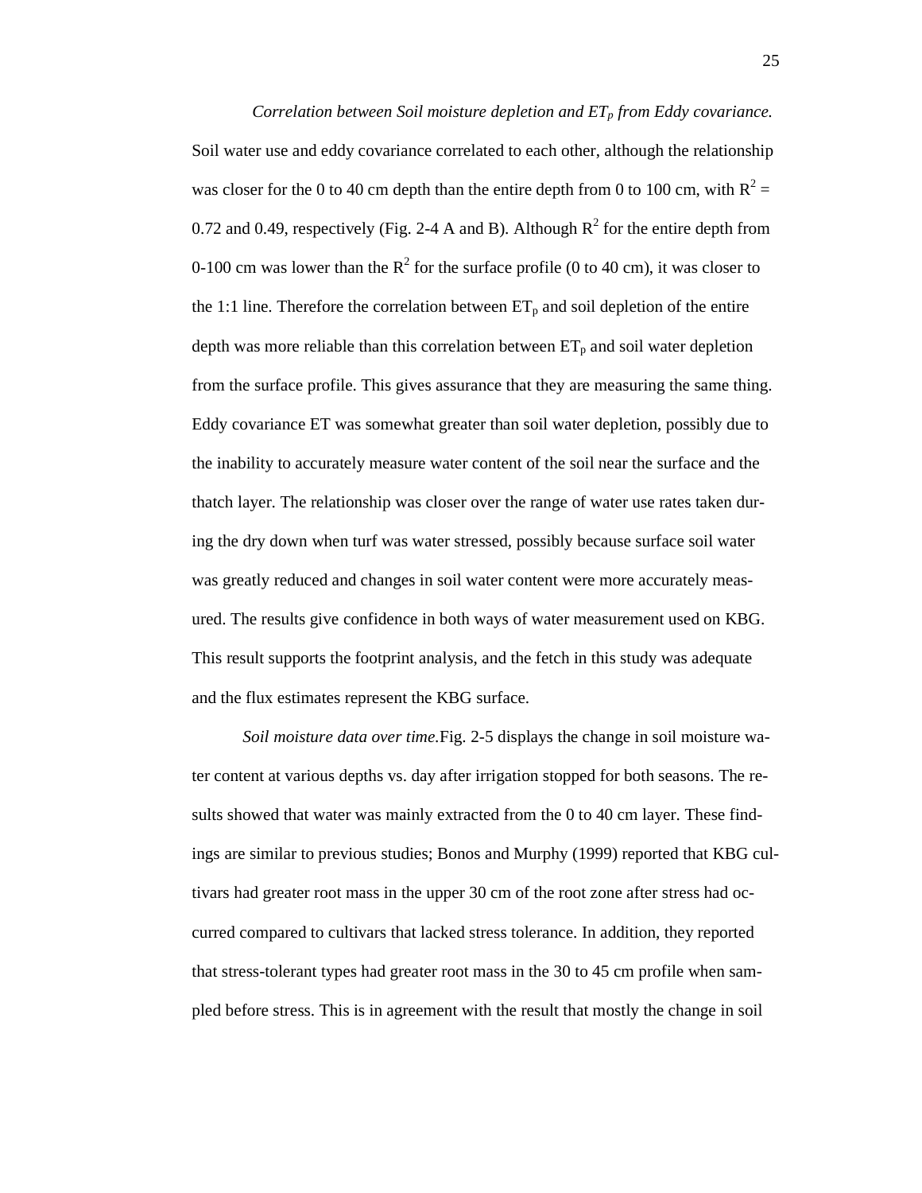*Correlation between Soil moisture depletion and $ET_p$ from Eddy covariance.* Soil water use and eddy covariance correlated to each other, although the relationship was closer for the 0 to 40 cm depth than the entire depth from 0 to 100 cm, with $R^2$ = 0.72 and 0.49, respectively (Fig. 2-4 A and B). Although $R^2$ for the entire depth from 0-100 cm was lower than the $R^2$ for the surface profile (0 to 40 cm), it was closer to the 1:1 line. Therefore the correlation between $ET_p$ and soil depletion of the entire depth was more reliable than this correlation between $ET_p$ and soil water depletion from the surface profile. This gives assurance that they are measuring the same thing. Eddy covariance ET was somewhat greater than soil water depletion, possibly due to the inability to accurately measure water content of the soil near the surface and the thatch layer. The relationship was closer over the range of water use rates taken during the dry down when turf was water stressed, possibly because surface soil water was greatly reduced and changes in soil water content were more accurately measured. The results give confidence in both ways of water measurement used on KBG. This result supports the footprint analysis, and the fetch in this study was adequate and the flux estimates represent the KBG surface.

*Soil moisture data over time.*Fig. 2-5 displays the change in soil moisture water content at various depths vs. day after irrigation stopped for both seasons. The results showed that water was mainly extracted from the 0 to 40 cm layer. These findings are similar to previous studies; Bonos and Murphy (1999) reported that KBG cultivars had greater root mass in the upper 30 cm of the root zone after stress had occurred compared to cultivars that lacked stress tolerance. In addition, they reported that stress-tolerant types had greater root mass in the 30 to 45 cm profile when sampled before stress. This is in agreement with the result that mostly the change in soil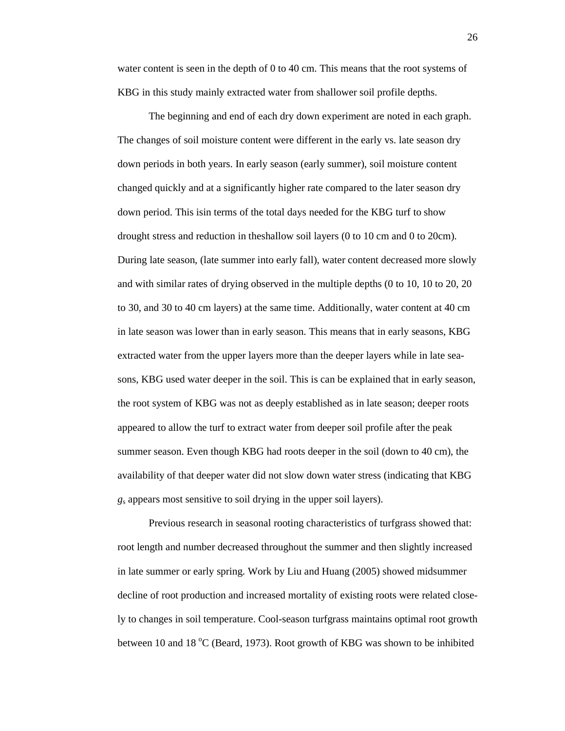water content is seen in the depth of 0 to 40 cm. This means that the root systems of KBG in this study mainly extracted water from shallower soil profile depths.

The beginning and end of each dry down experiment are noted in each graph. The changes of soil moisture content were different in the early vs. late season dry down periods in both years. In early season (early summer), soil moisture content changed quickly and at a significantly higher rate compared to the later season dry down period. This isin terms of the total days needed for the KBG turf to show drought stress and reduction in theshallow soil layers (0 to 10 cm and 0 to 20cm). During late season, (late summer into early fall), water content decreased more slowly and with similar rates of drying observed in the multiple depths (0 to 10, 10 to 20, 20 to 30, and 30 to 40 cm layers) at the same time. Additionally, water content at 40 cm in late season was lower than in early season. This means that in early seasons, KBG extracted water from the upper layers more than the deeper layers while in late seasons, KBG used water deeper in the soil. This is can be explained that in early season, the root system of KBG was not as deeply established as in late season; deeper roots appeared to allow the turf to extract water from deeper soil profile after the peak summer season. Even though KBG had roots deeper in the soil (down to 40 cm), the availability of that deeper water did not slow down water stress (indicating that KBG $g_s$ appears most sensitive to soil drying in the upper soil layers).

Previous research in seasonal rooting characteristics of turfgrass showed that: root length and number decreased throughout the summer and then slightly increased in late summer or early spring. Work by Liu and Huang (2005) showed midsummer decline of root production and increased mortality of existing roots were related closely to changes in soil temperature. Cool-season turfgrass maintains optimal root growth between 10 and 18 $^{o}$C (Beard, 1973). Root growth of KBG was shown to be inhibited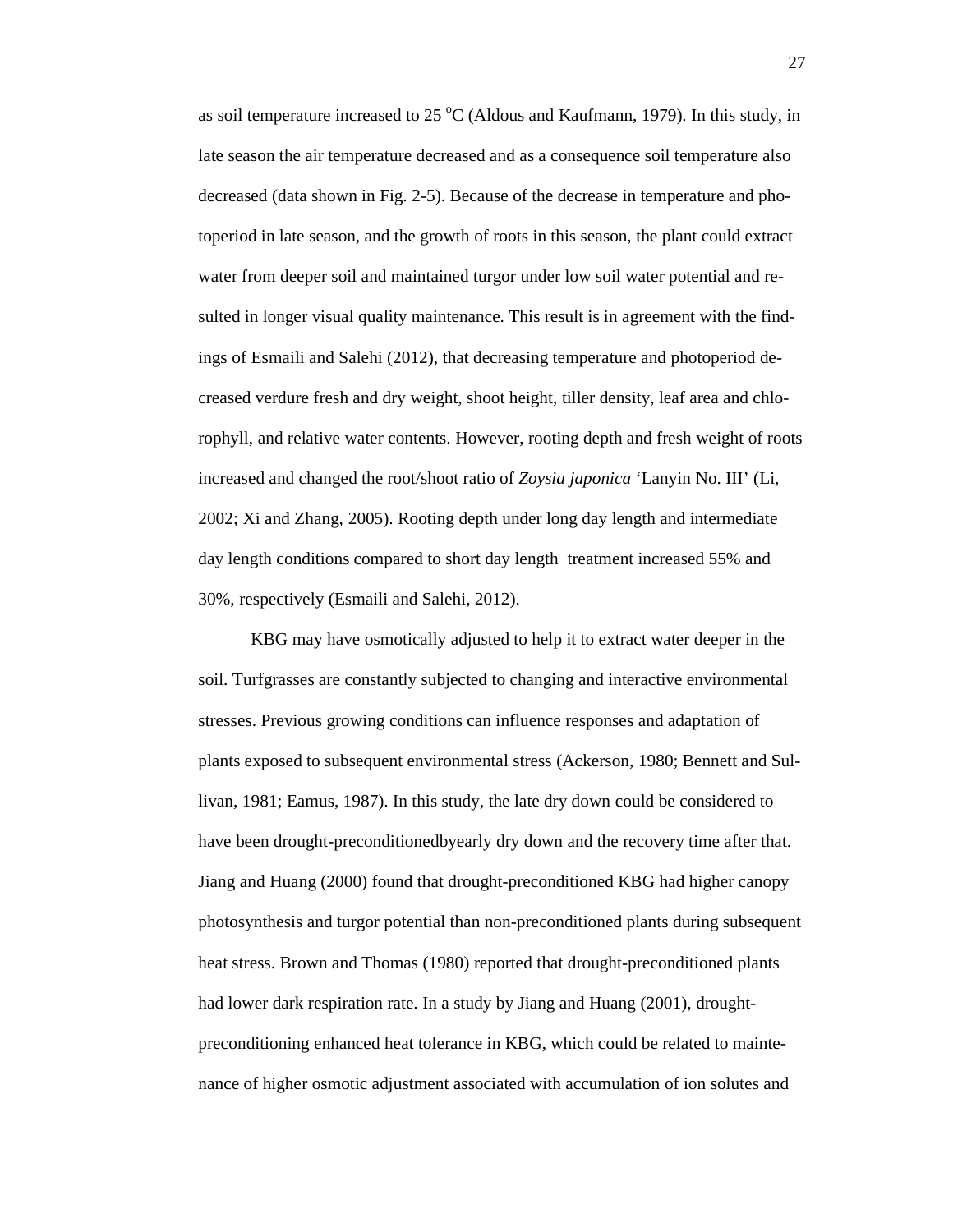as soil temperature increased to 25 $^oC$ (Aldous and Kaufmann, 1979). In this study, in late season the air temperature decreased and as a consequence soil temperature also decreased (data shown in Fig. 2-5). Because of the decrease in temperature and photoperiod in late season, and the growth of roots in this season, the plant could extract water from deeper soil and maintained turgor under low soil water potential and resulted in longer visual quality maintenance. This result is in agreement with the findings of Esmaili and Salehi (2012), that decreasing temperature and photoperiod decreased verdure fresh and dry weight, shoot height, tiller density, leaf area and chlorophyll, and relative water contents. However, rooting depth and fresh weight of roots increased and changed the root/shoot ratio of *Zoysia japonica* 'Lanyin No. III' (Li, 2002; Xi and Zhang, 2005). Rooting depth under long day length and intermediate day length conditions compared to short day length treatment increased 55% and 30%, respectively (Esmaili and Salehi, 2012).

KBG may have osmotically adjusted to help it to extract water deeper in the soil. Turfgrasses are constantly subjected to changing and interactive environmental stresses. Previous growing conditions can influence responses and adaptation of plants exposed to subsequent environmental stress (Ackerson, 1980; Bennett and Sullivan, 1981; Eamus, 1987). In this study, the late dry down could be considered to have been drought-preconditionedbyearly dry down and the recovery time after that. Jiang and Huang (2000) found that drought-preconditioned KBG had higher canopy photosynthesis and turgor potential than non-preconditioned plants during subsequent heat stress. Brown and Thomas (1980) reported that drought-preconditioned plants had lower dark respiration rate. In a study by Jiang and Huang (2001), drought-preconditioning enhanced heat tolerance in KBG, which could be related to maintenance of higher osmotic adjustment associated with accumulation of ion solutes and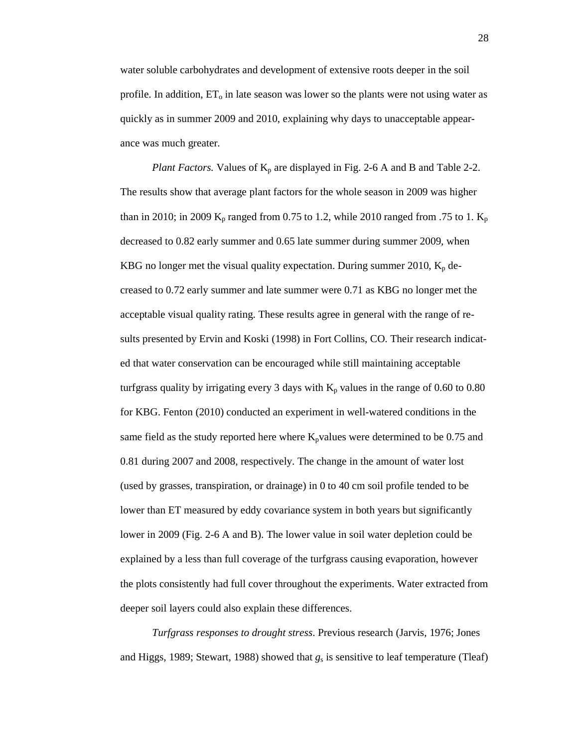water soluble carbohydrates and development of extensive roots deeper in the soil profile. In addition, $ET_o$ in late season was lower so the plants were not using water as quickly as in summer 2009 and 2010, explaining why days to unacceptable appearance was much greater.

*Plant Factors.* Values of $K_p$ are displayed in Fig. 2-6 A and B and Table 2-2. The results show that average plant factors for the whole season in 2009 was higher than in 2010; in 2009 $K_p$ ranged from 0.75 to 1.2, while 2010 ranged from .75 to 1. $K_p$ decreased to 0.82 early summer and 0.65 late summer during summer 2009, when KBG no longer met the visual quality expectation. During summer 2010, $K_p$ decreased to 0.72 early summer and late summer were 0.71 as KBG no longer met the acceptable visual quality rating. These results agree in general with the range of results presented by Ervin and Koski (1998) in Fort Collins, CO. Their research indicated that water conservation can be encouraged while still maintaining acceptable turfgrass quality by irrigating every 3 days with $K_p$ values in the range of 0.60 to 0.80 for KBG. Fenton (2010) conducted an experiment in well-watered conditions in the same field as the study reported here where $K_p$values were determined to be 0.75 and 0.81 during 2007 and 2008, respectively. The change in the amount of water lost (used by grasses, transpiration, or drainage) in 0 to 40 cm soil profile tended to be lower than ET measured by eddy covariance system in both years but significantly lower in 2009 (Fig. 2-6 A and B). The lower value in soil water depletion could be explained by a less than full coverage of the turfgrass causing evaporation, however the plots consistently had full cover throughout the experiments. Water extracted from deeper soil layers could also explain these differences.

*Turfgrass responses to drought stress*. Previous research (Jarvis, 1976; Jones and Higgs, 1989; Stewart, 1988) showed that $g_s$ is sensitive to leaf temperature (Tleaf)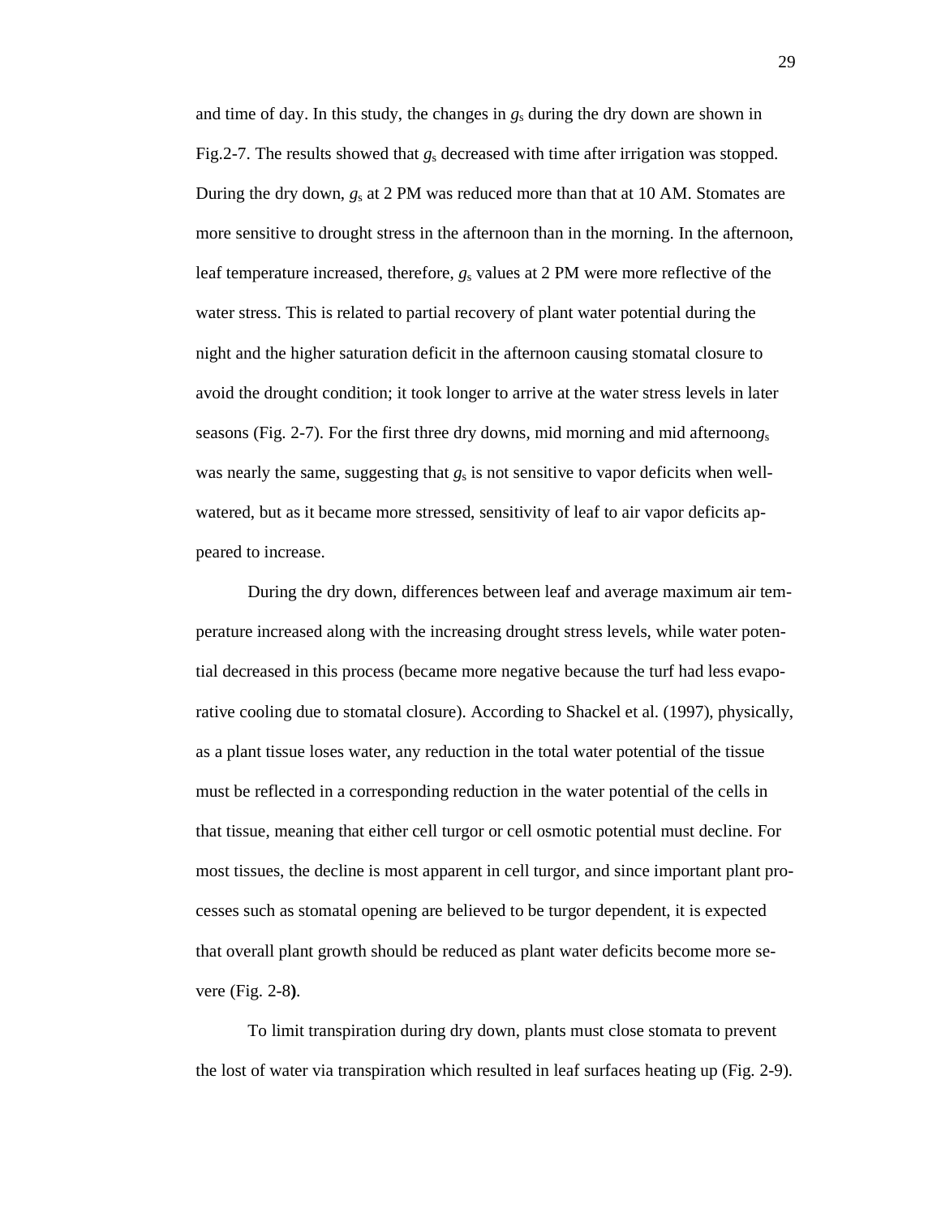and time of day. In this study, the changes in $g_s$ during the dry down are shown in Fig.2-7. The results showed that $g_s$ decreased with time after irrigation was stopped. During the dry down, $g_s$ at 2 PM was reduced more than that at 10 AM. Stomates are more sensitive to drought stress in the afternoon than in the morning. In the afternoon, leaf temperature increased, therefore, $g_s$ values at 2 PM were more reflective of the water stress. This is related to partial recovery of plant water potential during the night and the higher saturation deficit in the afternoon causing stomatal closure to avoid the drought condition; it took longer to arrive at the water stress levels in later seasons (Fig. 2-7). For the first three dry downs, mid morning and mid afternoon $g_s$ was nearly the same, suggesting that $g_s$ is not sensitive to vapor deficits when well-watered, but as it became more stressed, sensitivity of leaf to air vapor deficits appeared to increase.

During the dry down, differences between leaf and average maximum air temperature increased along with the increasing drought stress levels, while water potential decreased in this process (became more negative because the turf had less evaporative cooling due to stomatal closure). According to Shackel et al. (1997), physically, as a plant tissue loses water, any reduction in the total water potential of the tissue must be reflected in a corresponding reduction in the water potential of the cells in that tissue, meaning that either cell turgor or cell osmotic potential must decline. For most tissues, the decline is most apparent in cell turgor, and since important plant processes such as stomatal opening are believed to be turgor dependent, it is expected that overall plant growth should be reduced as plant water deficits become more severe (Fig. 2-8).

To limit transpiration during dry down, plants must close stomata to prevent the lost of water via transpiration which resulted in leaf surfaces heating up (Fig. 2-9).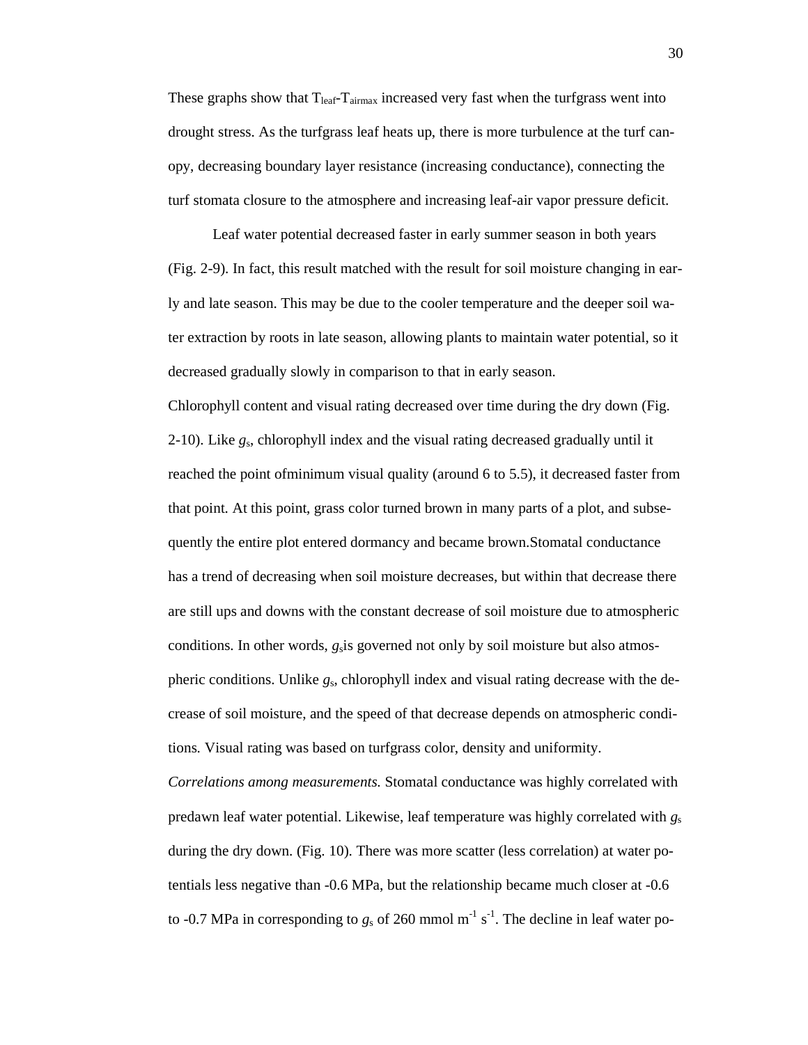These graphs show that $T_{leaf}$-$T_{airmax}$ increased very fast when the turfgrass went into drought stress. As the turfgrass leaf heats up, there is more turbulence at the turf canopy, decreasing boundary layer resistance (increasing conductance), connecting the turf stomata closure to the atmosphere and increasing leaf-air vapor pressure deficit.

Leaf water potential decreased faster in early summer season in both years (Fig. 2-9). In fact, this result matched with the result for soil moisture changing in early and late season. This may be due to the cooler temperature and the deeper soil water extraction by roots in late season, allowing plants to maintain water potential, so it decreased gradually slowly in comparison to that in early season.

Chlorophyll content and visual rating decreased over time during the dry down (Fig. 2-10). Like $g_s$, chlorophyll index and the visual rating decreased gradually until it reached the point ofminimum visual quality (around 6 to 5.5), it decreased faster from that point. At this point, grass color turned brown in many parts of a plot, and subsequently the entire plot entered dormancy and became brown.Stomatal conductance has a trend of decreasing when soil moisture decreases, but within that decrease there are still ups and downs with the constant decrease of soil moisture due to atmospheric conditions. In other words, $g_s$is governed not only by soil moisture but also atmospheric conditions. Unlike $g_s$, chlorophyll index and visual rating decrease with the decrease of soil moisture, and the speed of that decrease depends on atmospheric conditions. Visual rating was based on turfgrass color, density and uniformity.

*Correlations among measurements.* Stomatal conductance was highly correlated with predawn leaf water potential. Likewise, leaf temperature was highly correlated with $g_s$ during the dry down. (Fig. 10). There was more scatter (less correlation) at water potentials less negative than -0.6 MPa, but the relationship became much closer at -0.6 to -0.7 MPa in corresponding to $g_s$ of 260 mmol $m^{-1}$ $s^{-1}$. The decline in leaf water po-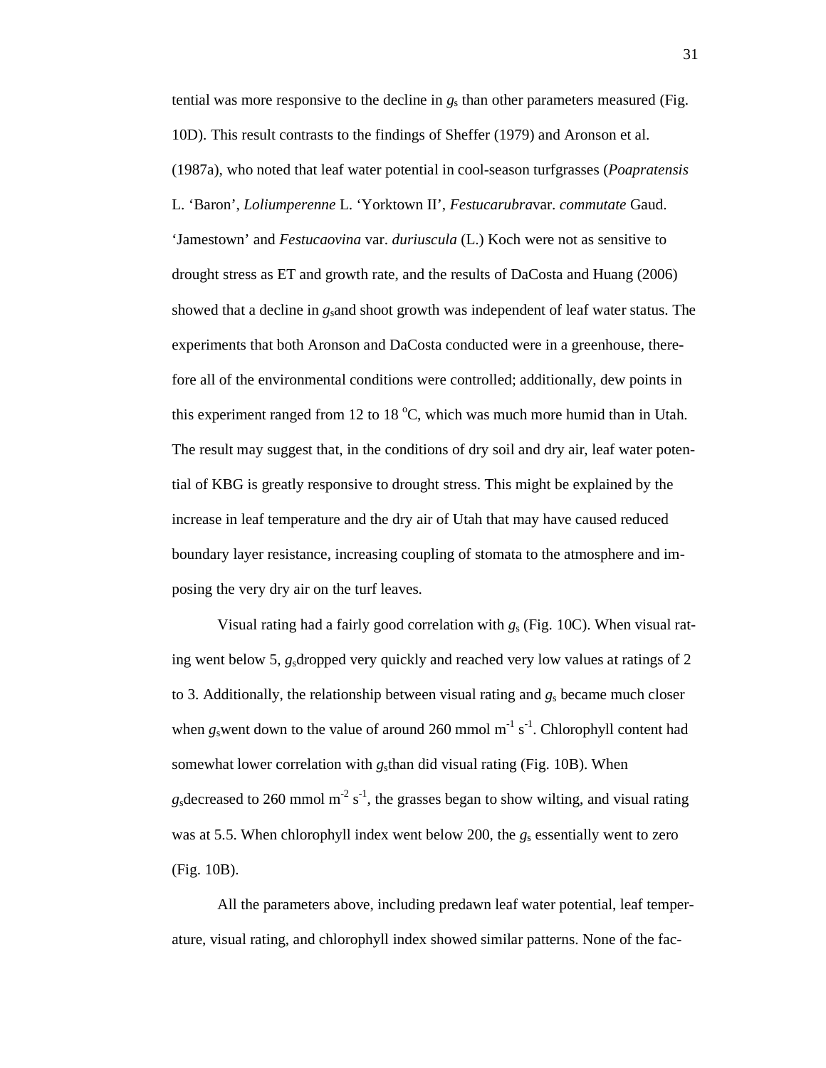tential was more responsive to the decline in $g_s$ than other parameters measured (Fig. 10D). This result contrasts to the findings of Sheffer (1979) and Aronson et al. (1987a), who noted that leaf water potential in cool-season turfgrasses (*Poapratensis* L. 'Baron', *Loliumperenne* L. 'Yorktown II', *Festucarubra*var. *commutate* Gaud. 'Jamestown' and *Festucaovina* var. *duriuscula* (L.) Koch were not as sensitive to drought stress as ET and growth rate, and the results of DaCosta and Huang (2006) showed that a decline in $g_s$and shoot growth was independent of leaf water status. The experiments that both Aronson and DaCosta conducted were in a greenhouse, therefore all of the environmental conditions were controlled; additionally, dew points in this experiment ranged from 12 to 18 $^{o}$C, which was much more humid than in Utah. The result may suggest that, in the conditions of dry soil and dry air, leaf water potential of KBG is greatly responsive to drought stress. This might be explained by the increase in leaf temperature and the dry air of Utah that may have caused reduced boundary layer resistance, increasing coupling of stomata to the atmosphere and imposing the very dry air on the turf leaves.

Visual rating had a fairly good correlation with $g_s$ (Fig. 10C). When visual rating went below 5, $g_s$dropped very quickly and reached very low values at ratings of 2 to 3. Additionally, the relationship between visual rating and $g_s$ became much closer when $g_s$went down to the value of around 260 mmol m$^{-1}$ s$^{-1}$. Chlorophyll content had somewhat lower correlation with $g_s$than did visual rating (Fig. 10B). When $g_s$decreased to 260 mmol m$^{-2}$ s$^{-1}$, the grasses began to show wilting, and visual rating was at 5.5. When chlorophyll index went below 200, the $g_s$ essentially went to zero (Fig. 10B).

All the parameters above, including predawn leaf water potential, leaf temperature, visual rating, and chlorophyll index showed similar patterns. None of the fac-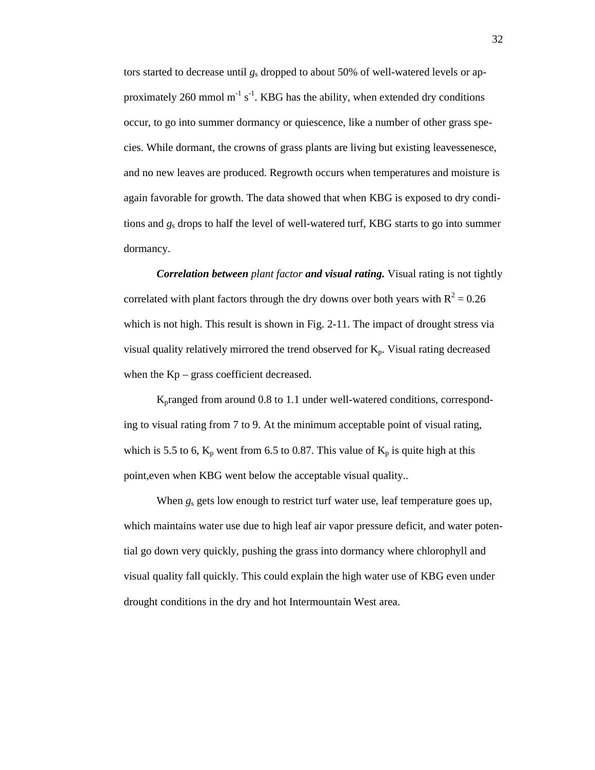tors started to decrease until $g_s$ dropped to about 50% of well-watered levels or approximately 260 mmol $m^{-1}$ $s^{-1}$. KBG has the ability, when extended dry conditions occur, to go into summer dormancy or quiescence, like a number of other grass species. While dormant, the crowns of grass plants are living but existing leavessenesce, and no new leaves are produced. Regrowth occurs when temperatures and moisture is again favorable for growth. The data showed that when KBG is exposed to dry conditions and $g_s$ drops to half the level of well-watered turf, KBG starts to go into summer dormancy.

***Correlation between** plant factor **and visual rating.*** Visual rating is not tightly correlated with plant factors through the dry downs over both years with $R^2 = 0.26$ which is not high. This result is shown in Fig. 2-11. The impact of drought stress via visual quality relatively mirrored the trend observed for $K_p$. Visual rating decreased when the Kp – grass coefficient decreased.

$K_p$ranged from around 0.8 to 1.1 under well-watered conditions, corresponding to visual rating from 7 to 9. At the minimum acceptable point of visual rating, which is 5.5 to 6, $K_p$ went from 6.5 to 0.87. This value of $K_p$ is quite high at this point,even when KBG went below the acceptable visual quality..

When $g_s$ gets low enough to restrict turf water use, leaf temperature goes up, which maintains water use due to high leaf air vapor pressure deficit, and water potential go down very quickly, pushing the grass into dormancy where chlorophyll and visual quality fall quickly. This could explain the high water use of KBG even under drought conditions in the dry and hot Intermountain West area.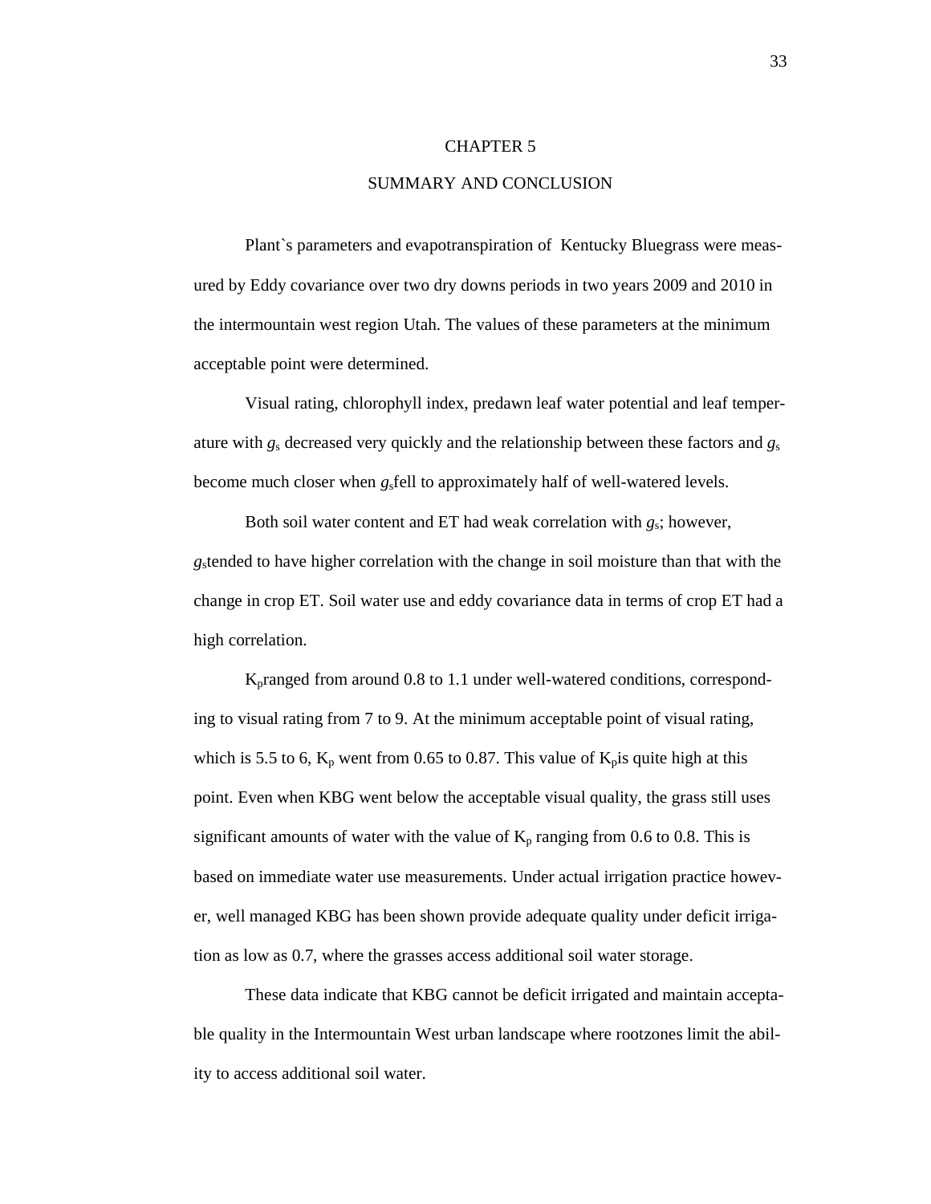# CHAPTER 5

## SUMMARY AND CONCLUSION

Plant`s parameters and evapotranspiration of Kentucky Bluegrass were measured by Eddy covariance over two dry downs periods in two years 2009 and 2010 in the intermountain west region Utah. The values of these parameters at the minimum acceptable point were determined.

Visual rating, chlorophyll index, predawn leaf water potential and leaf temperature with $g_s$ decreased very quickly and the relationship between these factors and $g_s$ become much closer when $g_s$fell to approximately half of well-watered levels.

Both soil water content and ET had weak correlation with $g_s$; however, $g_s$tended to have higher correlation with the change in soil moisture than that with the change in crop ET. Soil water use and eddy covariance data in terms of crop ET had a high correlation.

$K_p$ranged from around 0.8 to 1.1 under well-watered conditions, corresponding to visual rating from 7 to 9. At the minimum acceptable point of visual rating, which is 5.5 to 6, $K_p$ went from 0.65 to 0.87. This value of $K_p$is quite high at this point. Even when KBG went below the acceptable visual quality, the grass still uses significant amounts of water with the value of $K_p$ ranging from 0.6 to 0.8. This is based on immediate water use measurements. Under actual irrigation practice however, well managed KBG has been shown provide adequate quality under deficit irrigation as low as 0.7, where the grasses access additional soil water storage.

These data indicate that KBG cannot be deficit irrigated and maintain acceptable quality in the Intermountain West urban landscape where rootzones limit the ability to access additional soil water.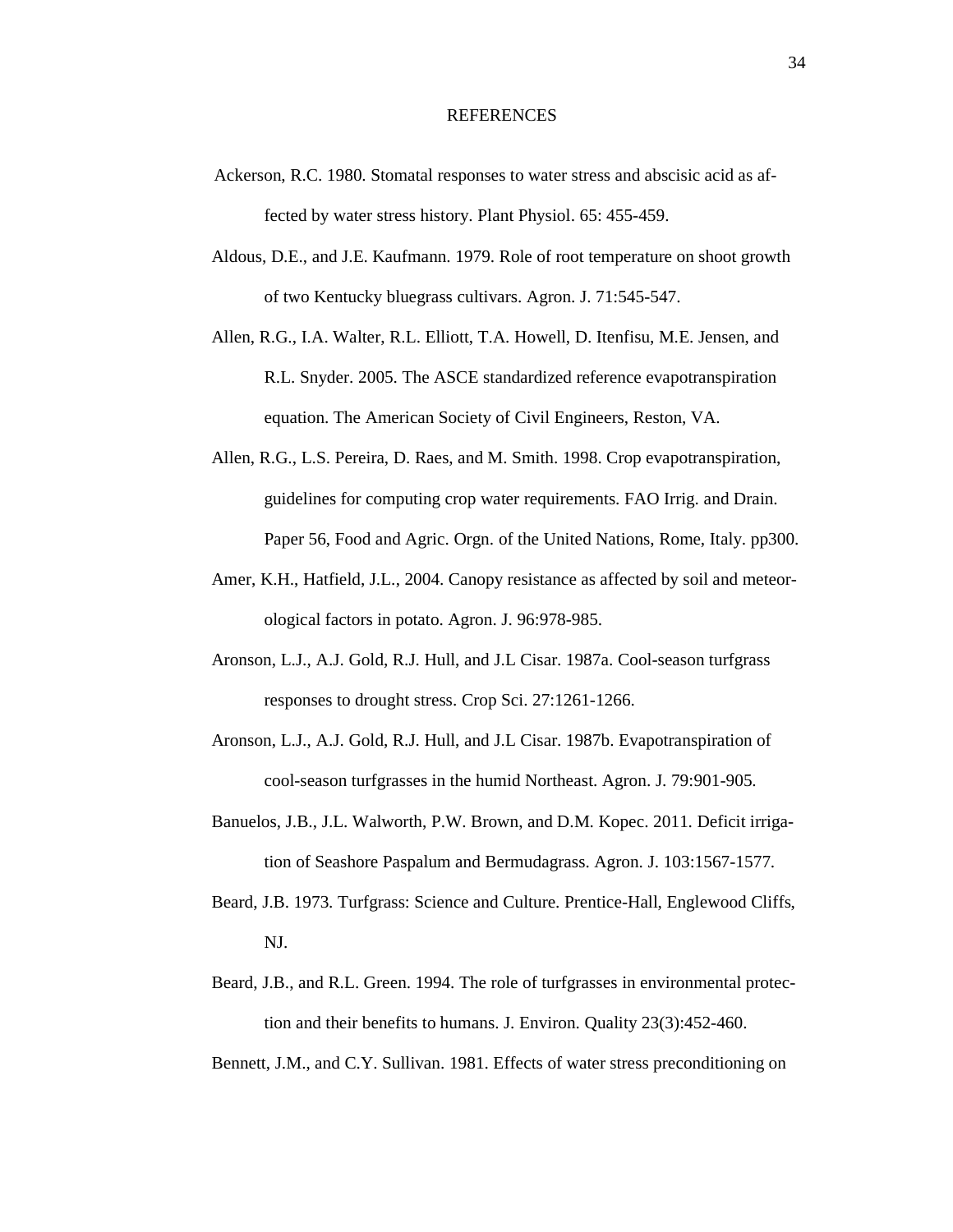# REFERENCES

Ackerson, R.C. 1980. Stomatal responses to water stress and abscisic acid as affected by water stress history. Plant Physiol. 65: 455-459.

Aldous, D.E., and J.E. Kaufmann. 1979. Role of root temperature on shoot growth of two Kentucky bluegrass cultivars. Agron. J. 71:545-547.

Allen, R.G., I.A. Walter, R.L. Elliott, T.A. Howell, D. Itenfisu, M.E. Jensen, and R.L. Snyder. 2005. The ASCE standardized reference evapotranspiration equation. The American Society of Civil Engineers, Reston, VA.

Allen, R.G., L.S. Pereira, D. Raes, and M. Smith. 1998. Crop evapotranspiration, guidelines for computing crop water requirements. FAO Irrig. and Drain. Paper 56, Food and Agric. Orgn. of the United Nations, Rome, Italy. pp300.

Amer, K.H., Hatfield, J.L., 2004. Canopy resistance as affected by soil and meteorological factors in potato. Agron. J. 96:978-985.

Aronson, L.J., A.J. Gold, R.J. Hull, and J.L Cisar. 1987a. Cool-season turfgrass responses to drought stress. Crop Sci. 27:1261-1266.

Aronson, L.J., A.J. Gold, R.J. Hull, and J.L Cisar. 1987b. Evapotranspiration of cool-season turfgrasses in the humid Northeast. Agron. J. 79:901-905.

Banuelos, J.B., J.L. Walworth, P.W. Brown, and D.M. Kopec. 2011. Deficit irrigation of Seashore Paspalum and Bermudagrass. Agron. J. 103:1567-1577.

Beard, J.B. 1973. Turfgrass: Science and Culture. Prentice-Hall, Englewood Cliffs, NJ.

Beard, J.B., and R.L. Green. 1994. The role of turfgrasses in environmental protection and their benefits to humans. J. Environ. Quality 23(3):452-460.

Bennett, J.M., and C.Y. Sullivan. 1981. Effects of water stress preconditioning on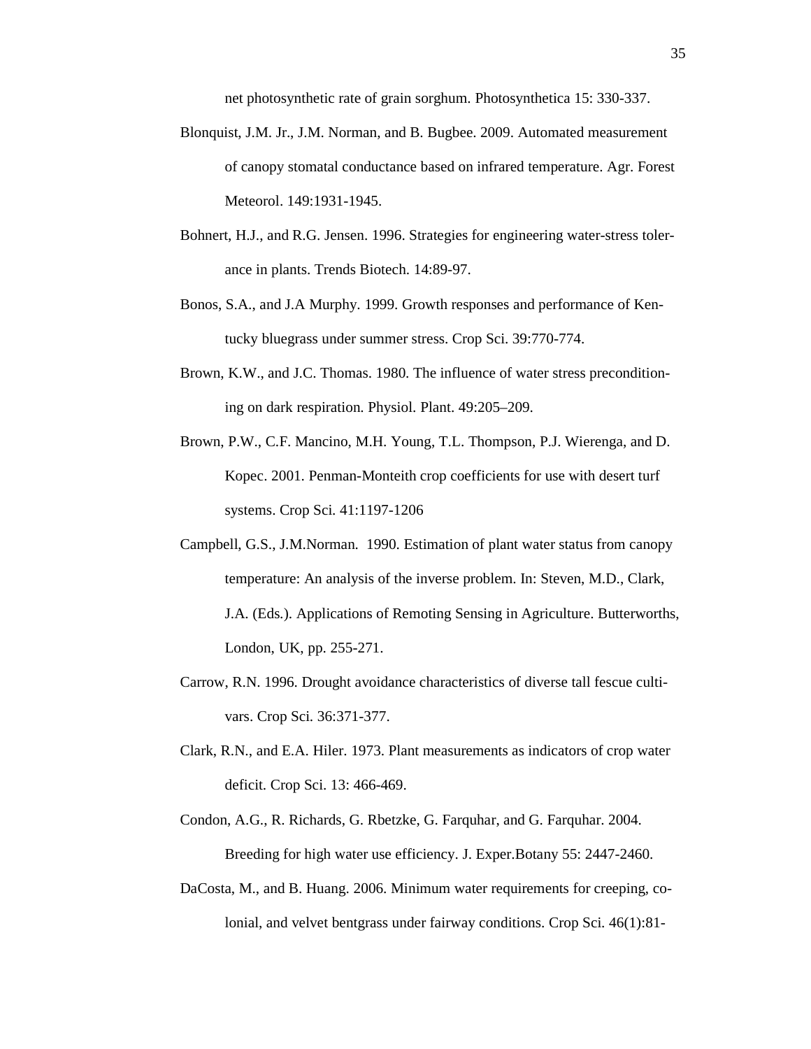net photosynthetic rate of grain sorghum. Photosynthetica 15: 330-337.

Blonquist, J.M. Jr., J.M. Norman, and B. Bugbee. 2009. Automated measurement of canopy stomatal conductance based on infrared temperature. Agr. Forest Meteorol. 149:1931-1945.

Bohnert, H.J., and R.G. Jensen. 1996. Strategies for engineering water-stress tolerance in plants. Trends Biotech. 14:89-97.

Bonos, S.A., and J.A Murphy. 1999. Growth responses and performance of Kentucky bluegrass under summer stress. Crop Sci. 39:770-774.

Brown, K.W., and J.C. Thomas. 1980. The influence of water stress preconditioning on dark respiration. Physiol. Plant. 49:205–209.

Brown, P.W., C.F. Mancino, M.H. Young, T.L. Thompson, P.J. Wierenga, and D. Kopec. 2001. Penman-Monteith crop coefficients for use with desert turf systems. Crop Sci. 41:1197-1206

Campbell, G.S., J.M.Norman. 1990. Estimation of plant water status from canopy temperature: An analysis of the inverse problem. In: Steven, M.D., Clark, J.A. (Eds.). Applications of Remoting Sensing in Agriculture. Butterworths, London, UK, pp. 255-271.

Carrow, R.N. 1996. Drought avoidance characteristics of diverse tall fescue cultivars. Crop Sci. 36:371-377.

Clark, R.N., and E.A. Hiler. 1973. Plant measurements as indicators of crop water deficit. Crop Sci. 13: 466-469.

Condon, A.G., R. Richards, G. Rbetzke, G. Farquhar, and G. Farquhar. 2004. Breeding for high water use efficiency. J. Exper.Botany 55: 2447-2460.

DaCosta, M., and B. Huang. 2006. Minimum water requirements for creeping, colonial, and velvet bentgrass under fairway conditions. Crop Sci. 46(1):81-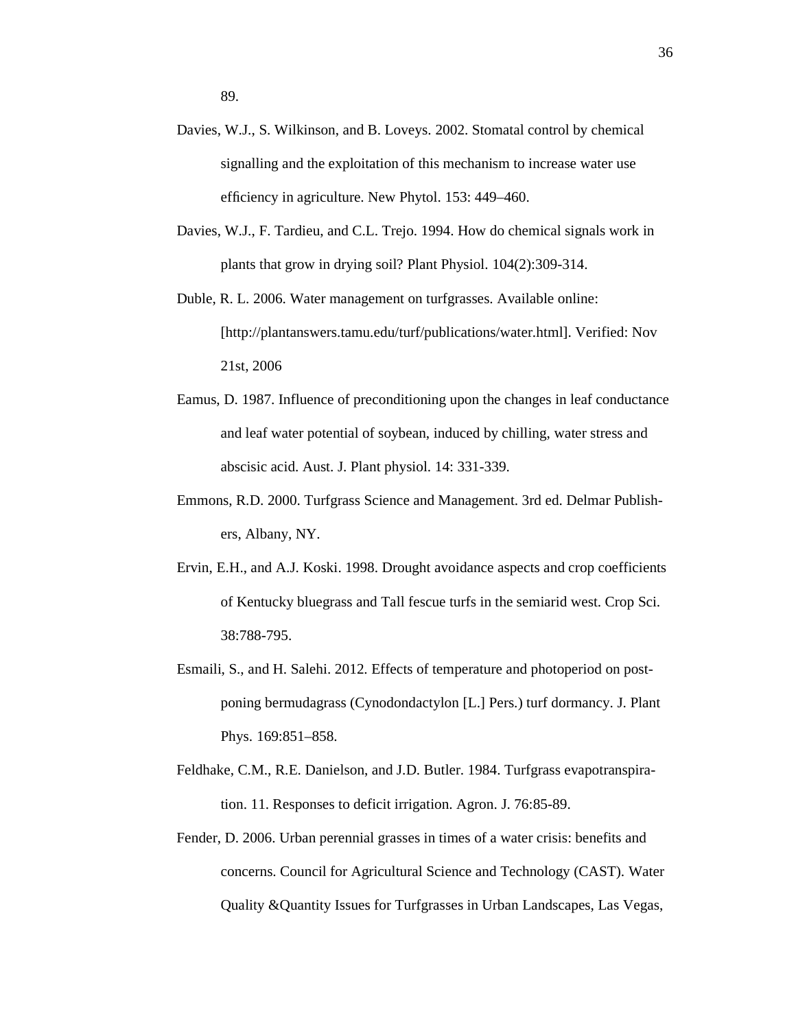89.

Davies, W.J., S. Wilkinson, and B. Loveys. 2002. Stomatal control by chemical signalling and the exploitation of this mechanism to increase water use efficiency in agriculture. New Phytol. 153: 449–460.

Davies, W.J., F. Tardieu, and C.L. Trejo. 1994. How do chemical signals work in plants that grow in drying soil? Plant Physiol. 104(2):309-314.

Duble, R. L. 2006. Water management on turfgrasses. Available online: [http://plantanswers.tamu.edu/turf/publications/water.html]. Verified: Nov 21st, 2006

Eamus, D. 1987. Influence of preconditioning upon the changes in leaf conductance and leaf water potential of soybean, induced by chilling, water stress and abscisic acid. Aust. J. Plant physiol. 14: 331-339.

Emmons, R.D. 2000. Turfgrass Science and Management. 3rd ed. Delmar Publishers, Albany, NY.

Ervin, E.H., and A.J. Koski. 1998. Drought avoidance aspects and crop coefficients of Kentucky bluegrass and Tall fescue turfs in the semiarid west. Crop Sci. 38:788-795.

Esmaili, S., and H. Salehi. 2012. Effects of temperature and photoperiod on postponing bermudagrass (Cynodondactylon [L.] Pers.) turf dormancy. J. Plant Phys. 169:851–858.

Feldhake, C.M., R.E. Danielson, and J.D. Butler. 1984. Turfgrass evapotranspiration. 11. Responses to deficit irrigation. Agron. J. 76:85-89.

Fender, D. 2006. Urban perennial grasses in times of a water crisis: benefits and concerns. Council for Agricultural Science and Technology (CAST). Water Quality &Quantity Issues for Turfgrasses in Urban Landscapes, Las Vegas,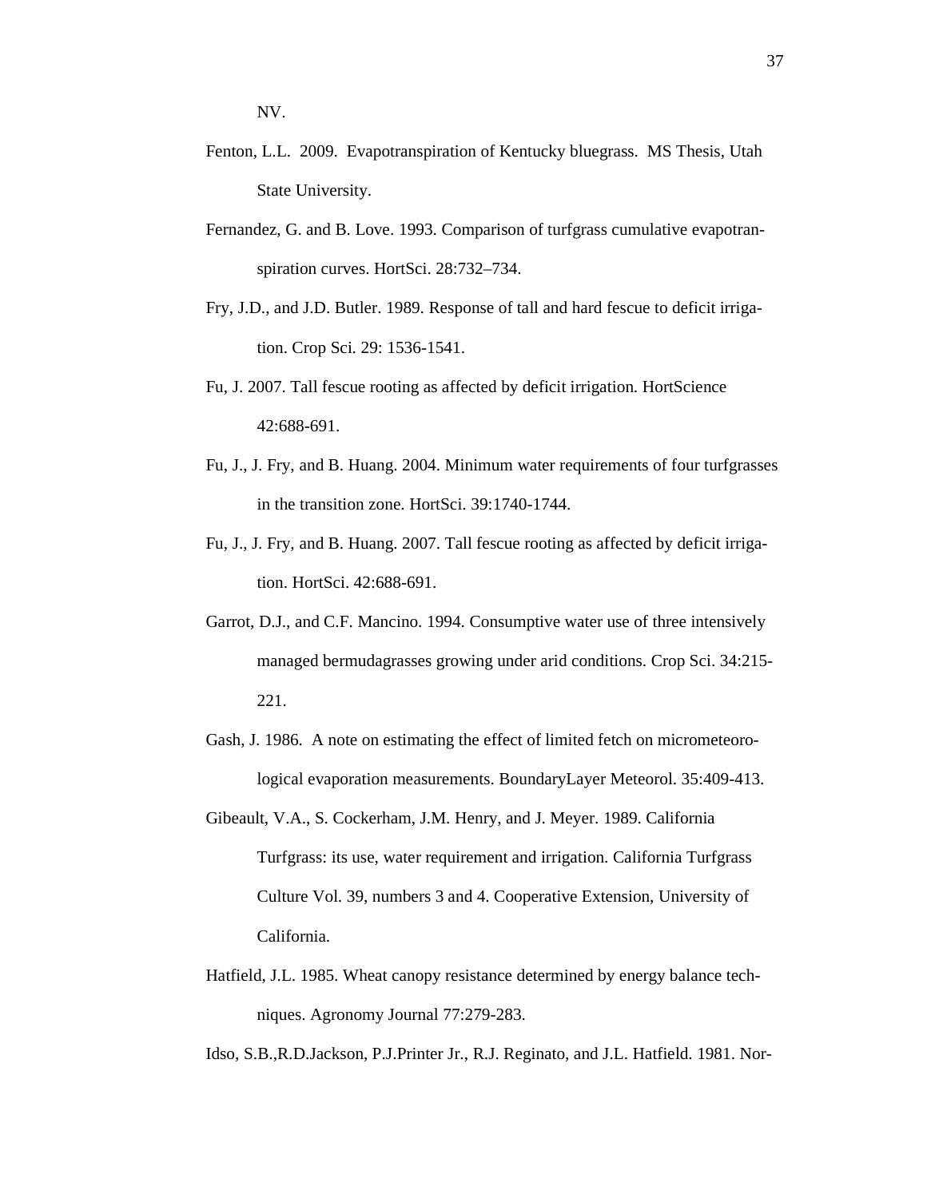NV.

Fenton, L.L. 2009. Evapotranspiration of Kentucky bluegrass. MS Thesis, Utah State University.

Fernandez, G. and B. Love. 1993. Comparison of turfgrass cumulative evapotranspiration curves. HortSci. 28:732–734.

Fry, J.D., and J.D. Butler. 1989. Response of tall and hard fescue to deficit irrigation. Crop Sci. 29: 1536-1541.

Fu, J. 2007. Tall fescue rooting as affected by deficit irrigation. HortScience 42:688-691.

Fu, J., J. Fry, and B. Huang. 2004. Minimum water requirements of four turfgrasses in the transition zone. HortSci. 39:1740-1744.

Fu, J., J. Fry, and B. Huang. 2007. Tall fescue rooting as affected by deficit irrigation. HortSci. 42:688-691.

Garrot, D.J., and C.F. Mancino. 1994. Consumptive water use of three intensively managed bermudagrasses growing under arid conditions. Crop Sci. 34:215-221.

Gash, J. 1986. A note on estimating the effect of limited fetch on micrometeorological evaporation measurements. BoundaryLayer Meteorol. 35:409-413.

Gibeault, V.A., S. Cockerham, J.M. Henry, and J. Meyer. 1989. California Turfgrass: its use, water requirement and irrigation. California Turfgrass Culture Vol. 39, numbers 3 and 4. Cooperative Extension, University of California.

Hatfield, J.L. 1985. Wheat canopy resistance determined by energy balance techniques. Agronomy Journal 77:279-283.

Idso, S.B.,R.D.Jackson, P.J.Printer Jr., R.J. Reginato, and J.L. Hatfield. 1981. Nor-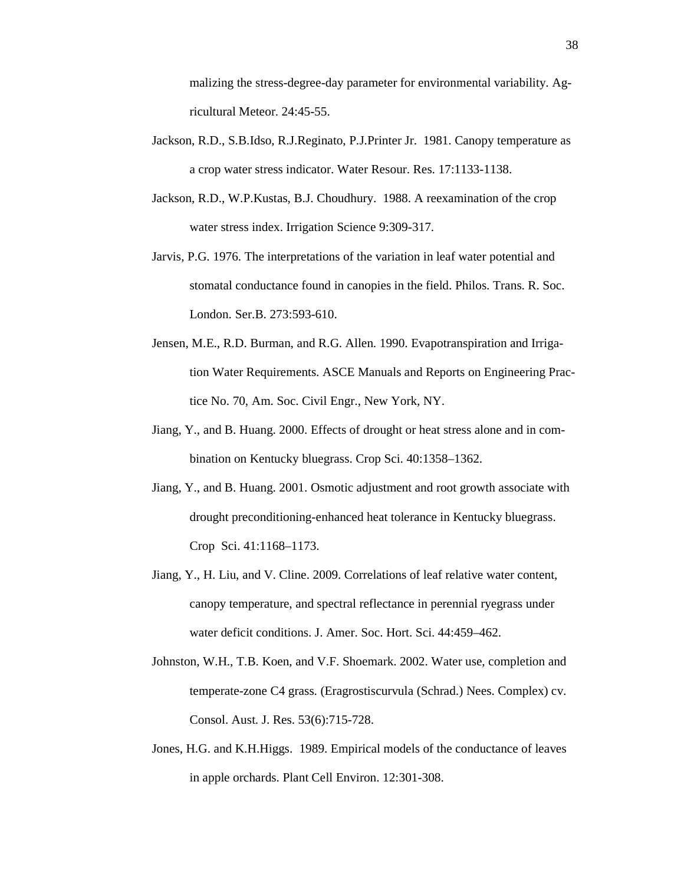malizing the stress-degree-day parameter for environmental variability. Agricultural Meteor. 24:45-55.

Jackson, R.D., S.B.Idso, R.J.Reginato, P.J.Printer Jr. 1981. Canopy temperature as a crop water stress indicator. Water Resour. Res. 17:1133-1138.

Jackson, R.D., W.P.Kustas, B.J. Choudhury. 1988. A reexamination of the crop water stress index. Irrigation Science 9:309-317.

Jarvis, P.G. 1976. The interpretations of the variation in leaf water potential and stomatal conductance found in canopies in the field. Philos. Trans. R. Soc. London. Ser.B. 273:593-610.

Jensen, M.E., R.D. Burman, and R.G. Allen. 1990. Evapotranspiration and Irrigation Water Requirements. ASCE Manuals and Reports on Engineering Practice No. 70, Am. Soc. Civil Engr., New York, NY.

Jiang, Y., and B. Huang. 2000. Effects of drought or heat stress alone and in combination on Kentucky bluegrass. Crop Sci. 40:1358–1362.

Jiang, Y., and B. Huang. 2001. Osmotic adjustment and root growth associate with drought preconditioning-enhanced heat tolerance in Kentucky bluegrass. Crop Sci. 41:1168–1173.

Jiang, Y., H. Liu, and V. Cline. 2009. Correlations of leaf relative water content, canopy temperature, and spectral reflectance in perennial ryegrass under water deficit conditions. J. Amer. Soc. Hort. Sci. 44:459–462.

Johnston, W.H., T.B. Koen, and V.F. Shoemark. 2002. Water use, completion and temperate-zone C4 grass. (Eragrostiscurvula (Schrad.) Nees. Complex) cv. Consol. Aust. J. Res. 53(6):715-728.

Jones, H.G. and K.H.Higgs. 1989. Empirical models of the conductance of leaves in apple orchards. Plant Cell Environ. 12:301-308.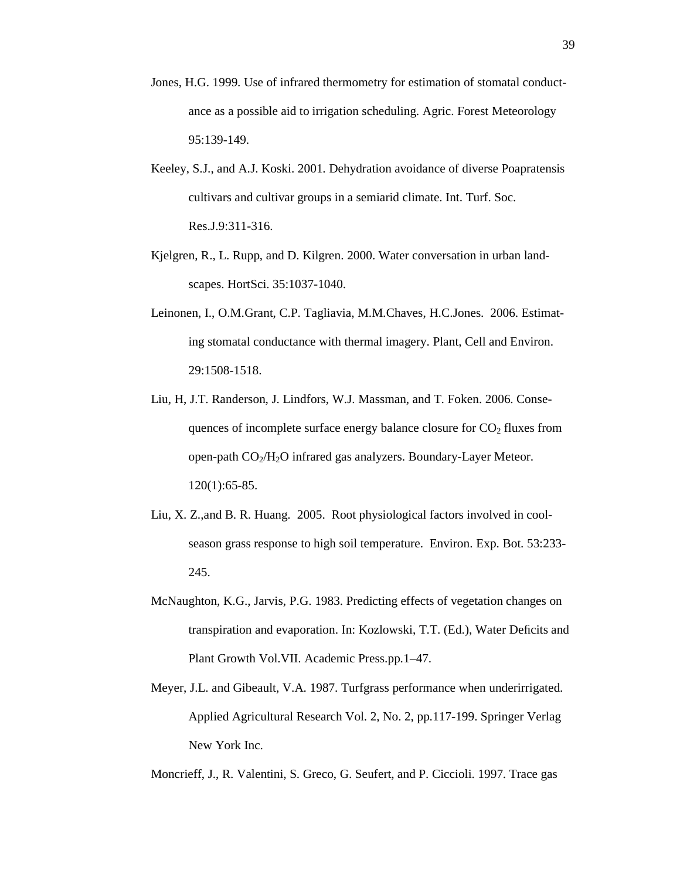Jones, H.G. 1999. Use of infrared thermometry for estimation of stomatal conductance as a possible aid to irrigation scheduling. Agric. Forest Meteorology 95:139-149.

Keeley, S.J., and A.J. Koski. 2001. Dehydration avoidance of diverse Poapratensis cultivars and cultivar groups in a semiarid climate. Int. Turf. Soc. Res.J.9:311-316.

Kjelgren, R., L. Rupp, and D. Kilgren. 2000. Water conversation in urban landscapes. HortSci. 35:1037-1040.

Leinonen, I., O.M.Grant, C.P. Tagliavia, M.M.Chaves, H.C.Jones. 2006. Estimating stomatal conductance with thermal imagery. Plant, Cell and Environ. 29:1508-1518.

Liu, H, J.T. Randerson, J. Lindfors, W.J. Massman, and T. Foken. 2006. Consequences of incomplete surface energy balance closure for $CO_2$ fluxes from open-path $CO_2$/$H_2O$ infrared gas analyzers. Boundary-Layer Meteor. 120(1):65-85.

Liu, X. Z.,and B. R. Huang. 2005. Root physiological factors involved in cool-season grass response to high soil temperature. Environ. Exp. Bot. 53:233-245.

McNaughton, K.G., Jarvis, P.G. 1983. Predicting effects of vegetation changes on transpiration and evaporation. In: Kozlowski, T.T. (Ed.), Water Deficits and Plant Growth Vol.VII. Academic Press.pp.1–47.

Meyer, J.L. and Gibeault, V.A. 1987. Turfgrass performance when underirrigated. Applied Agricultural Research Vol. 2, No. 2, pp.117-199. Springer Verlag New York Inc.

Moncrieff, J., R. Valentini, S. Greco, G. Seufert, and P. Ciccioli. 1997. Trace gas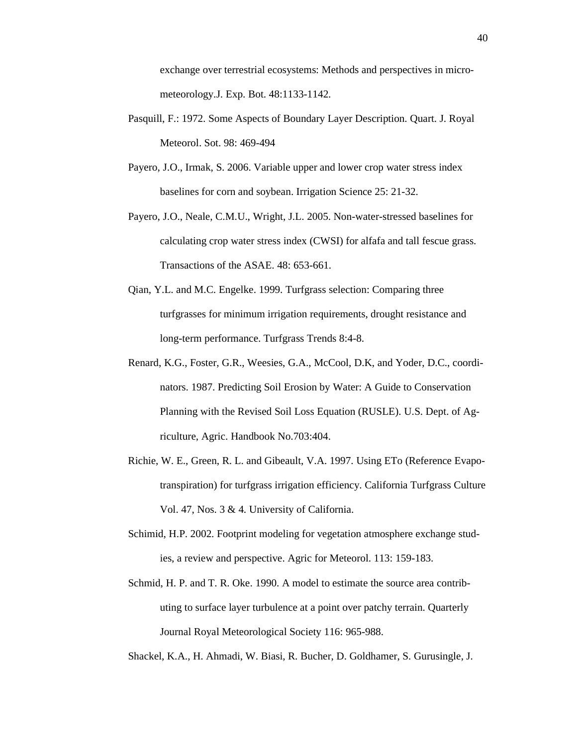exchange over terrestrial ecosystems: Methods and perspectives in micro-meteorology.J. Exp. Bot. 48:1133-1142.

Pasquill, F.: 1972. Some Aspects of Boundary Layer Description. Quart. J. Royal Meteorol. Sot. 98: 469-494

Payero, J.O., Irmak, S. 2006. Variable upper and lower crop water stress index baselines for corn and soybean. Irrigation Science 25: 21-32.

Payero, J.O., Neale, C.M.U., Wright, J.L. 2005. Non-water-stressed baselines for calculating crop water stress index (CWSI) for alfafa and tall fescue grass. Transactions of the ASAE. 48: 653-661.

Qian, Y.L. and M.C. Engelke. 1999. Turfgrass selection: Comparing three turfgrasses for minimum irrigation requirements, drought resistance and long-term performance. Turfgrass Trends 8:4-8.

Renard, K.G., Foster, G.R., Weesies, G.A., McCool, D.K, and Yoder, D.C., coordinators. 1987. Predicting Soil Erosion by Water: A Guide to Conservation Planning with the Revised Soil Loss Equation (RUSLE). U.S. Dept. of Agriculture, Agric. Handbook No.703:404.

Richie, W. E., Green, R. L. and Gibeault, V.A. 1997. Using ETo (Reference Evapotranspiration) for turfgrass irrigation efficiency. California Turfgrass Culture Vol. 47, Nos. 3 & 4. University of California.

Schimid, H.P. 2002. Footprint modeling for vegetation atmosphere exchange studies, a review and perspective. Agric for Meteorol. 113: 159-183.

Schmid, H. P. and T. R. Oke. 1990. A model to estimate the source area contributing to surface layer turbulence at a point over patchy terrain. Quarterly Journal Royal Meteorological Society 116: 965-988.

Shackel, K.A., H. Ahmadi, W. Biasi, R. Bucher, D. Goldhamer, S. Gurusingle, J.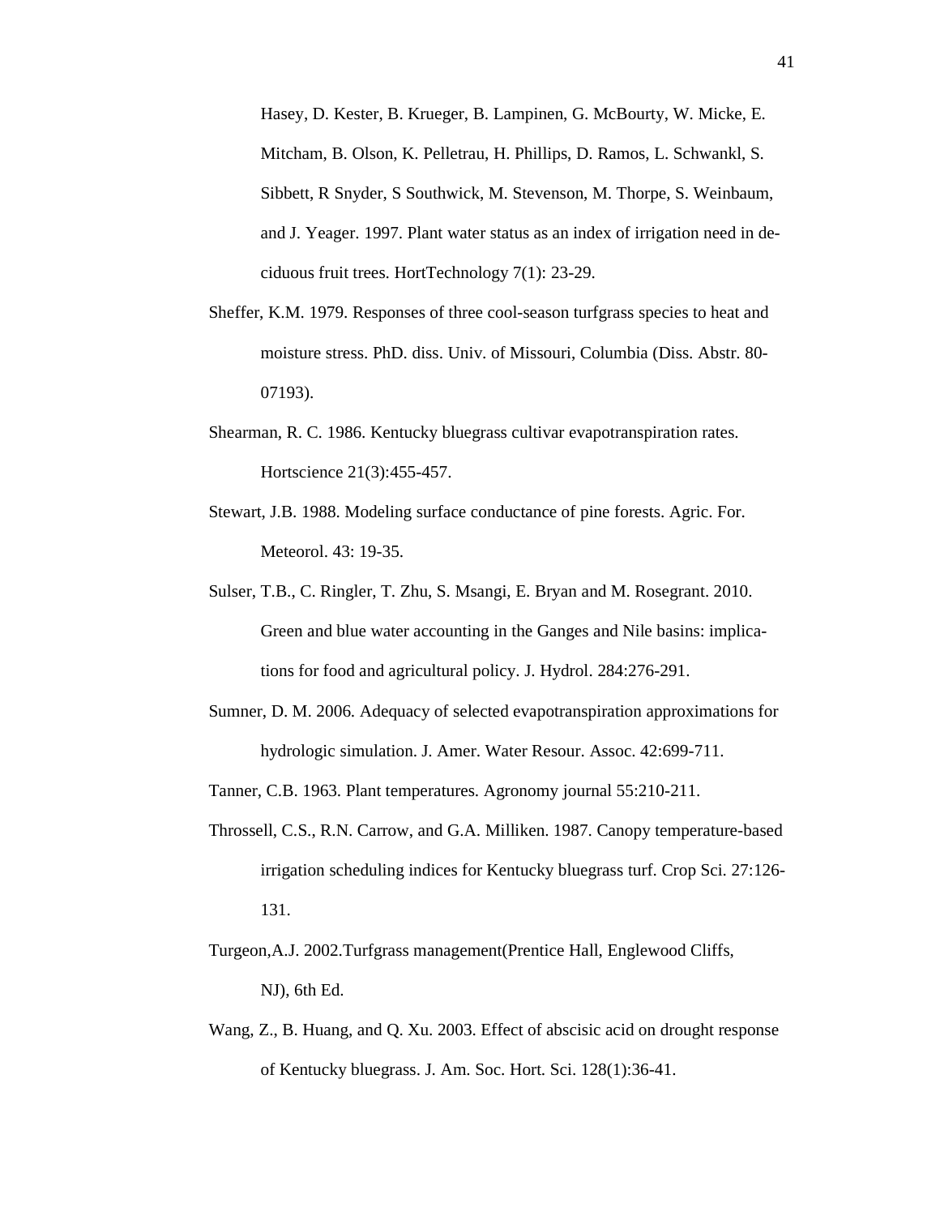Hasey, D. Kester, B. Krueger, B. Lampinen, G. McBourty, W. Micke, E. Mitcham, B. Olson, K. Pelletrau, H. Phillips, D. Ramos, L. Schwankl, S. Sibbett, R Snyder, S Southwick, M. Stevenson, M. Thorpe, S. Weinbaum, and J. Yeager. 1997. Plant water status as an index of irrigation need in deciduous fruit trees. HortTechnology 7(1): 23-29.

Sheffer, K.M. 1979. Responses of three cool-season turfgrass species to heat and moisture stress. PhD. diss. Univ. of Missouri, Columbia (Diss. Abstr. 80-07193).

Shearman, R. C. 1986. Kentucky bluegrass cultivar evapotranspiration rates. Hortscience 21(3):455-457.

Stewart, J.B. 1988. Modeling surface conductance of pine forests. Agric. For. Meteorol. 43: 19-35.

Sulser, T.B., C. Ringler, T. Zhu, S. Msangi, E. Bryan and M. Rosegrant. 2010. Green and blue water accounting in the Ganges and Nile basins: implications for food and agricultural policy. J. Hydrol. 284:276-291.

Sumner, D. M. 2006. Adequacy of selected evapotranspiration approximations for hydrologic simulation. J. Amer. Water Resour. Assoc. 42:699-711.

Tanner, C.B. 1963. Plant temperatures. Agronomy journal 55:210-211.

Throssell, C.S., R.N. Carrow, and G.A. Milliken. 1987. Canopy temperature-based irrigation scheduling indices for Kentucky bluegrass turf. Crop Sci. 27:126-131.

Turgeon,A.J. 2002.Turfgrass management(Prentice Hall, Englewood Cliffs, NJ), 6th Ed.

Wang, Z., B. Huang, and Q. Xu. 2003. Effect of abscisic acid on drought response of Kentucky bluegrass. J. Am. Soc. Hort. Sci. 128(1):36-41.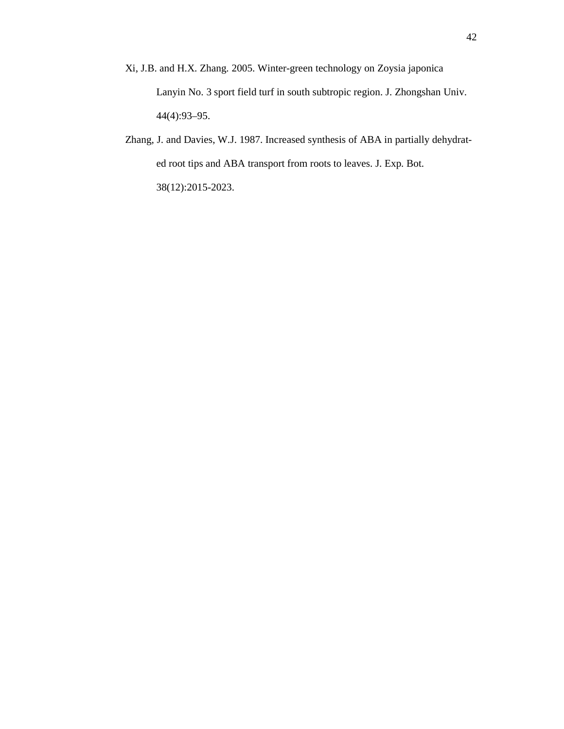Xi, J.B. and H.X. Zhang. 2005. Winter-green technology on Zoysia japonica Lanyin No. 3 sport field turf in south subtropic region. J. Zhongshan Univ. 44(4):93–95.

Zhang, J. and Davies, W.J. 1987. Increased synthesis of ABA in partially dehydrated root tips and ABA transport from roots to leaves. J. Exp. Bot. 38(12):2015-2023.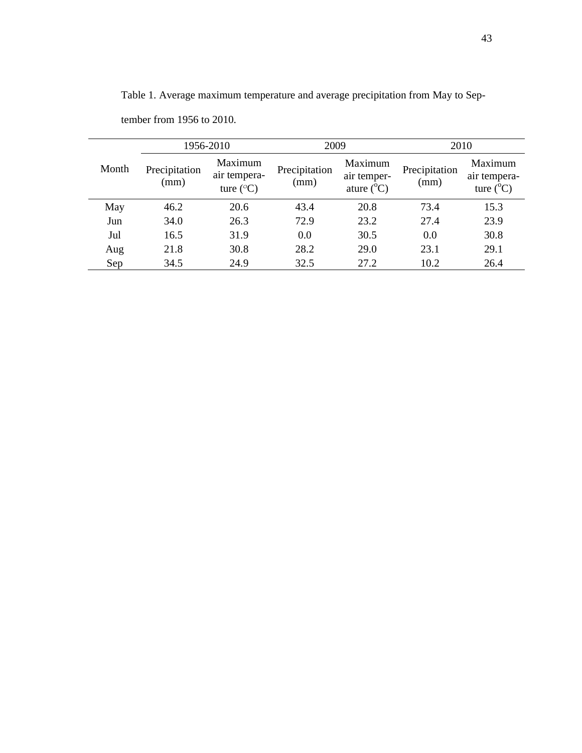Table 1. Average maximum temperature and average precipitation from May to September from 1956 to 2010.

| Month | 1956-2010 | | 2009 | | 2010 | |
|---|---|---|---|---|---|---|
| | Precipitation (mm) | Maximum air temperature (°C) | Precipitation (mm) | Maximum air temperature (°C) | Precipitation (mm) | Maximum air temperature (°C) |
| May | 46.2 | 20.6 | 43.4 | 20.8 | 73.4 | 15.3 |
| Jun | 34.0 | 26.3 | 72.9 | 23.2 | 27.4 | 23.9 |
| Jul | 16.5 | 31.9 | 0.0 | 30.5 | 0.0 | 30.8 |
| Aug | 21.8 | 30.8 | 28.2 | 29.0 | 23.1 | 29.1 |
| Sep | 34.5 | 24.9 | 32.5 | 27.2 | 10.2 | 26.4 |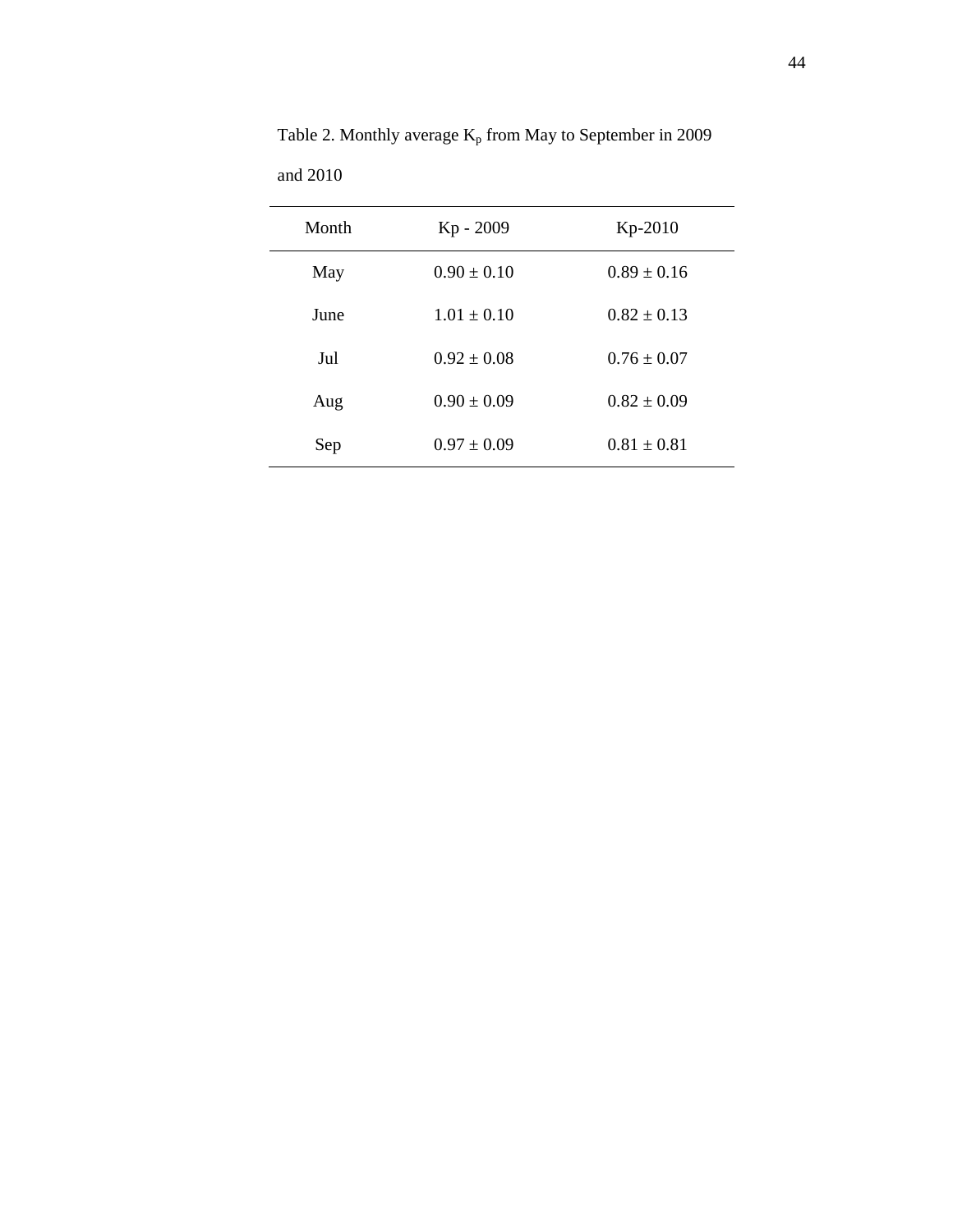Table 2. Monthly average $K_p$ from May to September in 2009 and 2010

| Month | Kp - 2009 | Kp-2010 |
|---|---|---|
| May | 0.90 ± 0.10 | 0.89 ± 0.16 |
| June | 1.01 ± 0.10 | 0.82 ± 0.13 |
| Jul | 0.92 ± 0.08 | 0.76 ± 0.07 |
| Aug | 0.90 ± 0.09 | 0.82 ± 0.09 |
| Sep | 0.97 ± 0.09 | 0.81 ± 0.81 |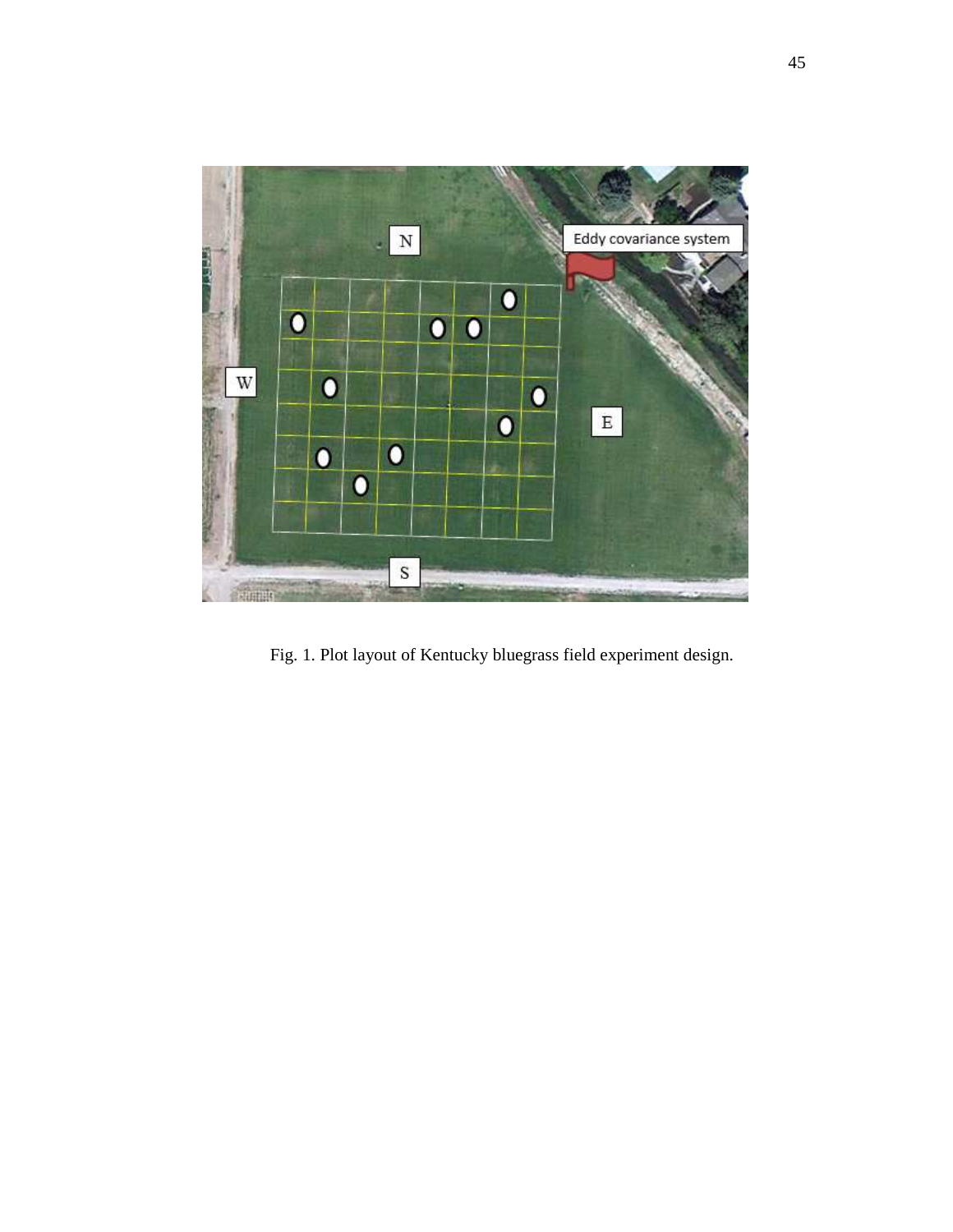Fig. 1. Plot layout of Kentucky bluegrass field experiment design.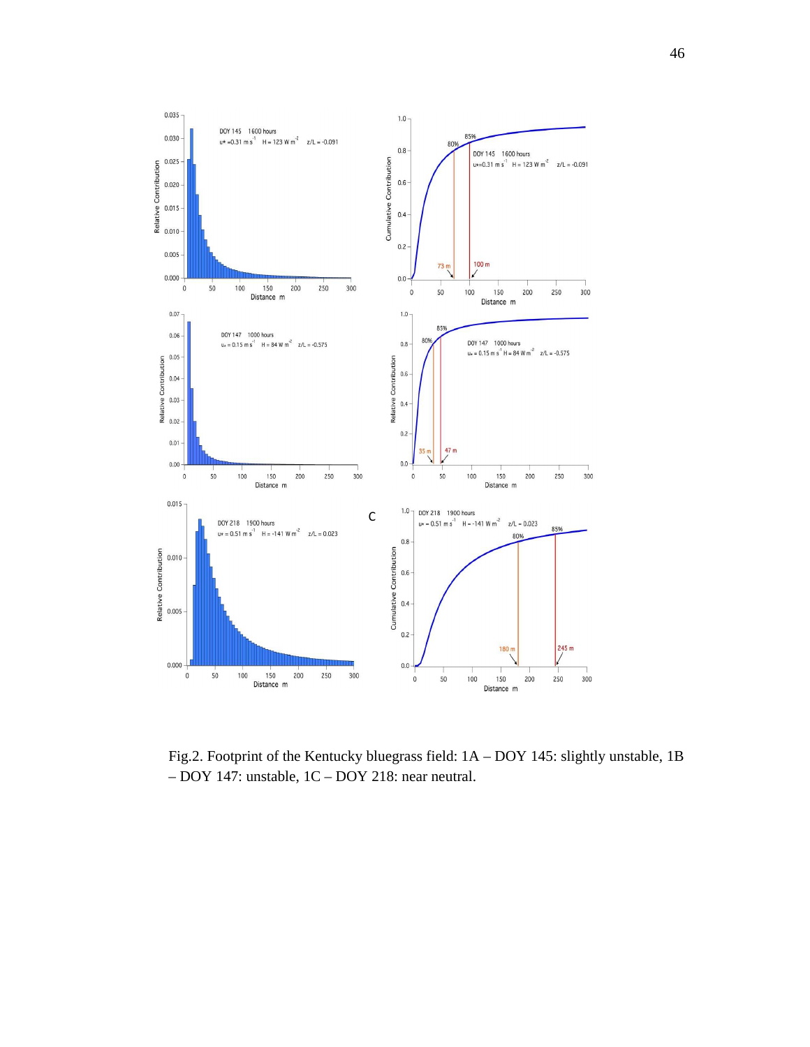Fig.2. Footprint of the Kentucky bluegrass field: 1A – DOY 145: slightly unstable, 1B – DOY 147: unstable, 1C – DOY 218: near neutral.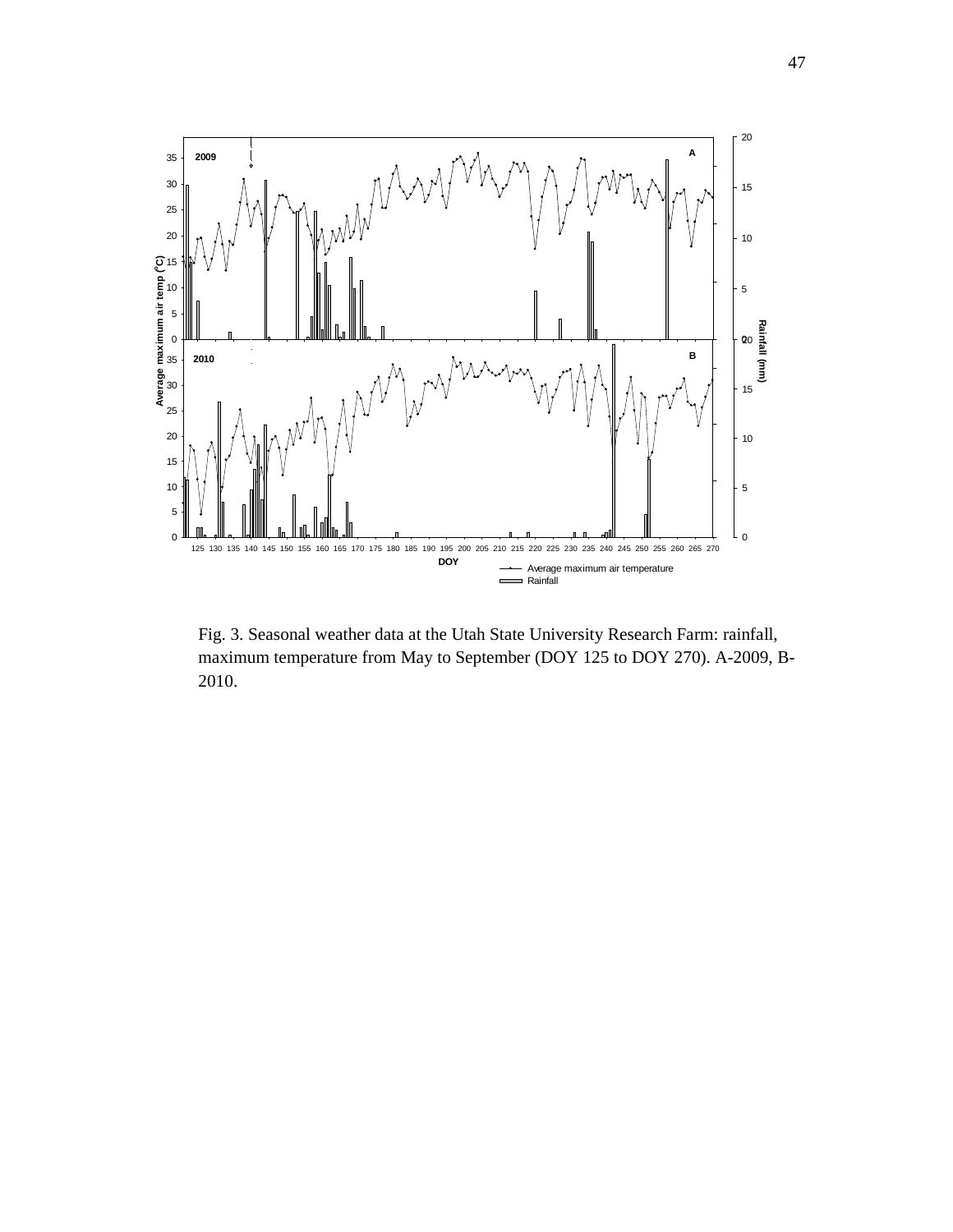Fig. 3. Seasonal weather data at the Utah State University Research Farm: rainfall, maximum temperature from May to September (DOY 125 to DOY 270). A-2009, B-2010.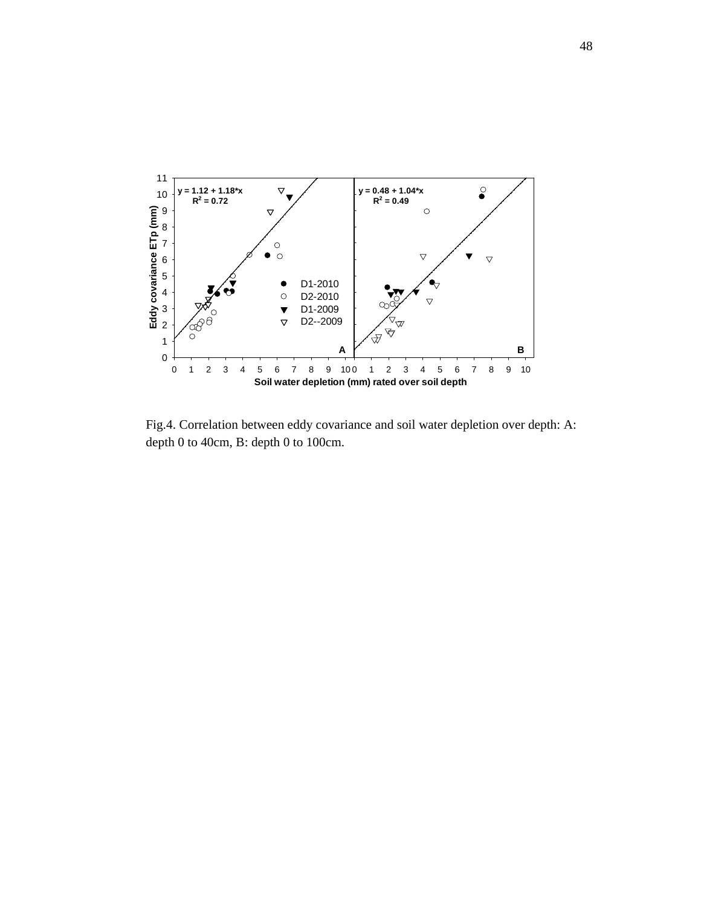Fig.4. Correlation between eddy covariance and soil water depletion over depth: A: depth 0 to 40cm, B: depth 0 to 100cm.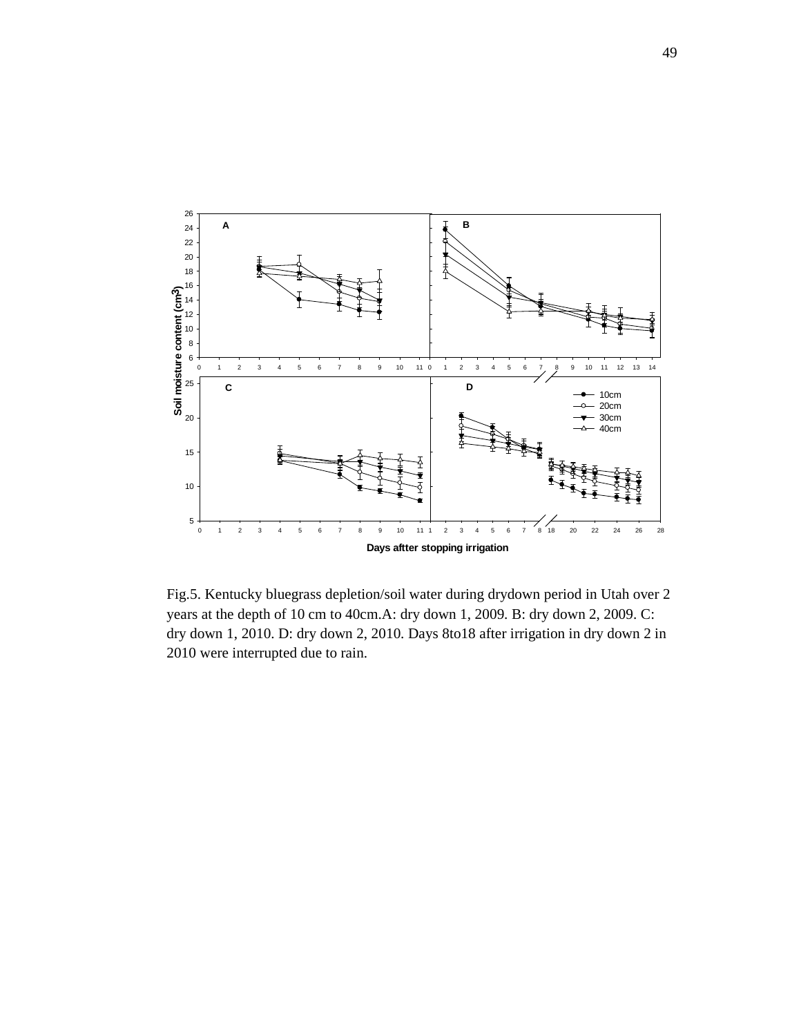Fig.5. Kentucky bluegrass depletion/soil water during drydown period in Utah over 2 years at the depth of 10 cm to 40cm.A: dry down 1, 2009. B: dry down 2, 2009. C: dry down 1, 2010. D: dry down 2, 2010. Days 8to18 after irrigation in dry down 2 in 2010 were interrupted due to rain.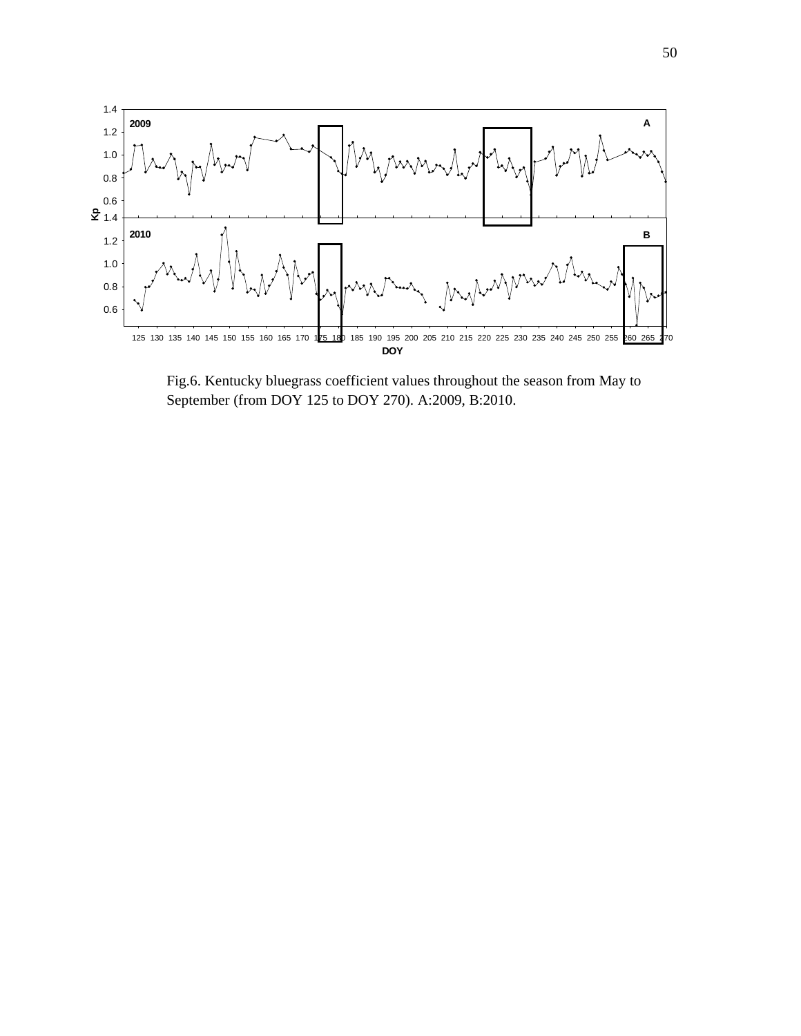Fig.6. Kentucky bluegrass coefficient values throughout the season from May to September (from DOY 125 to DOY 270). A:2009, B:2010.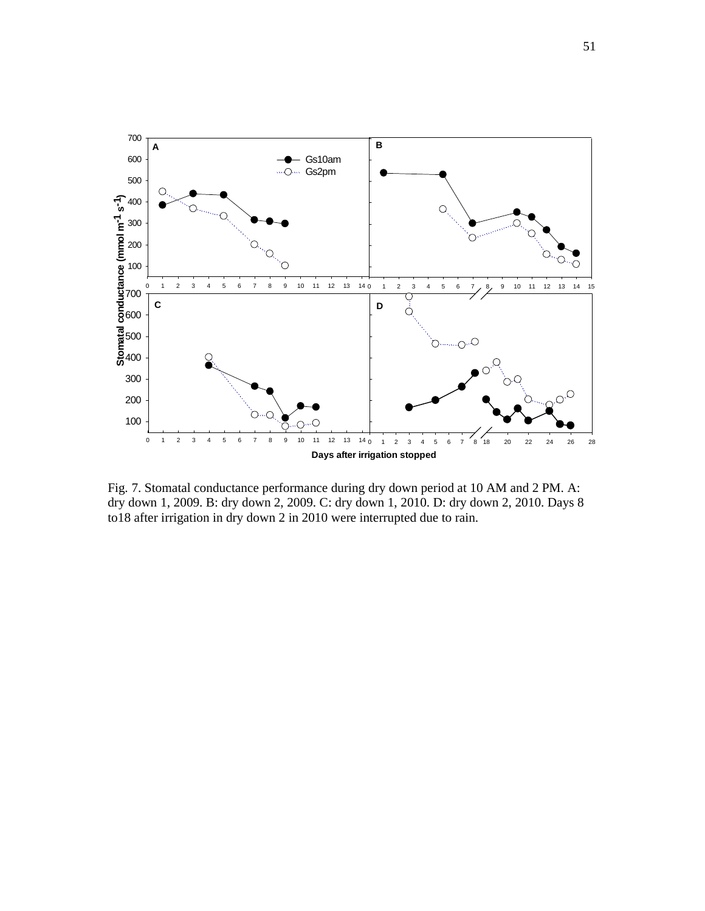Fig. 7. Stomatal conductance performance during dry down period at 10 AM and 2 PM. A: dry down 1, 2009. B: dry down 2, 2009. C: dry down 1, 2010. D: dry down 2, 2010. Days 8 to18 after irrigation in dry down 2 in 2010 were interrupted due to rain.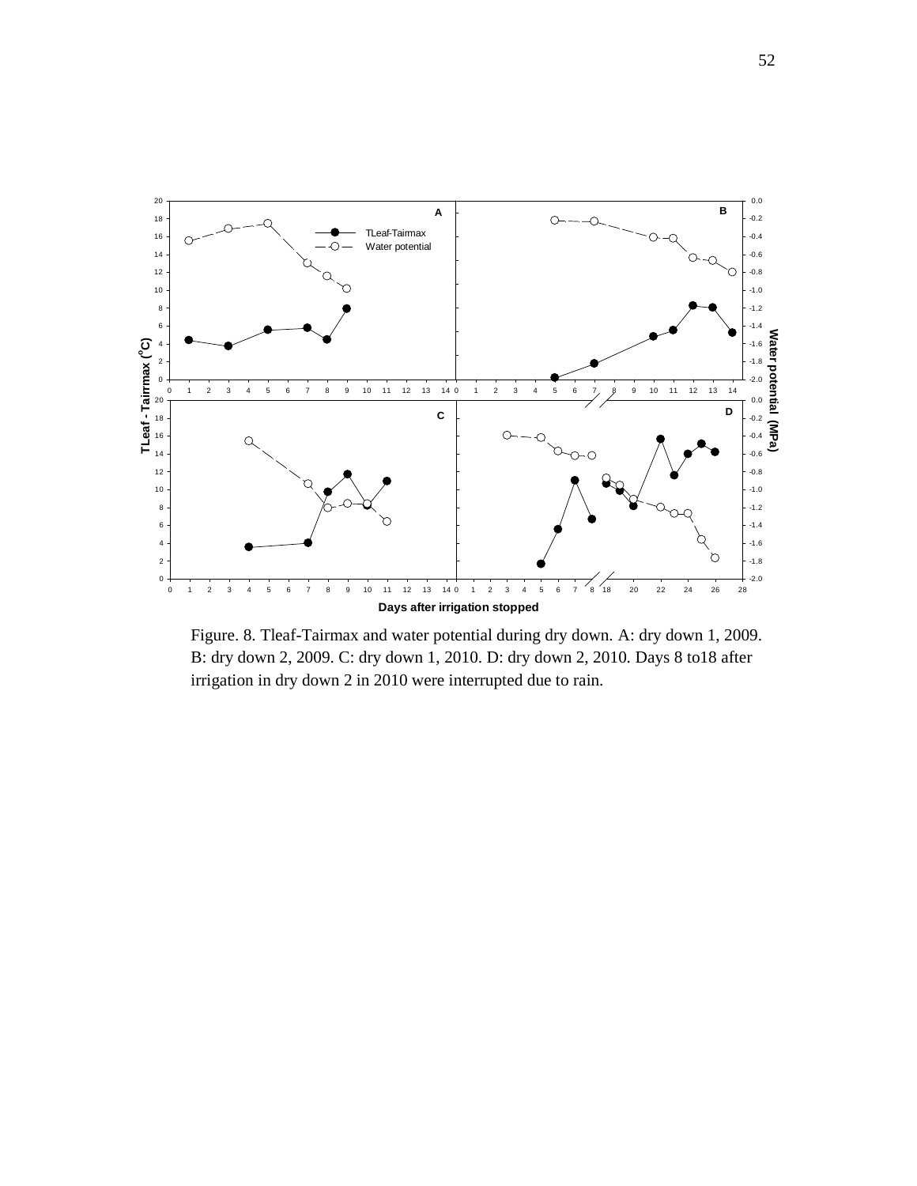Figure. 8. Tleaf-Tairmax and water potential during dry down. A: dry down 1, 2009. B: dry down 2, 2009. C: dry down 1, 2010. D: dry down 2, 2010. Days 8 to18 after irrigation in dry down 2 in 2010 were interrupted due to rain.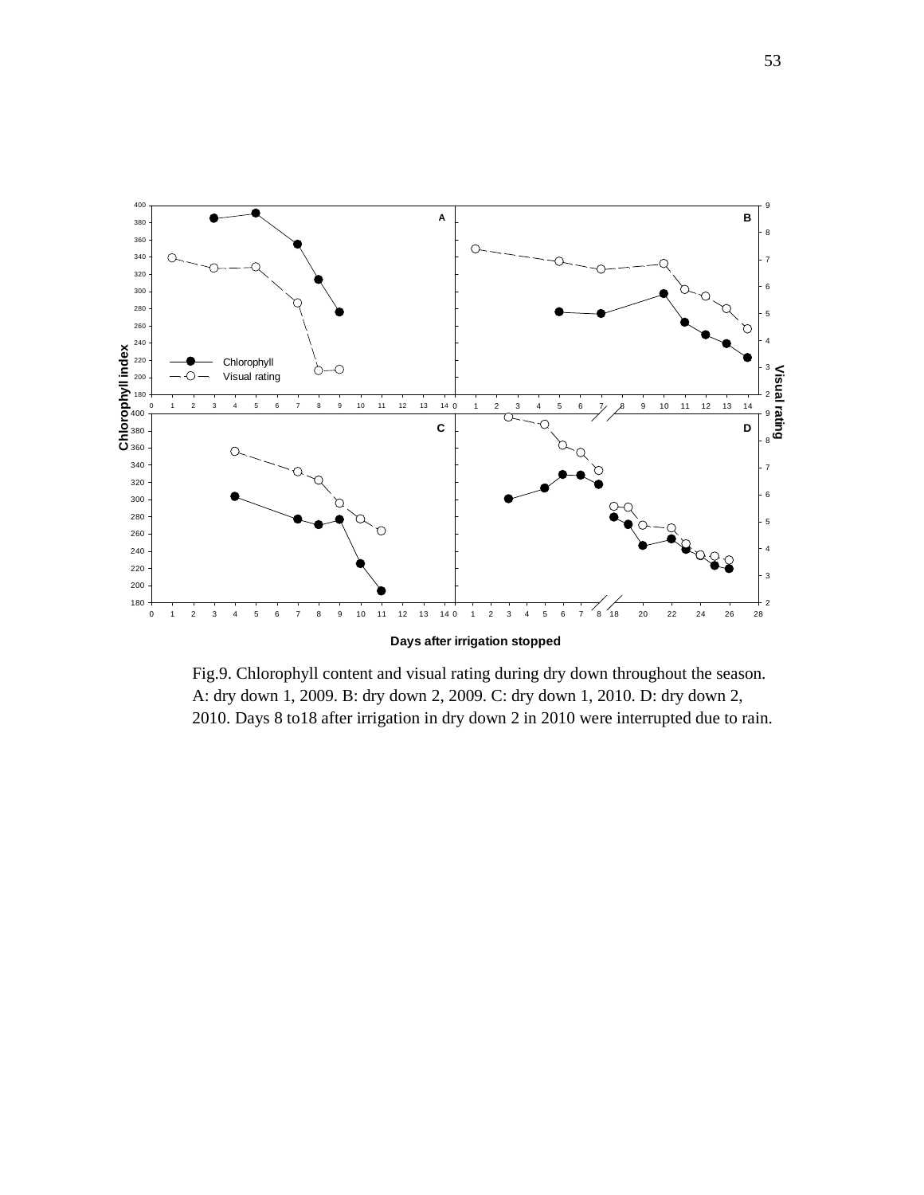Fig.9. Chlorophyll content and visual rating during dry down throughout the season. A: dry down 1, 2009. B: dry down 2, 2009. C: dry down 1, 2010. D: dry down 2, 2010. Days 8 to18 after irrigation in dry down 2 in 2010 were interrupted due to rain.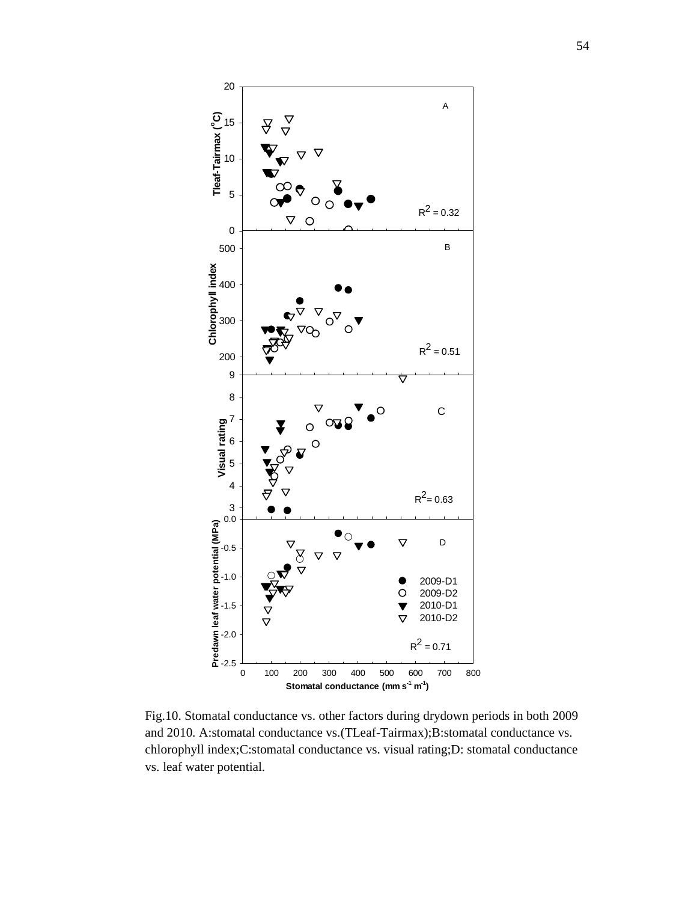Fig.10. Stomatal conductance vs. other factors during drydown periods in both 2009 and 2010. A:stomatal conductance vs.(TLeaf-Tairmax);B:stomatal conductance vs. chlorophyll index;C:stomatal conductance vs. visual rating;D: stomatal conductance vs. leaf water potential.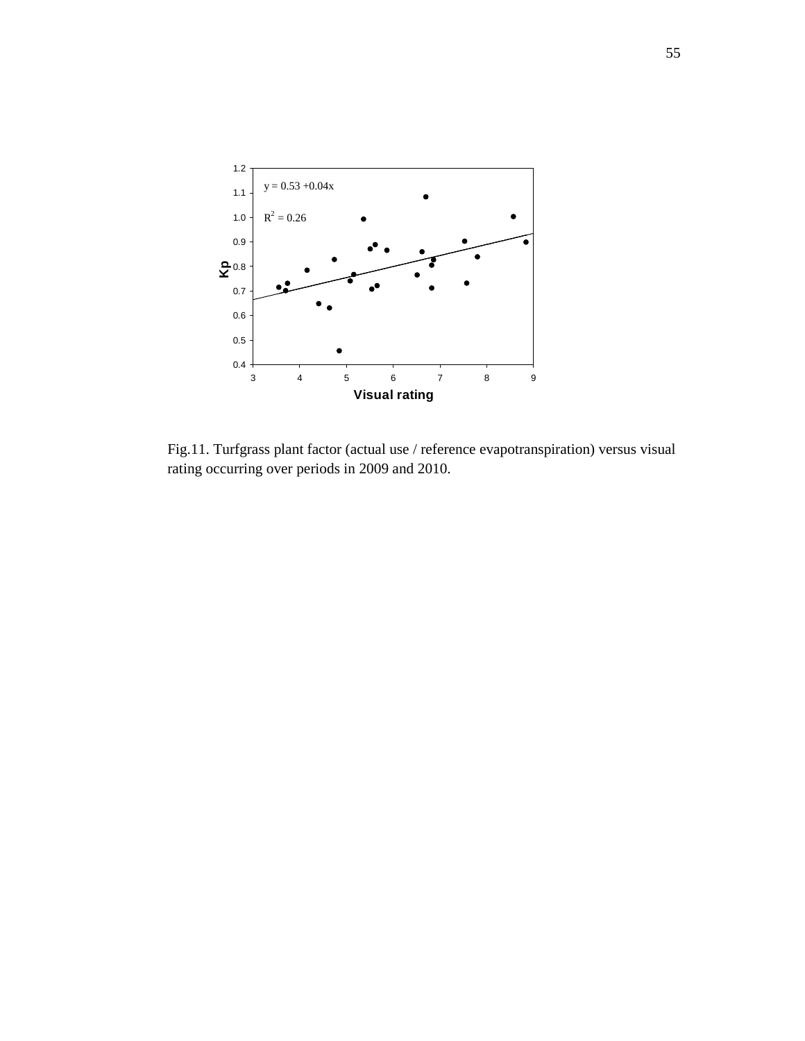y = 0.53 +0.04x

$R^2$ = 0.26

1.2
1.1
1.0
0.9
0.8
0.7
0.6
0.5
0.4

Kp

3 4 5 6 7 8 9

Visual rating

Fig.11. Turfgrass plant factor (actual use / reference evapotranspiration) versus visual rating occurring over periods in 2009 and 2010.